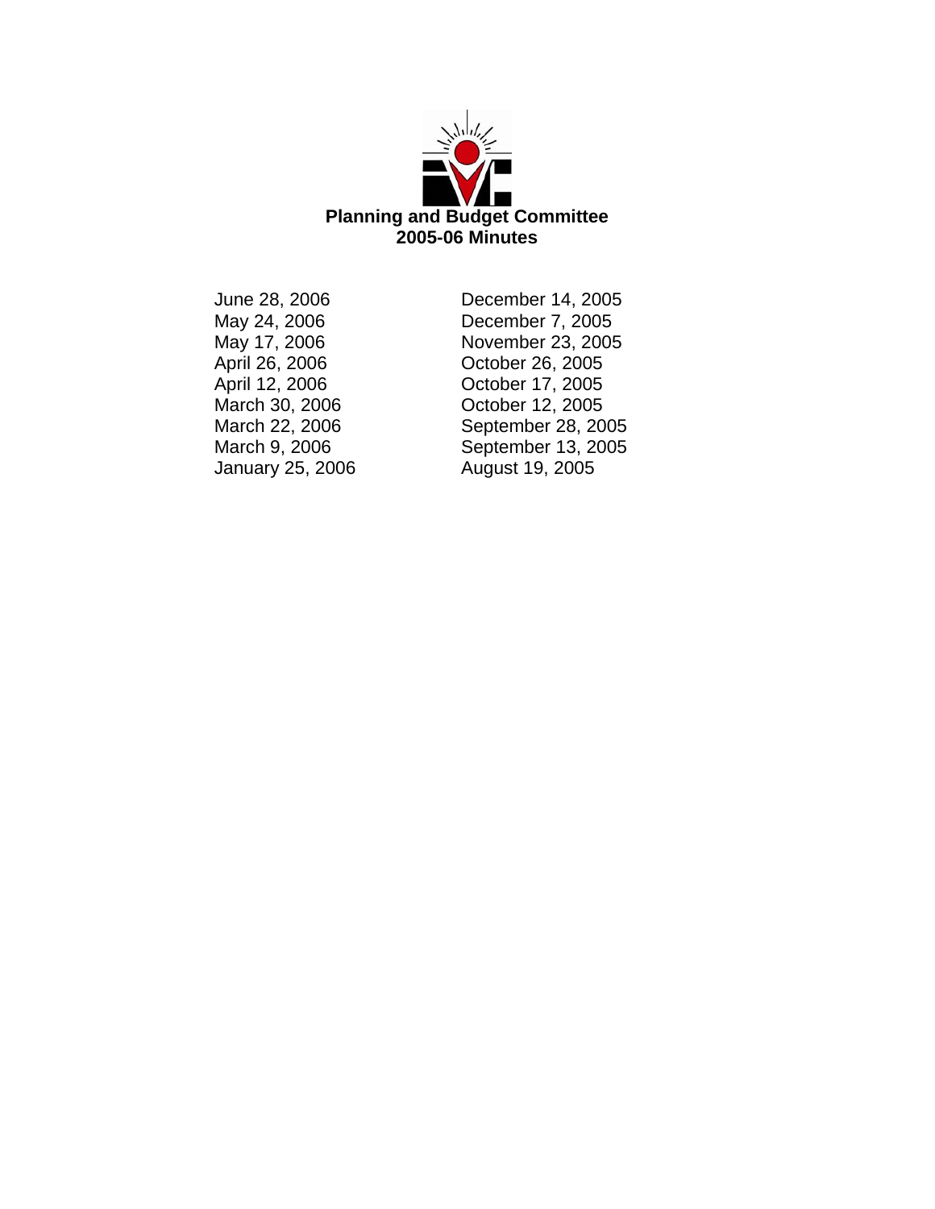# Planning and Budget Committee
## 2005-06 Minutes

June 28, 2006
May 24, 2006
May 17, 2006
April 26, 2006
April 12, 2006
March 30, 2006
March 22, 2006
March 9, 2006
January 25, 2006
December 14, 2005
December 7, 2005
November 23, 2005
October 26, 2005
October 17, 2005
October 12, 2005
September 28, 2005
September 13, 2005
August 19, 2005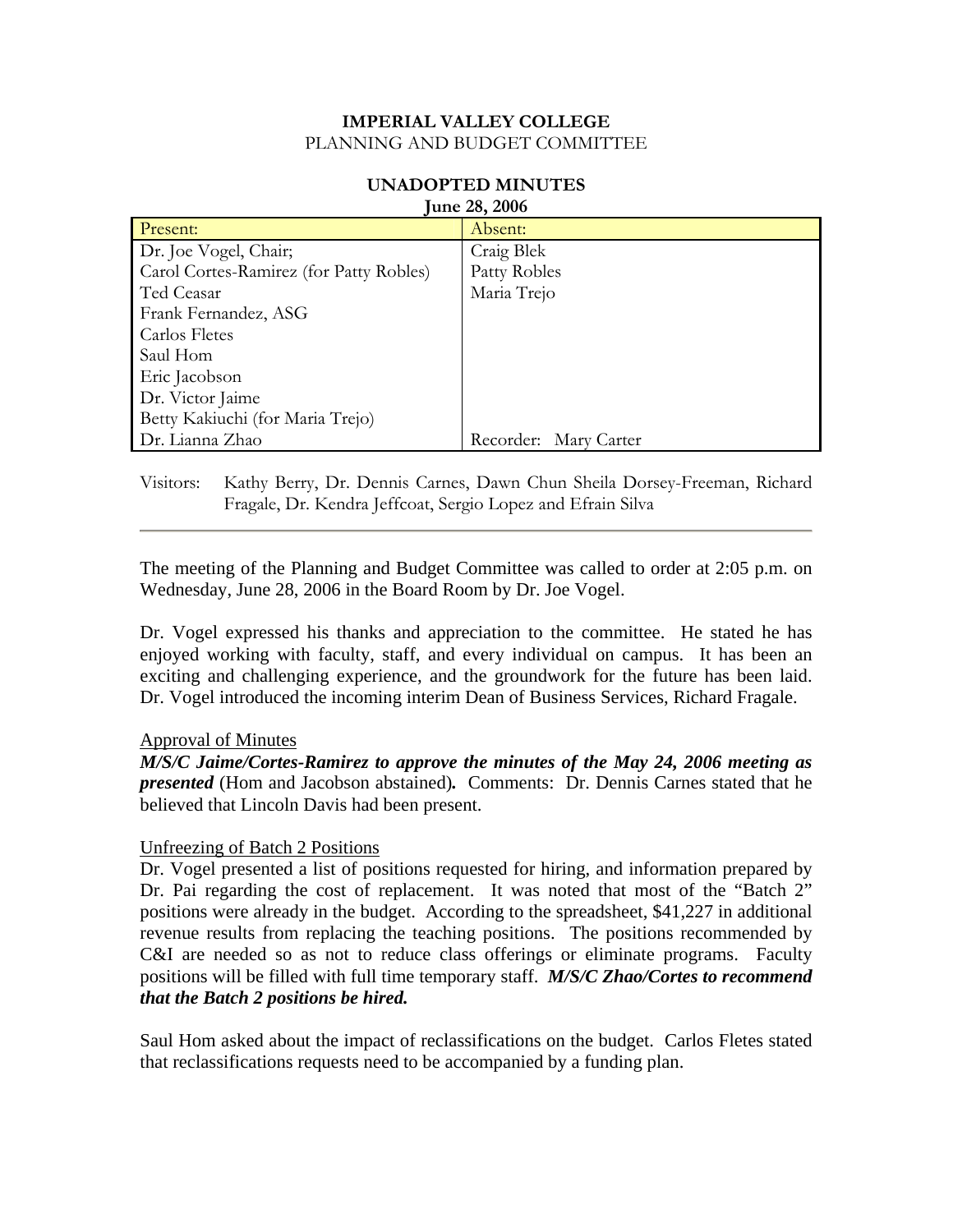**IMPERIAL VALLEY COLLEGE**
PLANNING AND BUDGET COMMITTEE

**UNADOPTED MINUTES**
**June 28, 2006**

| Present: | Absent: |
|---|---|
| Dr. Joe Vogel, Chair; | Craig Blek |
| Carol Cortes-Ramirez (for Patty Robles) | Patty Robles |
| Ted Ceasar | Maria Trejo |
| Frank Fernandez, ASG | |
| Carlos Fletes | |
| Saul Hom | |
| Eric Jacobson | |
| Dr. Victor Jaime | |
| Betty Kakiuchi (for Maria Trejo) | |
| Dr. Lianna Zhao | Recorder: Mary Carter |

Visitors: Kathy Berry, Dr. Dennis Carnes, Dawn Chun Sheila Dorsey-Freeman, Richard Fragale, Dr. Kendra Jeffcoat, Sergio Lopez and Efrain Silva

---

The meeting of the Planning and Budget Committee was called to order at 2:05 p.m. on Wednesday, June 28, 2006 in the Board Room by Dr. Joe Vogel.

Dr. Vogel expressed his thanks and appreciation to the committee. He stated he has enjoyed working with faculty, staff, and every individual on campus. It has been an exciting and challenging experience, and the groundwork for the future has been laid. Dr. Vogel introduced the incoming interim Dean of Business Services, Richard Fragale.

Approval of Minutes

***M/S/C Jaime/Cortes-Ramirez to approve the minutes of the May 24, 2006 meeting as presented*** (Hom and Jacobson abstained)***.*** Comments: Dr. Dennis Carnes stated that he believed that Lincoln Davis had been present.

Unfreezing of Batch 2 Positions

Dr. Vogel presented a list of positions requested for hiring, and information prepared by Dr. Pai regarding the cost of replacement. It was noted that most of the "Batch 2" positions were already in the budget. According to the spreadsheet, $41,227 in additional revenue results from replacing the teaching positions. The positions recommended by C&I are needed so as not to reduce class offerings or eliminate programs. Faculty positions will be filled with full time temporary staff. ***M/S/C Zhao/Cortes to recommend that the Batch 2 positions be hired.***

Saul Hom asked about the impact of reclassifications on the budget. Carlos Fletes stated that reclassifications requests need to be accompanied by a funding plan.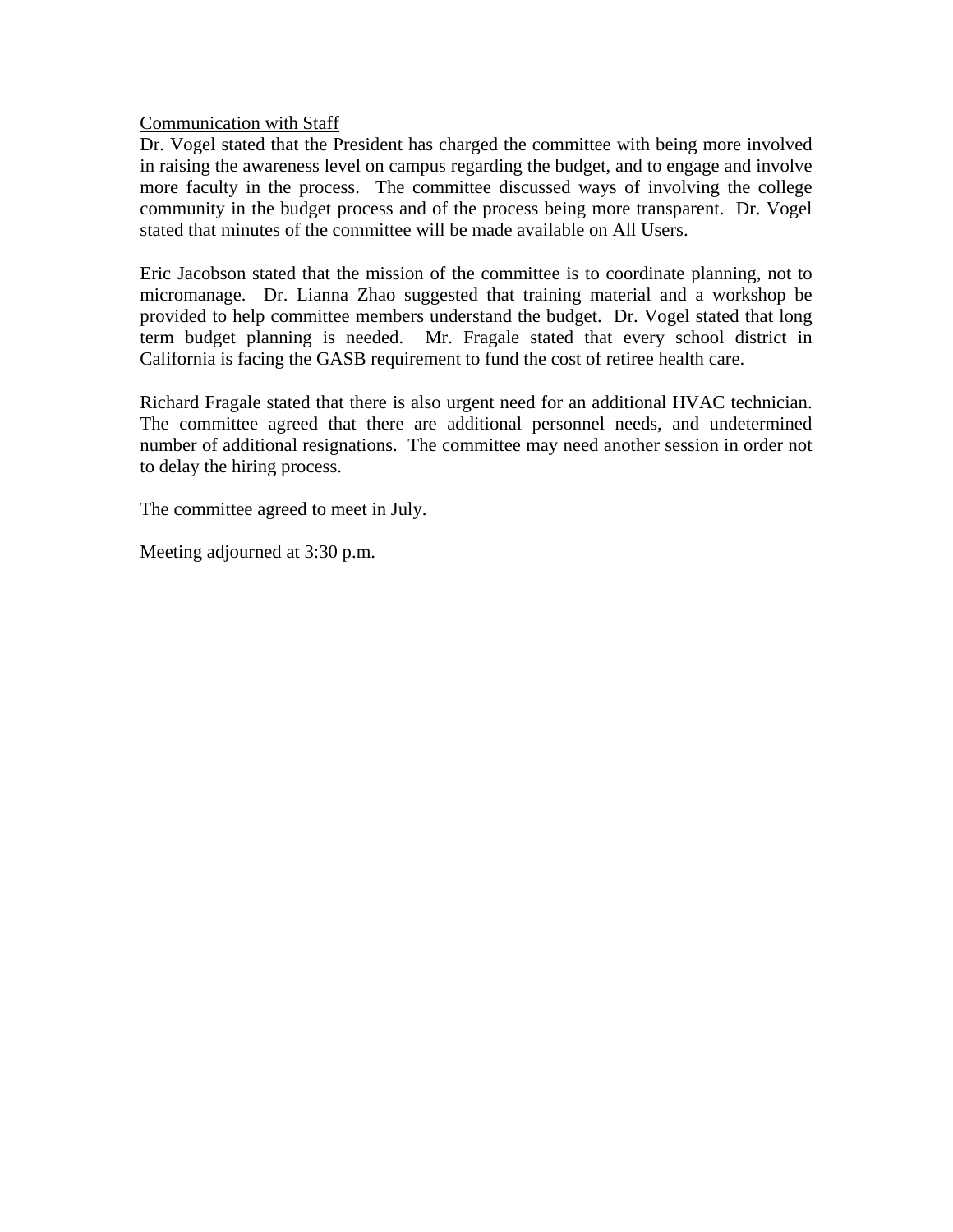Communication with Staff

Dr. Vogel stated that the President has charged the committee with being more involved in raising the awareness level on campus regarding the budget, and to engage and involve more faculty in the process. The committee discussed ways of involving the college community in the budget process and of the process being more transparent. Dr. Vogel stated that minutes of the committee will be made available on All Users.

Eric Jacobson stated that the mission of the committee is to coordinate planning, not to micromanage. Dr. Lianna Zhao suggested that training material and a workshop be provided to help committee members understand the budget. Dr. Vogel stated that long term budget planning is needed. Mr. Fragale stated that every school district in California is facing the GASB requirement to fund the cost of retiree health care.

Richard Fragale stated that there is also urgent need for an additional HVAC technician. The committee agreed that there are additional personnel needs, and undetermined number of additional resignations. The committee may need another session in order not to delay the hiring process.

The committee agreed to meet in July.

Meeting adjourned at 3:30 p.m.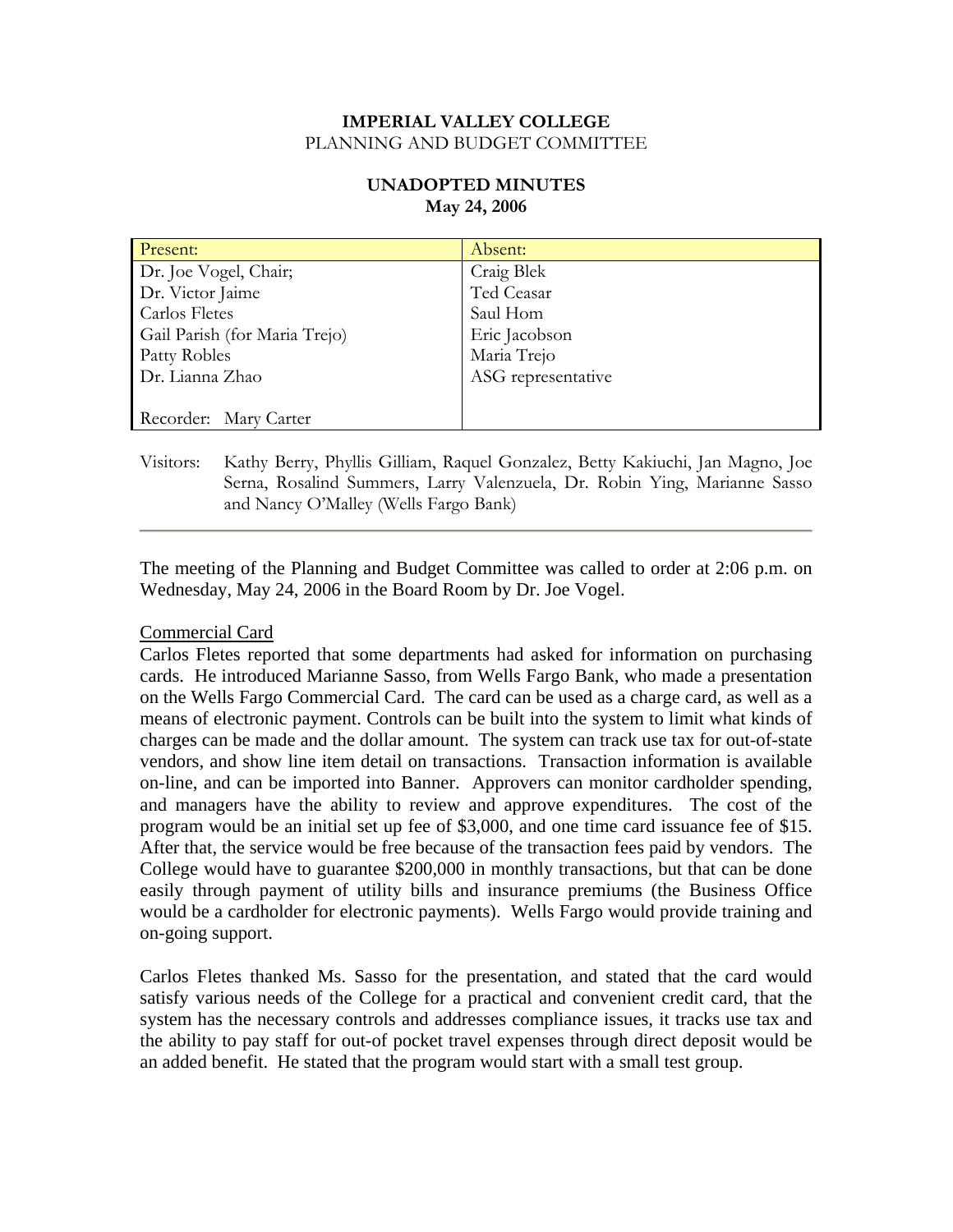**IMPERIAL VALLEY COLLEGE**
PLANNING AND BUDGET COMMITTEE

**UNADOPTED MINUTES**
**May 24, 2006**

| Present: | Absent: |
|---|---|
| Dr. Joe Vogel, Chair; | Craig Blek |
| Dr. Victor Jaime | Ted Ceasar |
| Carlos Fletes | Saul Hom |
| Gail Parish (for Maria Trejo) | Eric Jacobson |
| Patty Robles | Maria Trejo |
| Dr. Lianna Zhao | ASG representative |
| Recorder: Mary Carter | |

Visitors: Kathy Berry, Phyllis Gilliam, Raquel Gonzalez, Betty Kakiuchi, Jan Magno, Joe Serna, Rosalind Summers, Larry Valenzuela, Dr. Robin Ying, Marianne Sasso and Nancy O'Malley (Wells Fargo Bank)

---

The meeting of the Planning and Budget Committee was called to order at 2:06 p.m. on Wednesday, May 24, 2006 in the Board Room by Dr. Joe Vogel.

Commercial Card

Carlos Fletes reported that some departments had asked for information on purchasing cards. He introduced Marianne Sasso, from Wells Fargo Bank, who made a presentation on the Wells Fargo Commercial Card. The card can be used as a charge card, as well as a means of electronic payment. Controls can be built into the system to limit what kinds of charges can be made and the dollar amount. The system can track use tax for out-of-state vendors, and show line item detail on transactions. Transaction information is available on-line, and can be imported into Banner. Approvers can monitor cardholder spending, and managers have the ability to review and approve expenditures. The cost of the program would be an initial set up fee of $3,000, and one time card issuance fee of $15. After that, the service would be free because of the transaction fees paid by vendors. The College would have to guarantee $200,000 in monthly transactions, but that can be done easily through payment of utility bills and insurance premiums (the Business Office would be a cardholder for electronic payments). Wells Fargo would provide training and on-going support.

Carlos Fletes thanked Ms. Sasso for the presentation, and stated that the card would satisfy various needs of the College for a practical and convenient credit card, that the system has the necessary controls and addresses compliance issues, it tracks use tax and the ability to pay staff for out-of pocket travel expenses through direct deposit would be an added benefit. He stated that the program would start with a small test group.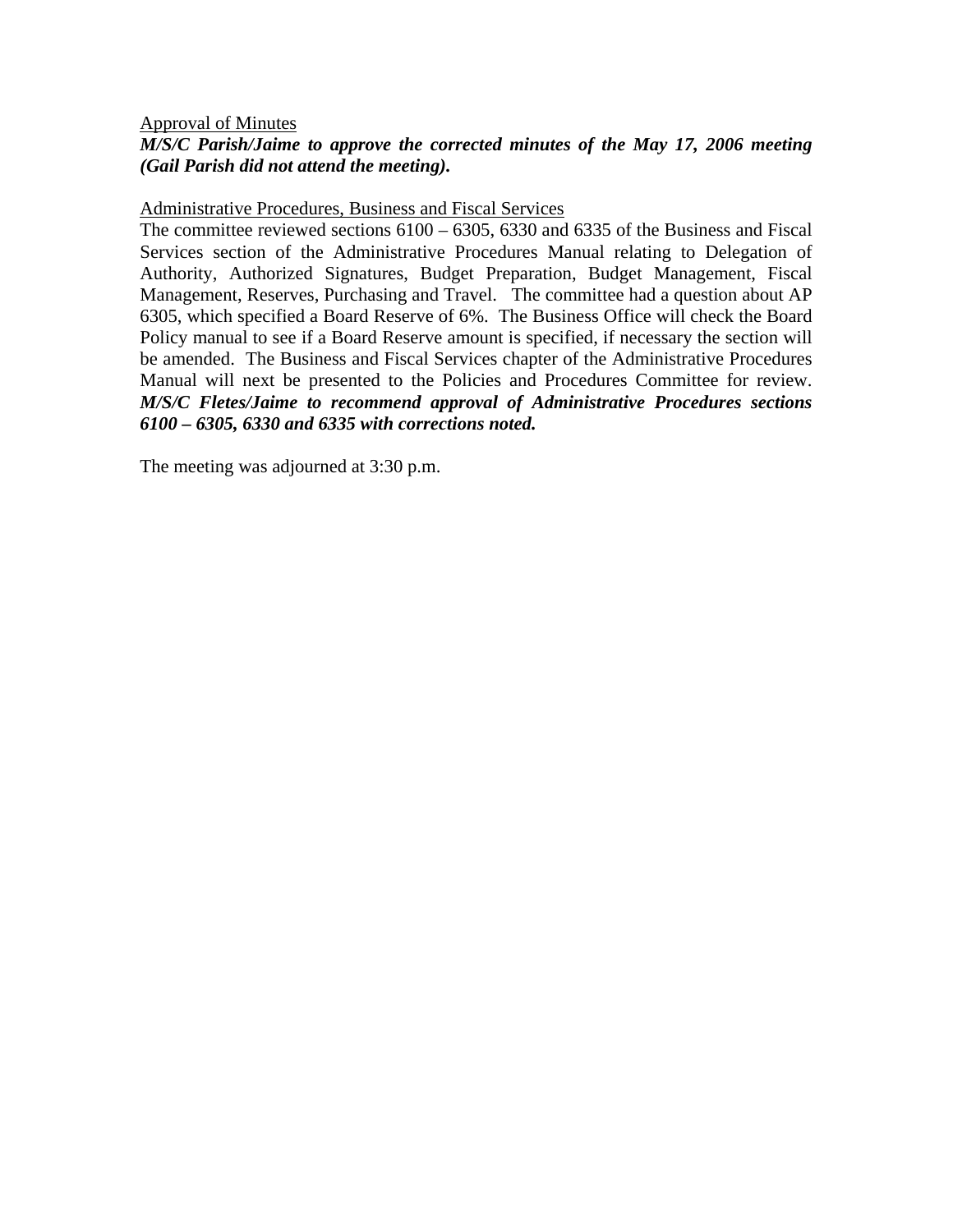<u>Approval of Minutes</u>

***M/S/C Parish/Jaime to approve the corrected minutes of the May 17, 2006 meeting (Gail Parish did not attend the meeting).***

<u>Administrative Procedures, Business and Fiscal Services</u>

The committee reviewed sections 6100 – 6305, 6330 and 6335 of the Business and Fiscal Services section of the Administrative Procedures Manual relating to Delegation of Authority, Authorized Signatures, Budget Preparation, Budget Management, Fiscal Management, Reserves, Purchasing and Travel. The committee had a question about AP 6305, which specified a Board Reserve of 6%. The Business Office will check the Board Policy manual to see if a Board Reserve amount is specified, if necessary the section will be amended. The Business and Fiscal Services chapter of the Administrative Procedures Manual will next be presented to the Policies and Procedures Committee for review. ***M/S/C Fletes/Jaime to recommend approval of Administrative Procedures sections 6100 – 6305, 6330 and 6335 with corrections noted.***

The meeting was adjourned at 3:30 p.m.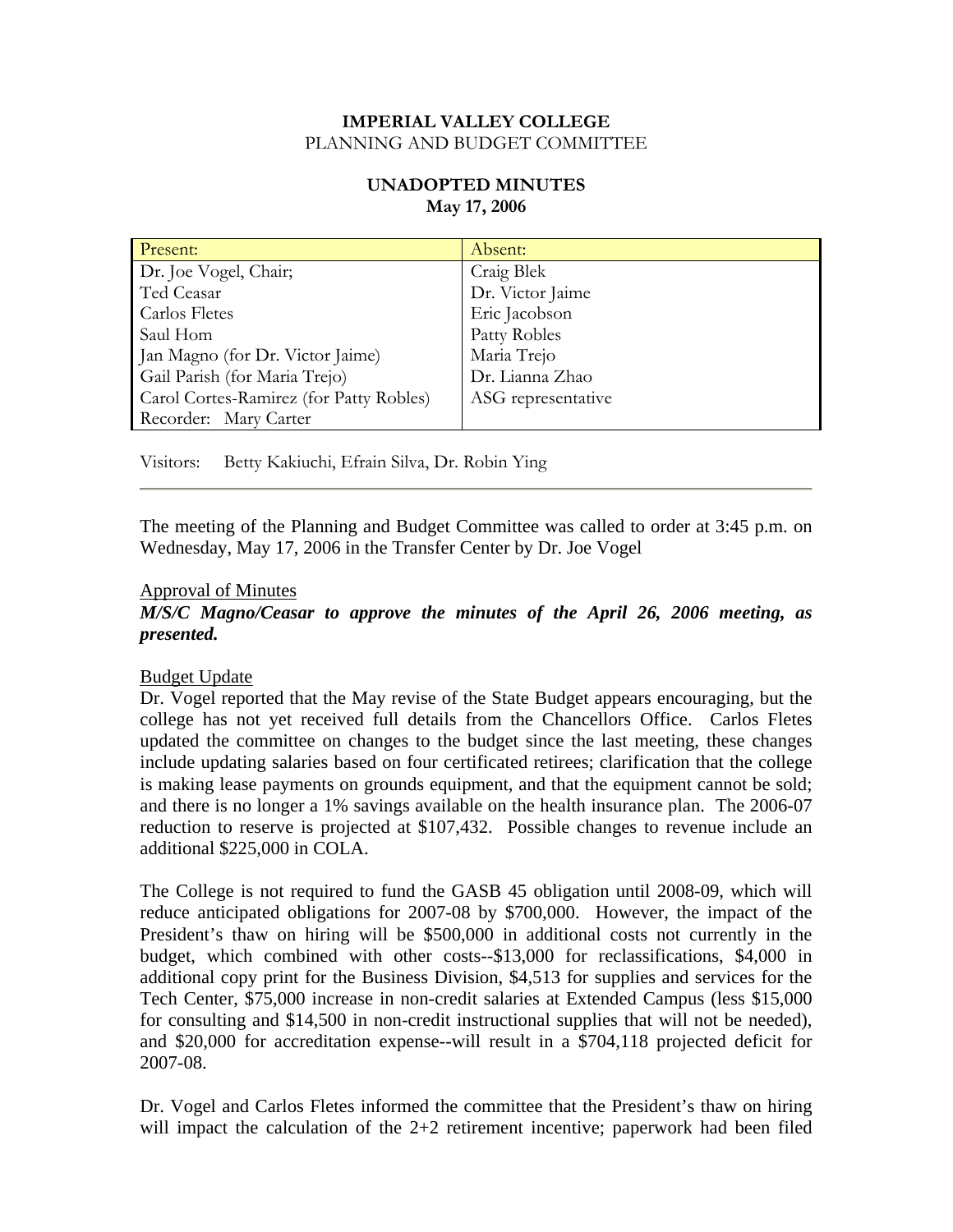**IMPERIAL VALLEY COLLEGE**
PLANNING AND BUDGET COMMITTEE

**UNADOPTED MINUTES**
**May 17, 2006**

| Present: | Absent: |
|---|---|
| Dr. Joe Vogel, Chair; | Craig Blek |
| Ted Ceasar | Dr. Victor Jaime |
| Carlos Fletes | Eric Jacobson |
| Saul Hom | Patty Robles |
| Jan Magno (for Dr. Victor Jaime) | Maria Trejo |
| Gail Parish (for Maria Trejo) | Dr. Lianna Zhao |
| Carol Cortes-Ramirez (for Patty Robles) | ASG representative |
| Recorder: Mary Carter | |

Visitors: Betty Kakiuchi, Efrain Silva, Dr. Robin Ying

---

The meeting of the Planning and Budget Committee was called to order at 3:45 p.m. on Wednesday, May 17, 2006 in the Transfer Center by Dr. Joe Vogel

Approval of Minutes

***M/S/C Magno/Ceasar to approve the minutes of the April 26, 2006 meeting, as presented.***

Budget Update

Dr. Vogel reported that the May revise of the State Budget appears encouraging, but the college has not yet received full details from the Chancellors Office. Carlos Fletes updated the committee on changes to the budget since the last meeting, these changes include updating salaries based on four certificated retirees; clarification that the college is making lease payments on grounds equipment, and that the equipment cannot be sold; and there is no longer a 1% savings available on the health insurance plan. The 2006-07 reduction to reserve is projected at $107,432. Possible changes to revenue include an additional $225,000 in COLA.

The College is not required to fund the GASB 45 obligation until 2008-09, which will reduce anticipated obligations for 2007-08 by $700,000. However, the impact of the President's thaw on hiring will be $500,000 in additional costs not currently in the budget, which combined with other costs--$13,000 for reclassifications, $4,000 in additional copy print for the Business Division, $4,513 for supplies and services for the Tech Center, $75,000 increase in non-credit salaries at Extended Campus (less $15,000 for consulting and $14,500 in non-credit instructional supplies that will not be needed), and $20,000 for accreditation expense--will result in a $704,118 projected deficit for 2007-08.

Dr. Vogel and Carlos Fletes informed the committee that the President's thaw on hiring will impact the calculation of the 2+2 retirement incentive; paperwork had been filed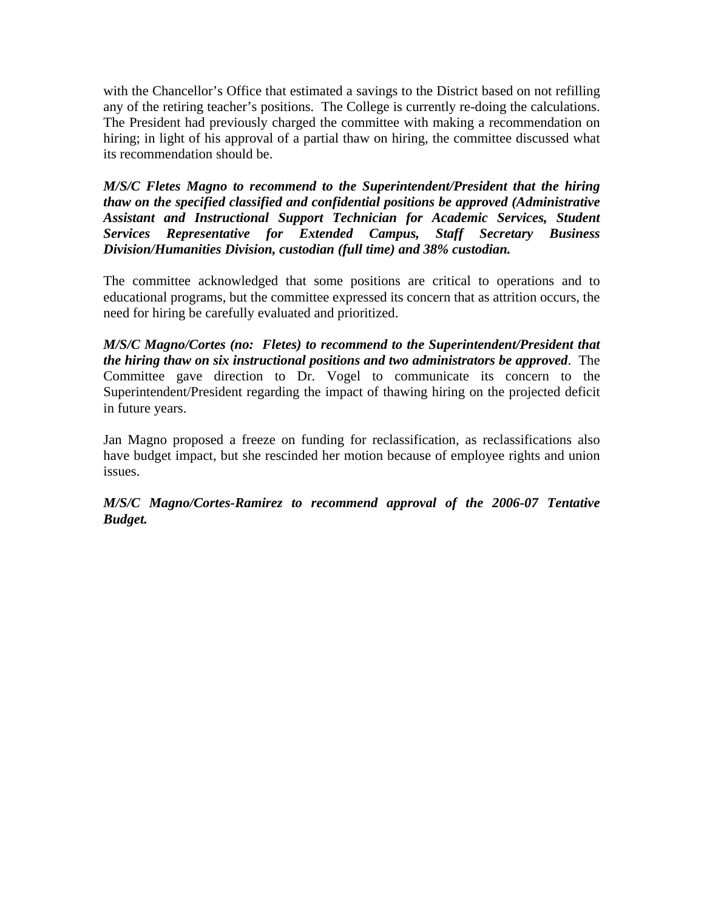with the Chancellor's Office that estimated a savings to the District based on not refilling any of the retiring teacher's positions. The College is currently re-doing the calculations. The President had previously charged the committee with making a recommendation on hiring; in light of his approval of a partial thaw on hiring, the committee discussed what its recommendation should be.

***M/S/C Fletes Magno to recommend to the Superintendent/President that the hiring thaw on the specified classified and confidential positions be approved (Administrative Assistant and Instructional Support Technician for Academic Services, Student Services Representative for Extended Campus, Staff Secretary Business Division/Humanities Division, custodian (full time) and 38% custodian.***

The committee acknowledged that some positions are critical to operations and to educational programs, but the committee expressed its concern that as attrition occurs, the need for hiring be carefully evaluated and prioritized.

***M/S/C Magno/Cortes (no: Fletes) to recommend to the Superintendent/President that the hiring thaw on six instructional positions and two administrators be approved***. The Committee gave direction to Dr. Vogel to communicate its concern to the Superintendent/President regarding the impact of thawing hiring on the projected deficit in future years.

Jan Magno proposed a freeze on funding for reclassification, as reclassifications also have budget impact, but she rescinded her motion because of employee rights and union issues.

***M/S/C Magno/Cortes-Ramirez to recommend approval of the 2006-07 Tentative Budget.***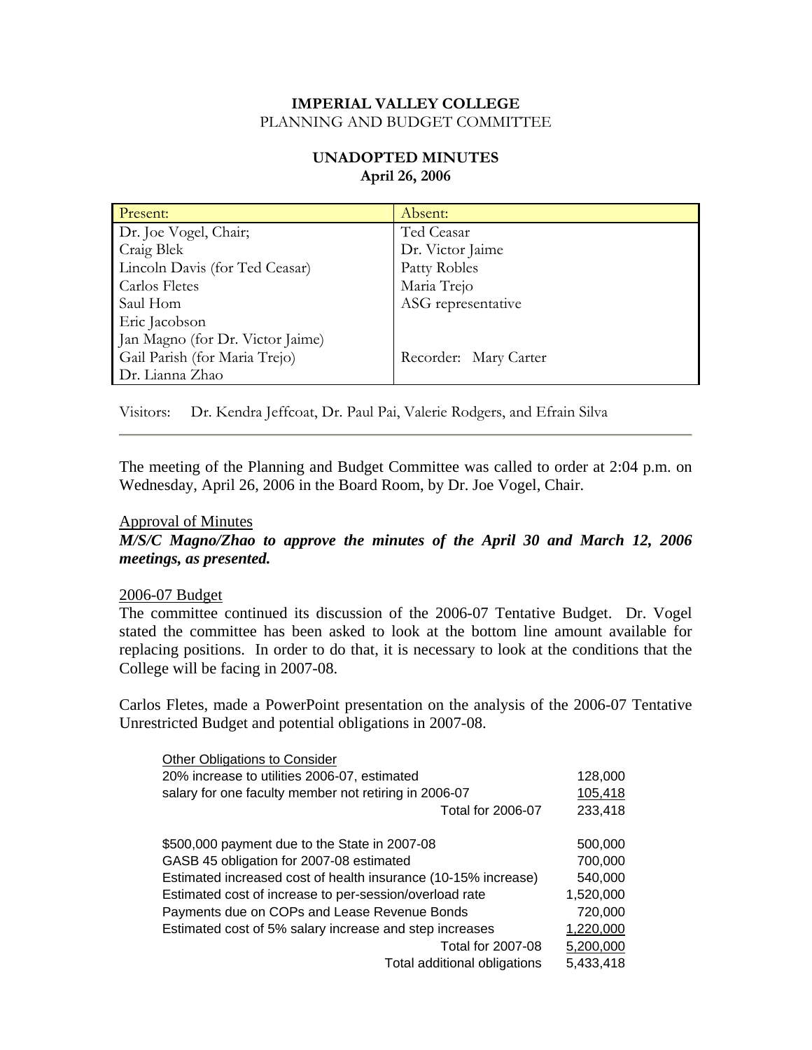**IMPERIAL VALLEY COLLEGE**
PLANNING AND BUDGET COMMITTEE

**UNADOPTED MINUTES**
**April 26, 2006**

| Present: | Absent: |
|---|---|
| Dr. Joe Vogel, Chair; | Ted Ceasar |
| Craig Blek | Dr. Victor Jaime |
| Lincoln Davis (for Ted Ceasar) | Patty Robles |
| Carlos Fletes | Maria Trejo |
| Saul Hom | ASG representative |
| Eric Jacobson | |
| Jan Magno (for Dr. Victor Jaime) | |
| Gail Parish (for Maria Trejo) | Recorder: Mary Carter |
| Dr. Lianna Zhao | |

Visitors: Dr. Kendra Jeffcoat, Dr. Paul Pai, Valerie Rodgers, and Efrain Silva

---

The meeting of the Planning and Budget Committee was called to order at 2:04 p.m. on Wednesday, April 26, 2006 in the Board Room, by Dr. Joe Vogel, Chair.

Approval of Minutes

***M/S/C Magno/Zhao to approve the minutes of the April 30 and March 12, 2006 meetings, as presented.***

2006-07 Budget

The committee continued its discussion of the 2006-07 Tentative Budget. Dr. Vogel stated the committee has been asked to look at the bottom line amount available for replacing positions. In order to do that, it is necessary to look at the conditions that the College will be facing in 2007-08.

Carlos Fletes, made a PowerPoint presentation on the analysis of the 2006-07 Tentative Unrestricted Budget and potential obligations in 2007-08.

| Other Obligations to Consider | |
|---|---|
| 20% increase to utilities 2006-07, estimated | 128,000 |
| salary for one faculty member not retiring in 2006-07 | 105,418 |
| Total for 2006-07 | 233,418 |
| | |
| $500,000 payment due to the State in 2007-08 | 500,000 |
| GASB 45 obligation for 2007-08 estimated | 700,000 |
| Estimated increased cost of health insurance (10-15% increase) | 540,000 |
| Estimated cost of increase to per-session/overload rate | 1,520,000 |
| Payments due on COPs and Lease Revenue Bonds | 720,000 |
| Estimated cost of 5% salary increase and step increases | 1,220,000 |
| Total for 2007-08 | 5,200,000 |
| Total additional obligations | 5,433,418 |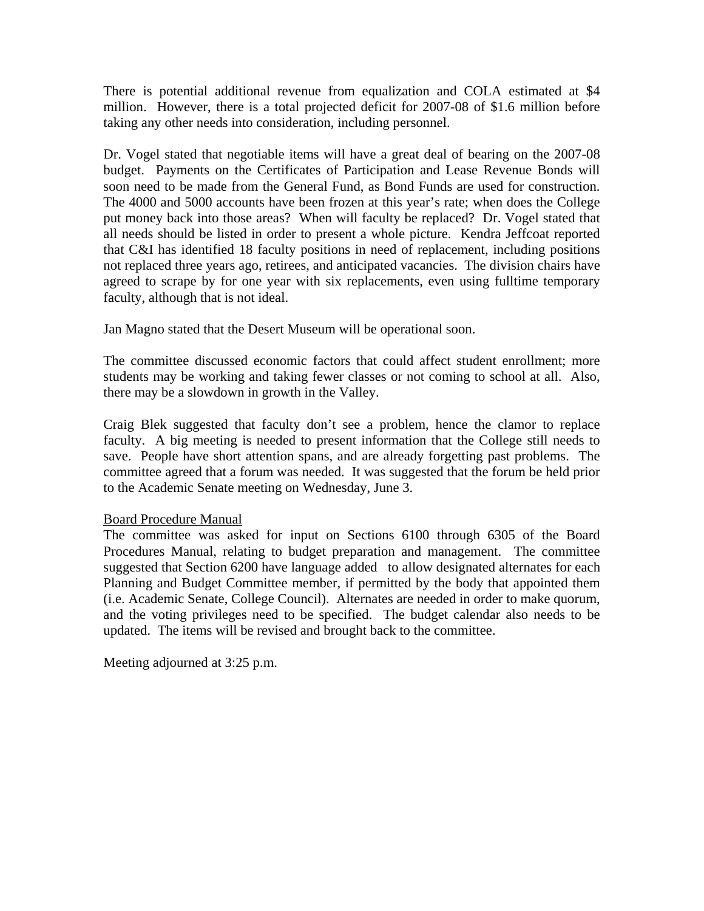There is potential additional revenue from equalization and COLA estimated at $4 million. However, there is a total projected deficit for 2007-08 of $1.6 million before taking any other needs into consideration, including personnel.

Dr. Vogel stated that negotiable items will have a great deal of bearing on the 2007-08 budget. Payments on the Certificates of Participation and Lease Revenue Bonds will soon need to be made from the General Fund, as Bond Funds are used for construction. The 4000 and 5000 accounts have been frozen at this year's rate; when does the College put money back into those areas? When will faculty be replaced? Dr. Vogel stated that all needs should be listed in order to present a whole picture. Kendra Jeffcoat reported that C&I has identified 18 faculty positions in need of replacement, including positions not replaced three years ago, retirees, and anticipated vacancies. The division chairs have agreed to scrape by for one year with six replacements, even using fulltime temporary faculty, although that is not ideal.

Jan Magno stated that the Desert Museum will be operational soon.

The committee discussed economic factors that could affect student enrollment; more students may be working and taking fewer classes or not coming to school at all. Also, there may be a slowdown in growth in the Valley.

Craig Blek suggested that faculty don't see a problem, hence the clamor to replace faculty. A big meeting is needed to present information that the College still needs to save. People have short attention spans, and are already forgetting past problems. The committee agreed that a forum was needed. It was suggested that the forum be held prior to the Academic Senate meeting on Wednesday, June 3.

<u>Board Procedure Manual</u>

The committee was asked for input on Sections 6100 through 6305 of the Board Procedures Manual, relating to budget preparation and management. The committee suggested that Section 6200 have language added to allow designated alternates for each Planning and Budget Committee member, if permitted by the body that appointed them (i.e. Academic Senate, College Council). Alternates are needed in order to make quorum, and the voting privileges need to be specified. The budget calendar also needs to be updated. The items will be revised and brought back to the committee.

Meeting adjourned at 3:25 p.m.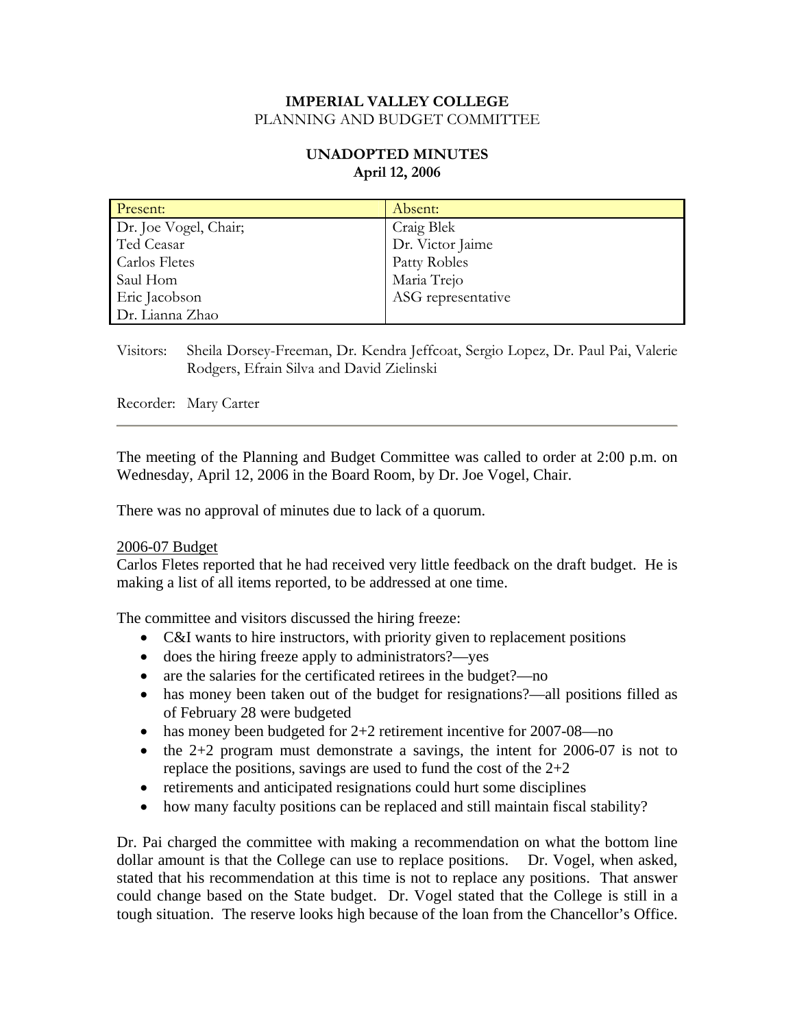**IMPERIAL VALLEY COLLEGE**
PLANNING AND BUDGET COMMITTEE

**UNADOPTED MINUTES**
**April 12, 2006**

| Present: | Absent: |
|---|---|
| Dr. Joe Vogel, Chair; | Craig Blek |
| Ted Ceasar | Dr. Victor Jaime |
| Carlos Fletes | Patty Robles |
| Saul Hom | Maria Trejo |
| Eric Jacobson | ASG representative |
| Dr. Lianna Zhao | |

Visitors: Sheila Dorsey-Freeman, Dr. Kendra Jeffcoat, Sergio Lopez, Dr. Paul Pai, Valerie Rodgers, Efrain Silva and David Zielinski

Recorder: Mary Carter

---

The meeting of the Planning and Budget Committee was called to order at 2:00 p.m. on Wednesday, April 12, 2006 in the Board Room, by Dr. Joe Vogel, Chair.

There was no approval of minutes due to lack of a quorum.

2006-07 Budget

Carlos Fletes reported that he had received very little feedback on the draft budget. He is making a list of all items reported, to be addressed at one time.

The committee and visitors discussed the hiring freeze:

- C&I wants to hire instructors, with priority given to replacement positions
- does the hiring freeze apply to administrators?—yes
- are the salaries for the certificated retirees in the budget?—no
- has money been taken out of the budget for resignations?—all positions filled as of February 28 were budgeted
- has money been budgeted for 2+2 retirement incentive for 2007-08—no
- the 2+2 program must demonstrate a savings, the intent for 2006-07 is not to replace the positions, savings are used to fund the cost of the 2+2
- retirements and anticipated resignations could hurt some disciplines
- how many faculty positions can be replaced and still maintain fiscal stability?

Dr. Pai charged the committee with making a recommendation on what the bottom line dollar amount is that the College can use to replace positions. Dr. Vogel, when asked, stated that his recommendation at this time is not to replace any positions. That answer could change based on the State budget. Dr. Vogel stated that the College is still in a tough situation. The reserve looks high because of the loan from the Chancellor's Office.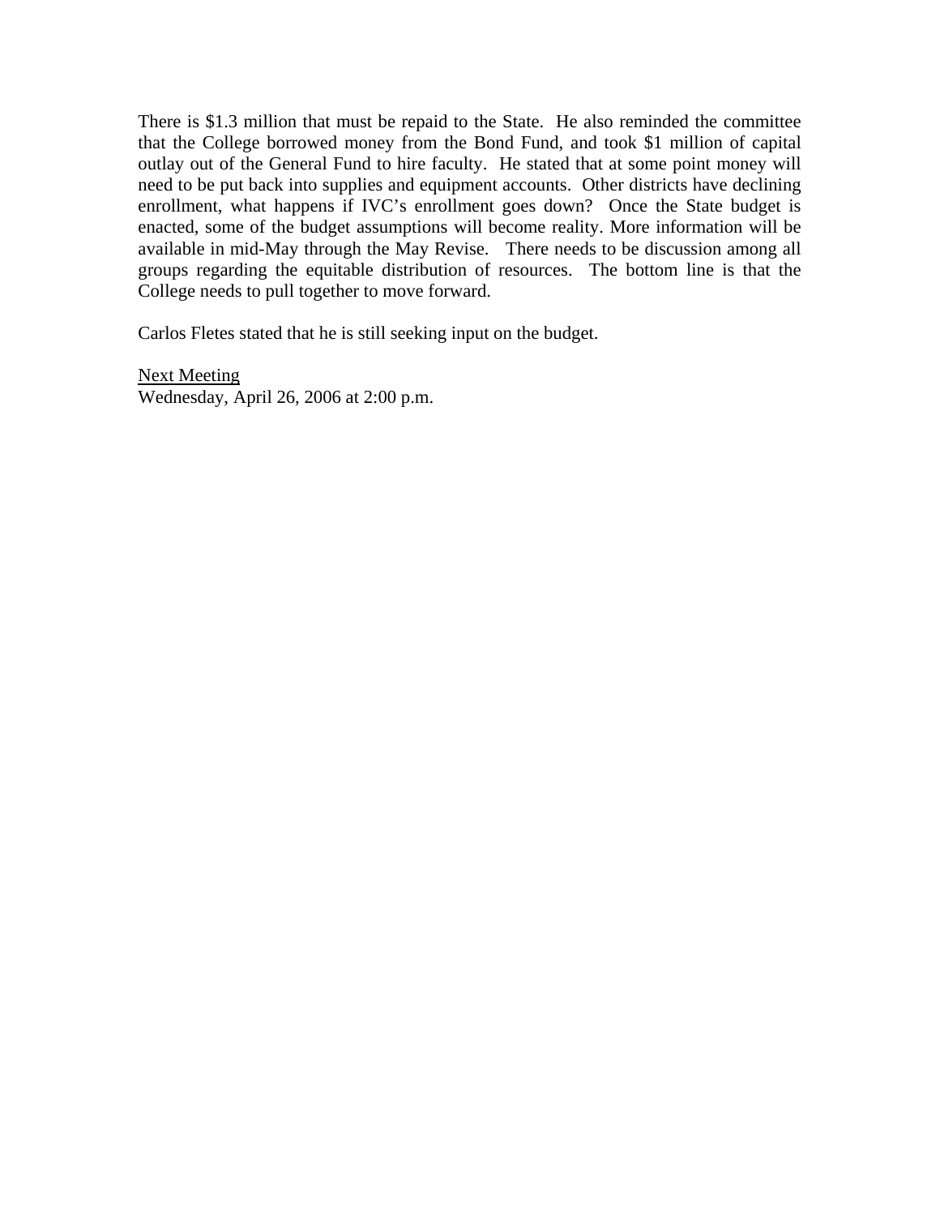There is $1.3 million that must be repaid to the State. He also reminded the committee that the College borrowed money from the Bond Fund, and took $1 million of capital outlay out of the General Fund to hire faculty. He stated that at some point money will need to be put back into supplies and equipment accounts. Other districts have declining enrollment, what happens if IVC's enrollment goes down? Once the State budget is enacted, some of the budget assumptions will become reality. More information will be available in mid-May through the May Revise. There needs to be discussion among all groups regarding the equitable distribution of resources. The bottom line is that the College needs to pull together to move forward.

Carlos Fletes stated that he is still seeking input on the budget.

<u>Next Meeting</u>
Wednesday, April 26, 2006 at 2:00 p.m.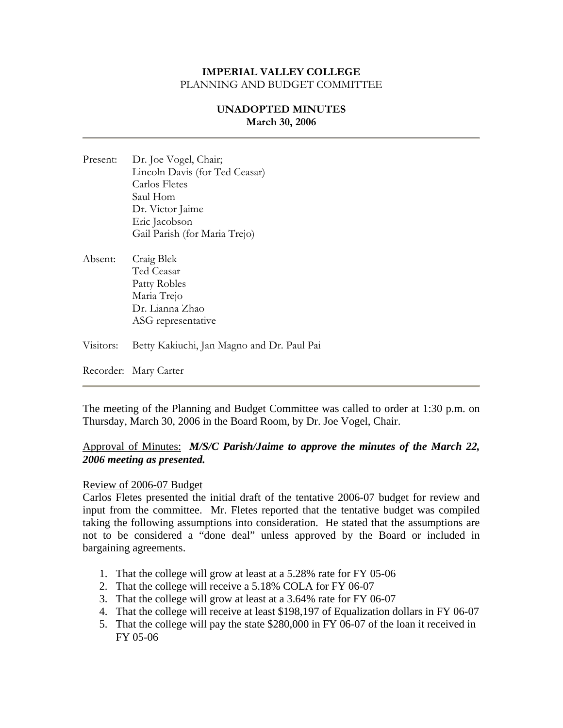**IMPERIAL VALLEY COLLEGE**
PLANNING AND BUDGET COMMITTEE

**UNADOPTED MINUTES**
**March 30, 2006**

---

Present: Dr. Joe Vogel, Chair;
Lincoln Davis (for Ted Ceasar)
Carlos Fletes
Saul Hom
Dr. Victor Jaime
Eric Jacobson
Gail Parish (for Maria Trejo)

Absent: Craig Blek
Ted Ceasar
Patty Robles
Maria Trejo
Dr. Lianna Zhao
ASG representative

Visitors: Betty Kakiuchi, Jan Magno and Dr. Paul Pai

Recorder: Mary Carter

---

The meeting of the Planning and Budget Committee was called to order at 1:30 p.m. on Thursday, March 30, 2006 in the Board Room, by Dr. Joe Vogel, Chair.

Approval of Minutes: ***M/S/C Parish/Jaime to approve the minutes of the March 22, 2006 meeting as presented.***

Review of 2006-07 Budget

Carlos Fletes presented the initial draft of the tentative 2006-07 budget for review and input from the committee. Mr. Fletes reported that the tentative budget was compiled taking the following assumptions into consideration. He stated that the assumptions are not to be considered a "done deal" unless approved by the Board or included in bargaining agreements.

1. That the college will grow at least at a 5.28% rate for FY 05-06
2. That the college will receive a 5.18% COLA for FY 06-07
3. That the college will grow at least at a 3.64% rate for FY 06-07
4. That the college will receive at least $198,197 of Equalization dollars in FY 06-07
5. That the college will pay the state $280,000 in FY 06-07 of the loan it received in FY 05-06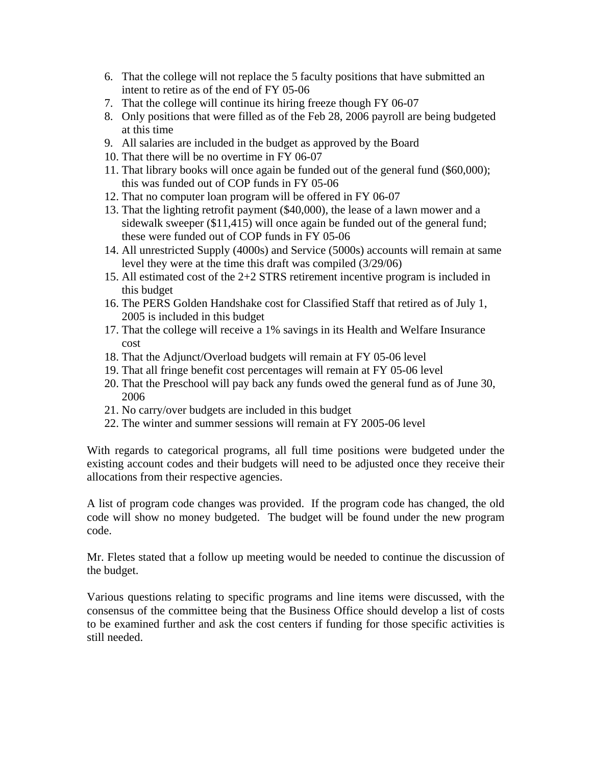6. That the college will not replace the 5 faculty positions that have submitted an intent to retire as of the end of FY 05-06
7. That the college will continue its hiring freeze though FY 06-07
8. Only positions that were filled as of the Feb 28, 2006 payroll are being budgeted at this time
9. All salaries are included in the budget as approved by the Board
10. That there will be no overtime in FY 06-07
11. That library books will once again be funded out of the general fund ($60,000); this was funded out of COP funds in FY 05-06
12. That no computer loan program will be offered in FY 06-07
13. That the lighting retrofit payment ($40,000), the lease of a lawn mower and a sidewalk sweeper ($11,415) will once again be funded out of the general fund; these were funded out of COP funds in FY 05-06
14. All unrestricted Supply (4000s) and Service (5000s) accounts will remain at same level they were at the time this draft was compiled (3/29/06)
15. All estimated cost of the 2+2 STRS retirement incentive program is included in this budget
16. The PERS Golden Handshake cost for Classified Staff that retired as of July 1, 2005 is included in this budget
17. That the college will receive a 1% savings in its Health and Welfare Insurance cost
18. That the Adjunct/Overload budgets will remain at FY 05-06 level
19. That all fringe benefit cost percentages will remain at FY 05-06 level
20. That the Preschool will pay back any funds owed the general fund as of June 30, 2006
21. No carry/over budgets are included in this budget
22. The winter and summer sessions will remain at FY 2005-06 level

With regards to categorical programs, all full time positions were budgeted under the existing account codes and their budgets will need to be adjusted once they receive their allocations from their respective agencies.

A list of program code changes was provided. If the program code has changed, the old code will show no money budgeted. The budget will be found under the new program code.

Mr. Fletes stated that a follow up meeting would be needed to continue the discussion of the budget.

Various questions relating to specific programs and line items were discussed, with the consensus of the committee being that the Business Office should develop a list of costs to be examined further and ask the cost centers if funding for those specific activities is still needed.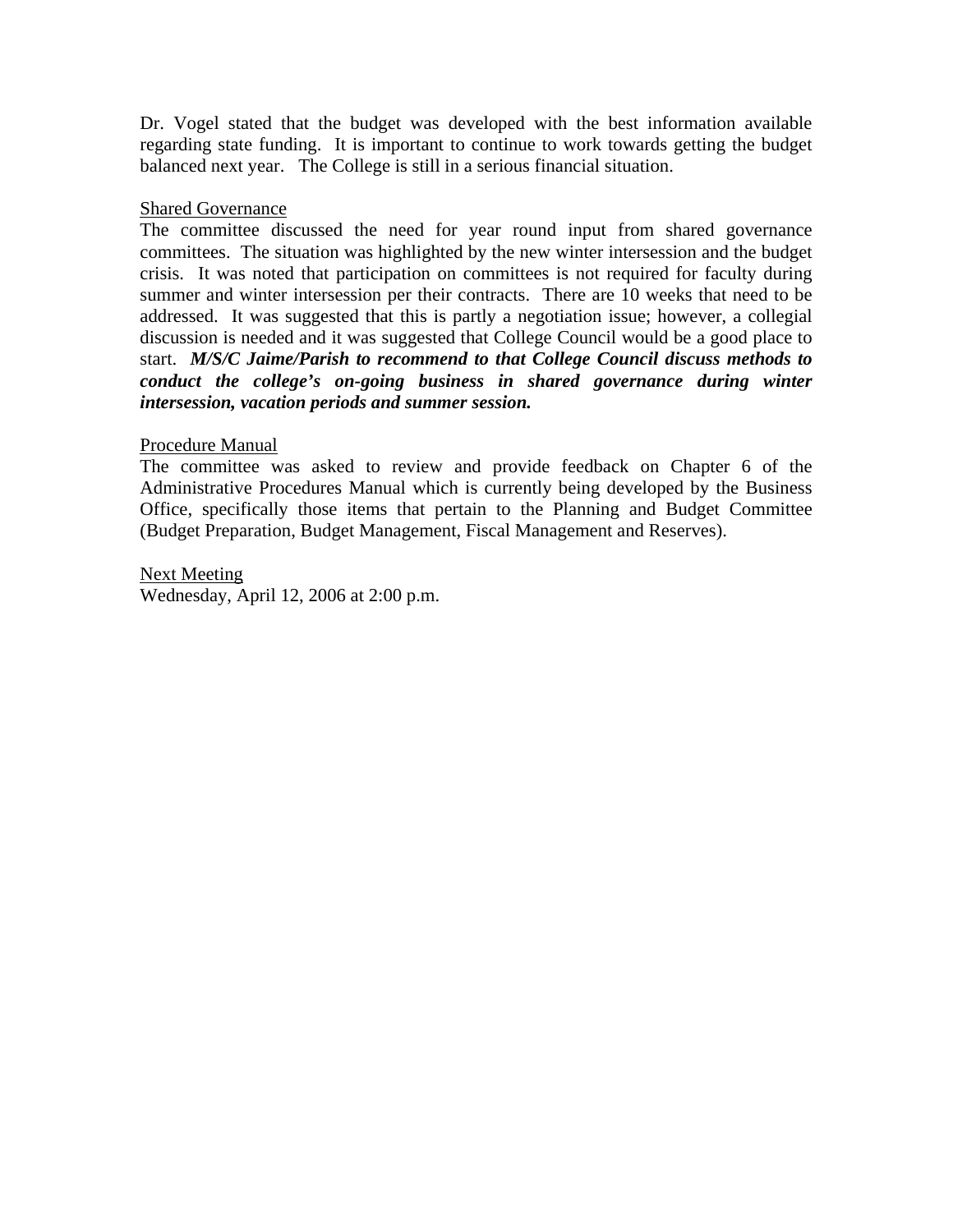Dr. Vogel stated that the budget was developed with the best information available regarding state funding. It is important to continue to work towards getting the budget balanced next year. The College is still in a serious financial situation.

Shared Governance

The committee discussed the need for year round input from shared governance committees. The situation was highlighted by the new winter intersession and the budget crisis. It was noted that participation on committees is not required for faculty during summer and winter intersession per their contracts. There are 10 weeks that need to be addressed. It was suggested that this is partly a negotiation issue; however, a collegial discussion is needed and it was suggested that College Council would be a good place to start. ***M/S/C Jaime/Parish to recommend to that College Council discuss methods to conduct the college's on-going business in shared governance during winter intersession, vacation periods and summer session.***

Procedure Manual

The committee was asked to review and provide feedback on Chapter 6 of the Administrative Procedures Manual which is currently being developed by the Business Office, specifically those items that pertain to the Planning and Budget Committee (Budget Preparation, Budget Management, Fiscal Management and Reserves).

Next Meeting

Wednesday, April 12, 2006 at 2:00 p.m.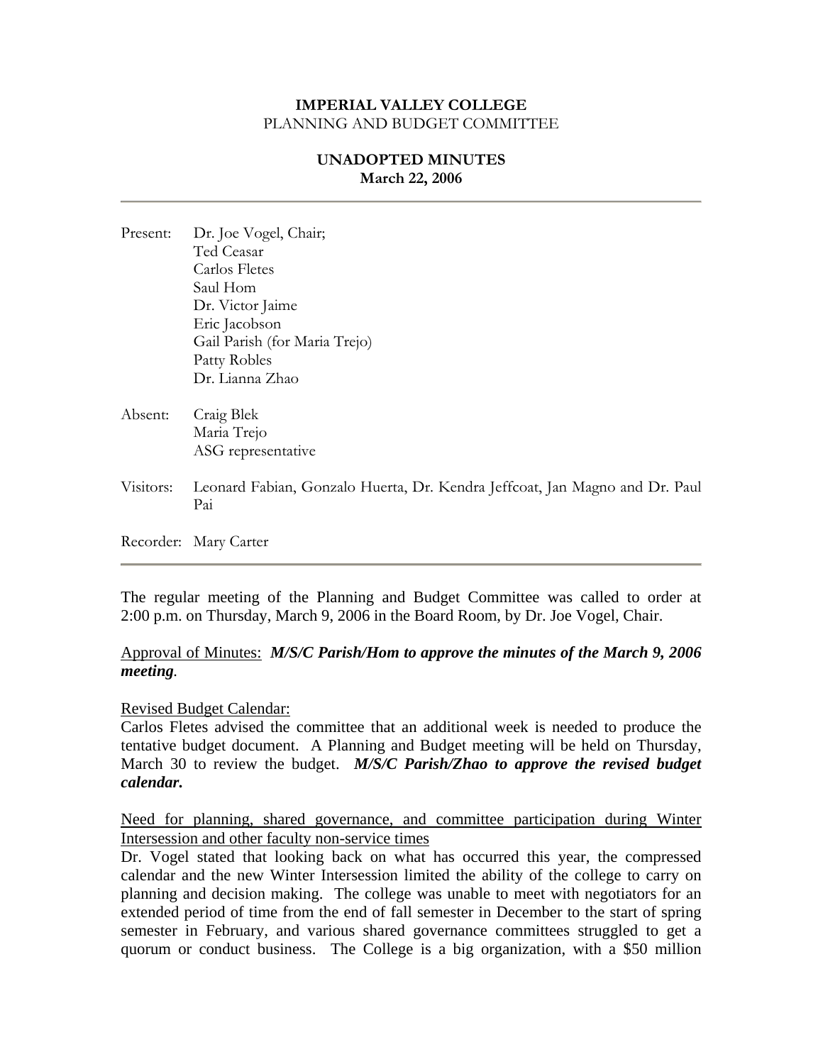**IMPERIAL VALLEY COLLEGE**
PLANNING AND BUDGET COMMITTEE

**UNADOPTED MINUTES**
**March 22, 2006**

---

Present: Dr. Joe Vogel, Chair;
Ted Ceasar
Carlos Fletes
Saul Hom
Dr. Victor Jaime
Eric Jacobson
Gail Parish (for Maria Trejo)
Patty Robles
Dr. Lianna Zhao

Absent: Craig Blek
Maria Trejo
ASG representative

Visitors: Leonard Fabian, Gonzalo Huerta, Dr. Kendra Jeffcoat, Jan Magno and Dr. Paul Pai

Recorder: Mary Carter

---

The regular meeting of the Planning and Budget Committee was called to order at 2:00 p.m. on Thursday, March 9, 2006 in the Board Room, by Dr. Joe Vogel, Chair.

Approval of Minutes: ***M/S/C Parish/Hom to approve the minutes of the March 9, 2006 meeting.***

Revised Budget Calendar:
Carlos Fletes advised the committee that an additional week is needed to produce the tentative budget document. A Planning and Budget meeting will be held on Thursday, March 30 to review the budget. ***M/S/C Parish/Zhao to approve the revised budget calendar.***

Need for planning, shared governance, and committee participation during Winter Intersession and other faculty non-service times
Dr. Vogel stated that looking back on what has occurred this year, the compressed calendar and the new Winter Intersession limited the ability of the college to carry on planning and decision making. The college was unable to meet with negotiators for an extended period of time from the end of fall semester in December to the start of spring semester in February, and various shared governance committees struggled to get a quorum or conduct business. The College is a big organization, with a $50 million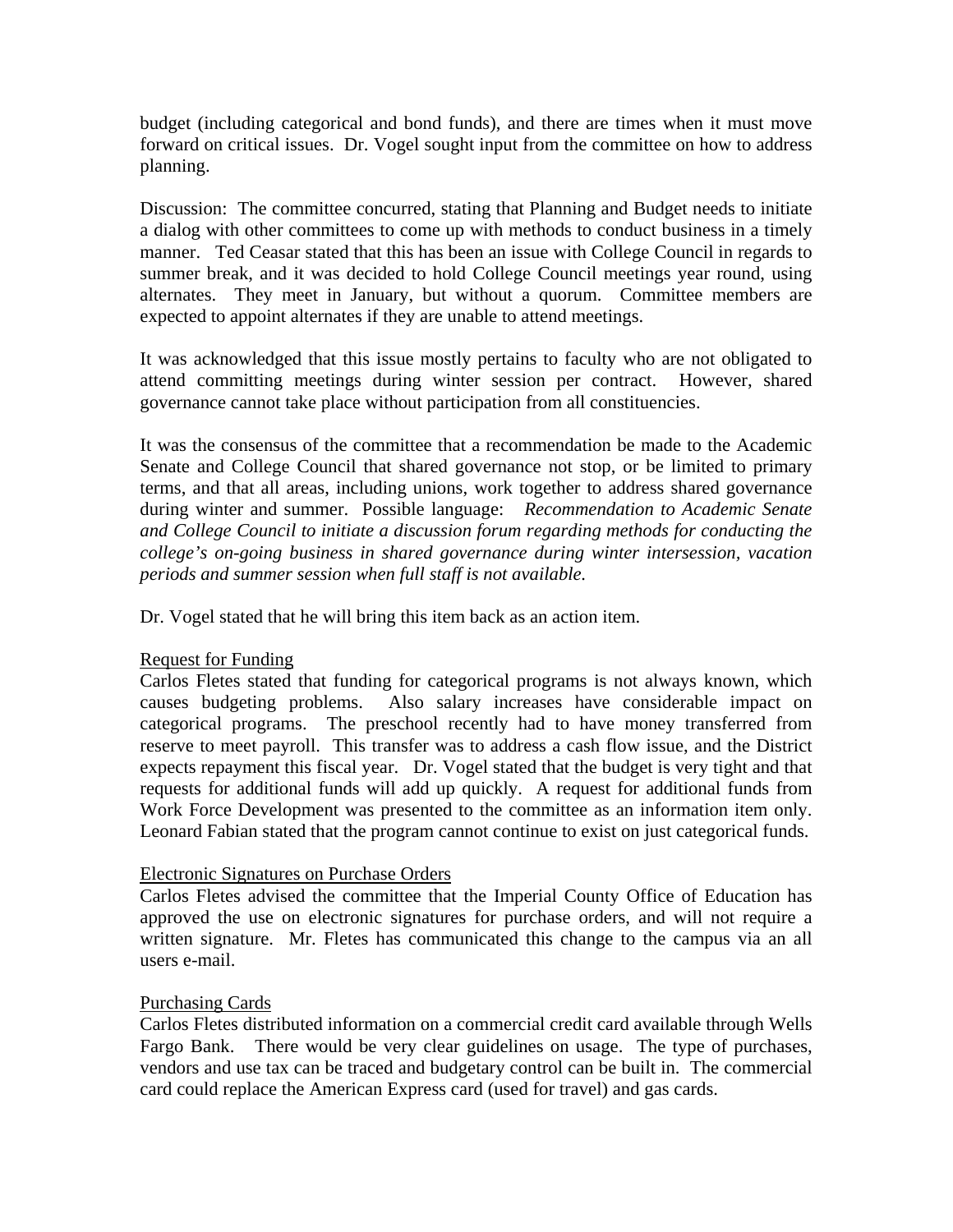budget (including categorical and bond funds), and there are times when it must move forward on critical issues. Dr. Vogel sought input from the committee on how to address planning.

Discussion: The committee concurred, stating that Planning and Budget needs to initiate a dialog with other committees to come up with methods to conduct business in a timely manner. Ted Ceasar stated that this has been an issue with College Council in regards to summer break, and it was decided to hold College Council meetings year round, using alternates. They meet in January, but without a quorum. Committee members are expected to appoint alternates if they are unable to attend meetings.

It was acknowledged that this issue mostly pertains to faculty who are not obligated to attend committing meetings during winter session per contract. However, shared governance cannot take place without participation from all constituencies.

It was the consensus of the committee that a recommendation be made to the Academic Senate and College Council that shared governance not stop, or be limited to primary terms, and that all areas, including unions, work together to address shared governance during winter and summer. Possible language: *Recommendation to Academic Senate and College Council to initiate a discussion forum regarding methods for conducting the college's on-going business in shared governance during winter intersession, vacation periods and summer session when full staff is not available.*

Dr. Vogel stated that he will bring this item back as an action item.

<u>Request for Funding</u>
Carlos Fletes stated that funding for categorical programs is not always known, which causes budgeting problems. Also salary increases have considerable impact on categorical programs. The preschool recently had to have money transferred from reserve to meet payroll. This transfer was to address a cash flow issue, and the District expects repayment this fiscal year. Dr. Vogel stated that the budget is very tight and that requests for additional funds will add up quickly. A request for additional funds from Work Force Development was presented to the committee as an information item only. Leonard Fabian stated that the program cannot continue to exist on just categorical funds.

<u>Electronic Signatures on Purchase Orders</u>
Carlos Fletes advised the committee that the Imperial County Office of Education has approved the use on electronic signatures for purchase orders, and will not require a written signature. Mr. Fletes has communicated this change to the campus via an all users e-mail.

<u>Purchasing Cards</u>
Carlos Fletes distributed information on a commercial credit card available through Wells Fargo Bank. There would be very clear guidelines on usage. The type of purchases, vendors and use tax can be traced and budgetary control can be built in. The commercial card could replace the American Express card (used for travel) and gas cards.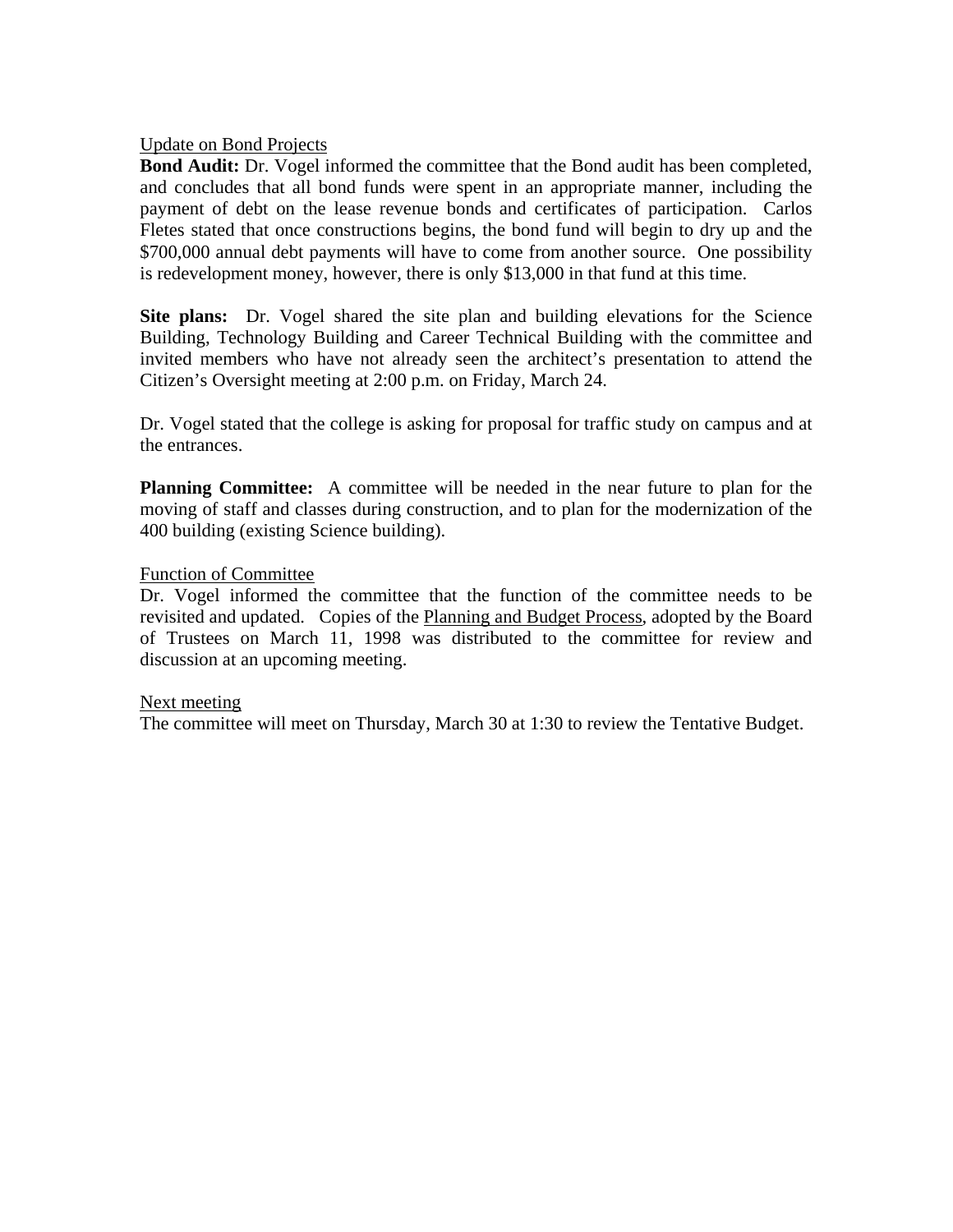Update on Bond Projects

**Bond Audit:** Dr. Vogel informed the committee that the Bond audit has been completed, and concludes that all bond funds were spent in an appropriate manner, including the payment of debt on the lease revenue bonds and certificates of participation. Carlos Fletes stated that once constructions begins, the bond fund will begin to dry up and the $700,000 annual debt payments will have to come from another source. One possibility is redevelopment money, however, there is only $13,000 in that fund at this time.

**Site plans:** Dr. Vogel shared the site plan and building elevations for the Science Building, Technology Building and Career Technical Building with the committee and invited members who have not already seen the architect's presentation to attend the Citizen's Oversight meeting at 2:00 p.m. on Friday, March 24.

Dr. Vogel stated that the college is asking for proposal for traffic study on campus and at the entrances.

**Planning Committee:** A committee will be needed in the near future to plan for the moving of staff and classes during construction, and to plan for the modernization of the 400 building (existing Science building).

Function of Committee

Dr. Vogel informed the committee that the function of the committee needs to be revisited and updated. Copies of the Planning and Budget Process, adopted by the Board of Trustees on March 11, 1998 was distributed to the committee for review and discussion at an upcoming meeting.

Next meeting

The committee will meet on Thursday, March 30 at 1:30 to review the Tentative Budget.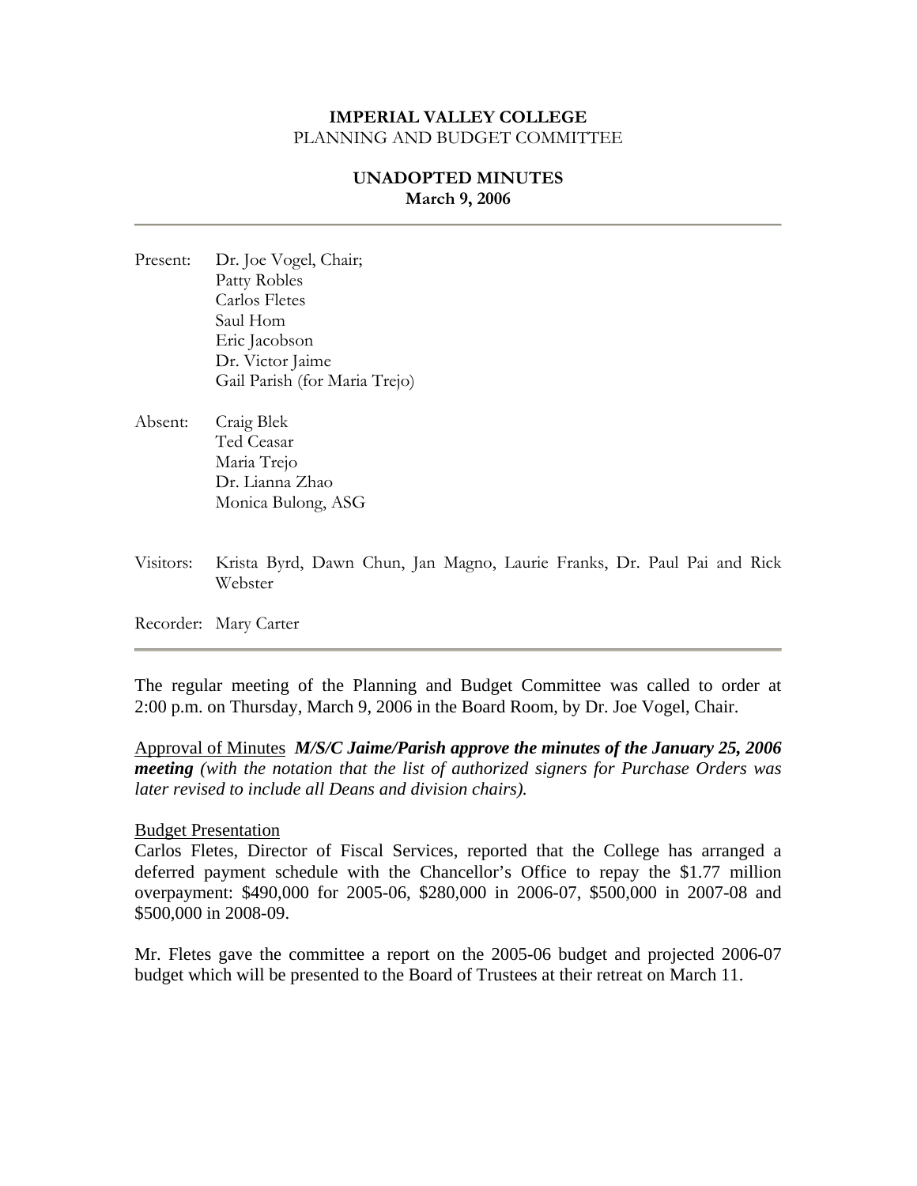**IMPERIAL VALLEY COLLEGE**
PLANNING AND BUDGET COMMITTEE

**UNADOPTED MINUTES**
**March 9, 2006**

---

Present: Dr. Joe Vogel, Chair;
Patty Robles
Carlos Fletes
Saul Hom
Eric Jacobson
Dr. Victor Jaime
Gail Parish (for Maria Trejo)

Absent: Craig Blek
Ted Ceasar
Maria Trejo
Dr. Lianna Zhao
Monica Bulong, ASG

Visitors: Krista Byrd, Dawn Chun, Jan Magno, Laurie Franks, Dr. Paul Pai and Rick Webster

Recorder: Mary Carter

---

The regular meeting of the Planning and Budget Committee was called to order at 2:00 p.m. on Thursday, March 9, 2006 in the Board Room, by Dr. Joe Vogel, Chair.

<u>Approval of Minutes</u> ***M/S/C Jaime/Parish approve the minutes of the January 25, 2006 meeting*** *(with the notation that the list of authorized signers for Purchase Orders was later revised to include all Deans and division chairs).*

<u>Budget Presentation</u>
Carlos Fletes, Director of Fiscal Services, reported that the College has arranged a deferred payment schedule with the Chancellor's Office to repay the $1.77 million overpayment: $490,000 for 2005-06, $280,000 in 2006-07, $500,000 in 2007-08 and $500,000 in 2008-09.

Mr. Fletes gave the committee a report on the 2005-06 budget and projected 2006-07 budget which will be presented to the Board of Trustees at their retreat on March 11.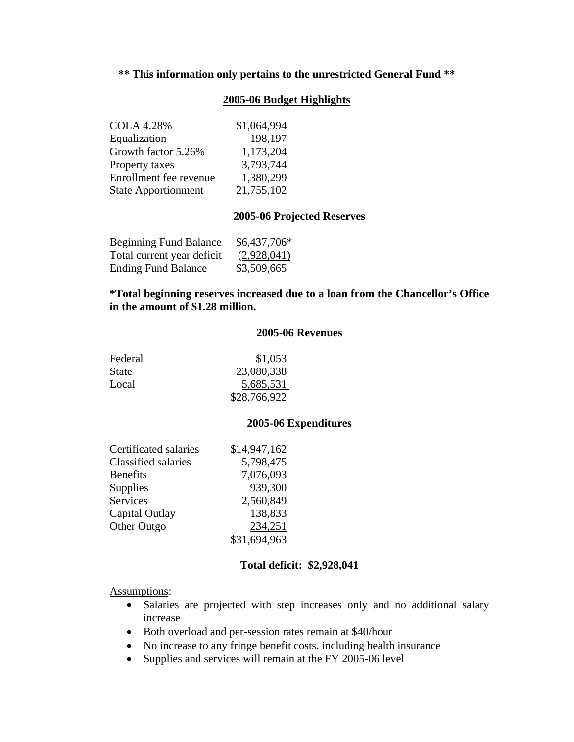**\*\* This information only pertains to the unrestricted General Fund \*\***

## 2005-06 Budget Highlights

| | |
|---|---|
| COLA 4.28% | $1,064,994 |
| Equalization | 198,197 |
| Growth factor 5.26% | 1,173,204 |
| Property taxes | 3,793,744 |
| Enrollment fee revenue | 1,380,299 |
| State Apportionment | 21,755,102 |

## 2005-06 Projected Reserves

| | |
|---|---|
| Beginning Fund Balance | $6,437,706* |
| Total current year deficit | (2,928,041) |
| Ending Fund Balance | $3,509,665 |

**\*Total beginning reserves increased due to a loan from the Chancellor's Office in the amount of $1.28 million.**

## 2005-06 Revenues

| | |
|---|---|
| Federal | $1,053 |
| State | 23,080,338 |
| Local | 5,685,531 |
| | $28,766,922 |

## 2005-06 Expenditures

| | |
|---|---|
| Certificated salaries | $14,947,162 |
| Classified salaries | 5,798,475 |
| Benefits | 7,076,093 |
| Supplies | 939,300 |
| Services | 2,560,849 |
| Capital Outlay | 138,833 |
| Other Outgo | 234,251 |
| | $31,694,963 |

**Total deficit: $2,928,041**

Assumptions:

- Salaries are projected with step increases only and no additional salary increase
- Both overload and per-session rates remain at $40/hour
- No increase to any fringe benefit costs, including health insurance
- Supplies and services will remain at the FY 2005-06 level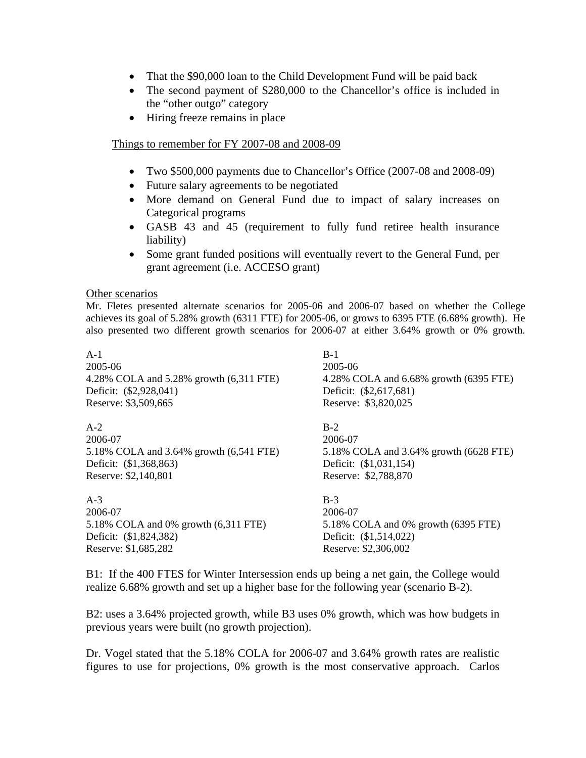- That the $90,000 loan to the Child Development Fund will be paid back
- The second payment of $280,000 to the Chancellor's office is included in the "other outgo" category
- Hiring freeze remains in place

Things to remember for FY 2007-08 and 2008-09

- Two $500,000 payments due to Chancellor's Office (2007-08 and 2008-09)
- Future salary agreements to be negotiated
- More demand on General Fund due to impact of salary increases on Categorical programs
- GASB 43 and 45 (requirement to fully fund retiree health insurance liability)
- Some grant funded positions will eventually revert to the General Fund, per grant agreement (i.e. ACCESO grant)

Other scenarios

Mr. Fletes presented alternate scenarios for 2005-06 and 2006-07 based on whether the College achieves its goal of 5.28% growth (6311 FTE) for 2005-06, or grows to 6395 FTE (6.68% growth). He also presented two different growth scenarios for 2006-07 at either 3.64% growth or 0% growth.

A-1
2005-06
4.28% COLA and 5.28% growth (6,311 FTE)
Deficit: ($2,928,041)
Reserve: $3,509,665

A-2
2006-07
5.18% COLA and 3.64% growth (6,541 FTE)
Deficit: ($1,368,863)
Reserve: $2,140,801

A-3
2006-07
5.18% COLA and 0% growth (6,311 FTE)
Deficit: ($1,824,382)
Reserve: $1,685,282

B-1
2005-06
4.28% COLA and 6.68% growth (6395 FTE)
Deficit: ($2,617,681)
Reserve: $3,820,025

B-2
2006-07
5.18% COLA and 3.64% growth (6628 FTE)
Deficit: ($1,031,154)
Reserve: $2,788,870

B-3
2006-07
5.18% COLA and 0% growth (6395 FTE)
Deficit: ($1,514,022)
Reserve: $2,306,002

B1: If the 400 FTES for Winter Intersession ends up being a net gain, the College would realize 6.68% growth and set up a higher base for the following year (scenario B-2).

B2: uses a 3.64% projected growth, while B3 uses 0% growth, which was how budgets in previous years were built (no growth projection).

Dr. Vogel stated that the 5.18% COLA for 2006-07 and 3.64% growth rates are realistic figures to use for projections, 0% growth is the most conservative approach. Carlos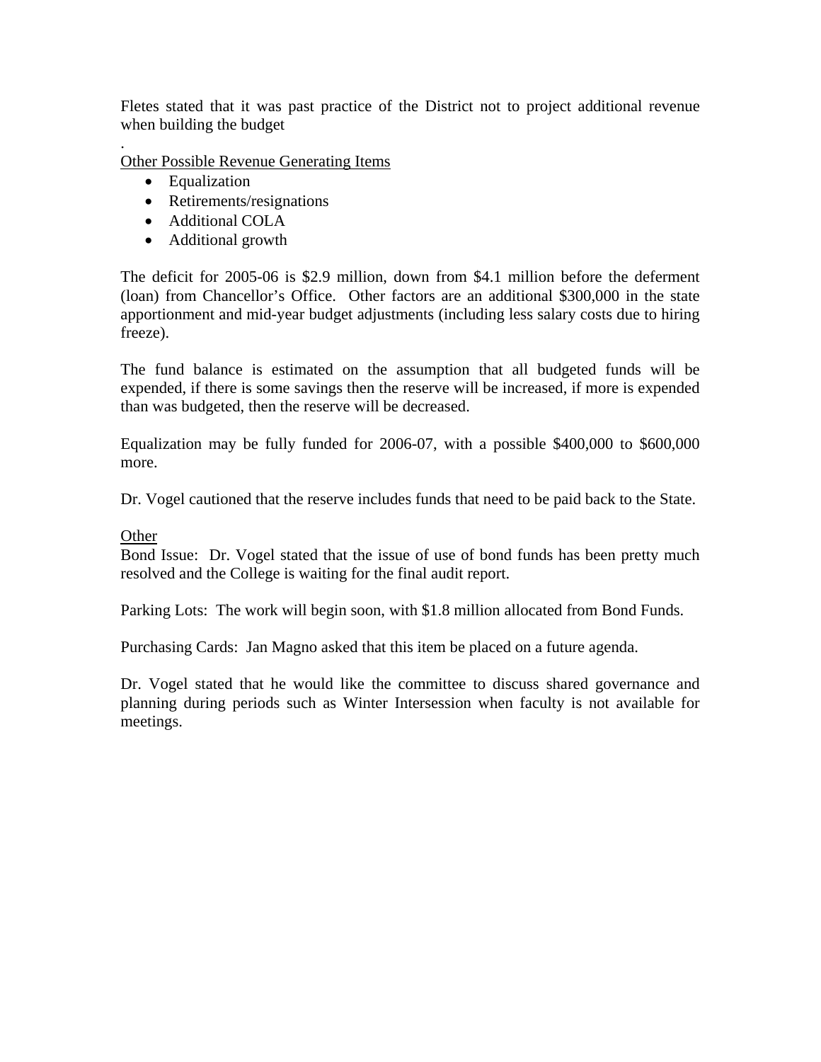Fletes stated that it was past practice of the District not to project additional revenue when building the budget

.

Other Possible Revenue Generating Items

- Equalization
- Retirements/resignations
- Additional COLA
- Additional growth

The deficit for 2005-06 is $2.9 million, down from $4.1 million before the deferment (loan) from Chancellor's Office. Other factors are an additional $300,000 in the state apportionment and mid-year budget adjustments (including less salary costs due to hiring freeze).

The fund balance is estimated on the assumption that all budgeted funds will be expended, if there is some savings then the reserve will be increased, if more is expended than was budgeted, then the reserve will be decreased.

Equalization may be fully funded for 2006-07, with a possible $400,000 to $600,000 more.

Dr. Vogel cautioned that the reserve includes funds that need to be paid back to the State.

Other

Bond Issue: Dr. Vogel stated that the issue of use of bond funds has been pretty much resolved and the College is waiting for the final audit report.

Parking Lots: The work will begin soon, with $1.8 million allocated from Bond Funds.

Purchasing Cards: Jan Magno asked that this item be placed on a future agenda.

Dr. Vogel stated that he would like the committee to discuss shared governance and planning during periods such as Winter Intersession when faculty is not available for meetings.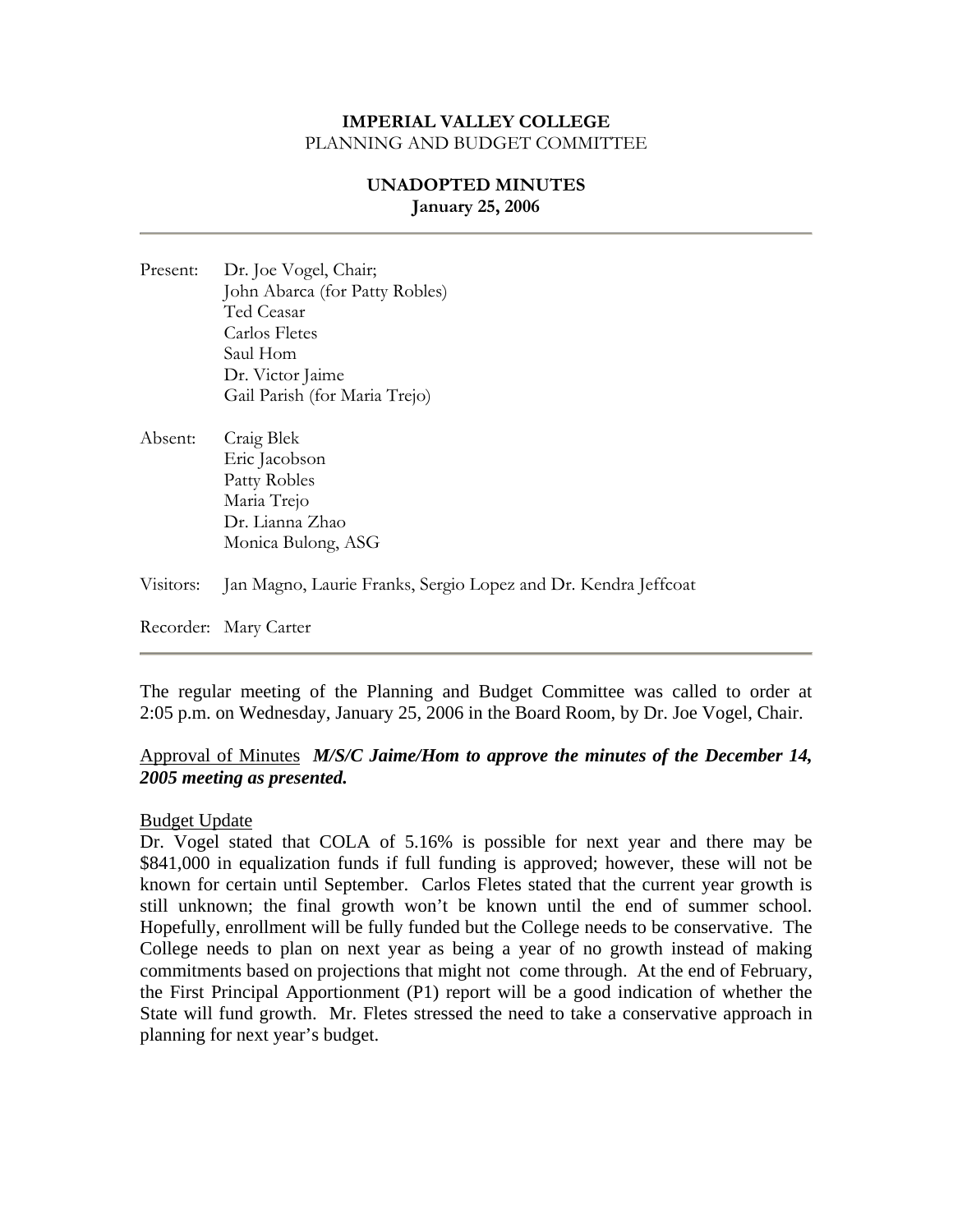**IMPERIAL VALLEY COLLEGE**
PLANNING AND BUDGET COMMITTEE

**UNADOPTED MINUTES**
**January 25, 2006**

---

Present: Dr. Joe Vogel, Chair;
John Abarca (for Patty Robles)
Ted Ceasar
Carlos Fletes
Saul Hom
Dr. Victor Jaime
Gail Parish (for Maria Trejo)

Absent: Craig Blek
Eric Jacobson
Patty Robles
Maria Trejo
Dr. Lianna Zhao
Monica Bulong, ASG

Visitors: Jan Magno, Laurie Franks, Sergio Lopez and Dr. Kendra Jeffcoat

Recorder: Mary Carter

---

The regular meeting of the Planning and Budget Committee was called to order at 2:05 p.m. on Wednesday, January 25, 2006 in the Board Room, by Dr. Joe Vogel, Chair.

Approval of Minutes ***M/S/C Jaime/Hom to approve the minutes of the December 14, 2005 meeting as presented.***

Budget Update
Dr. Vogel stated that COLA of 5.16% is possible for next year and there may be $841,000 in equalization funds if full funding is approved; however, these will not be known for certain until September. Carlos Fletes stated that the current year growth is still unknown; the final growth won't be known until the end of summer school. Hopefully, enrollment will be fully funded but the College needs to be conservative. The College needs to plan on next year as being a year of no growth instead of making commitments based on projections that might not come through. At the end of February, the First Principal Apportionment (P1) report will be a good indication of whether the State will fund growth. Mr. Fletes stressed the need to take a conservative approach in planning for next year's budget.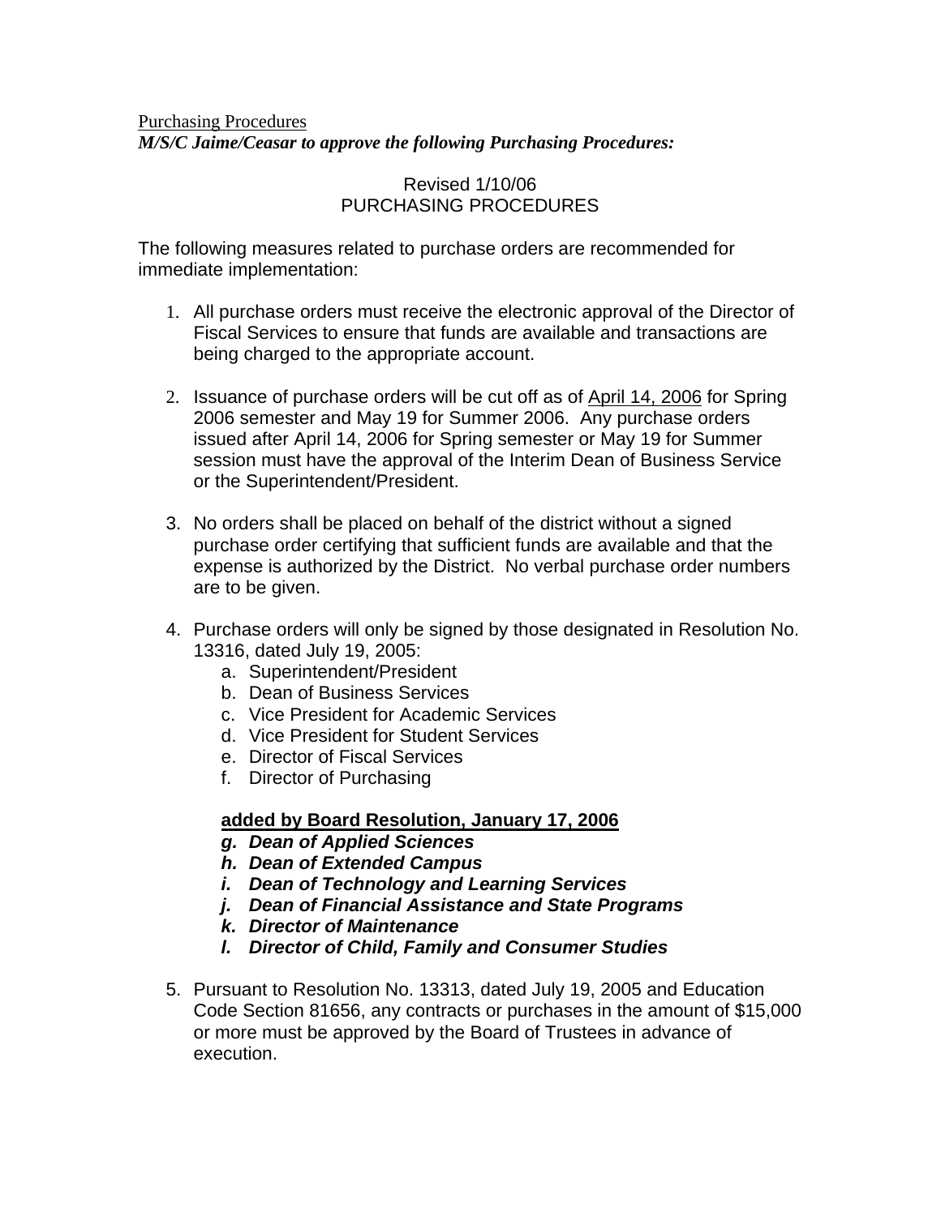<u>Purchasing Procedures</u>
***M/S/C Jaime/Ceasar to approve the following Purchasing Procedures:***

Revised 1/10/06
PURCHASING PROCEDURES

The following measures related to purchase orders are recommended for immediate implementation:

1. All purchase orders must receive the electronic approval of the Director of Fiscal Services to ensure that funds are available and transactions are being charged to the appropriate account.

2. Issuance of purchase orders will be cut off as of <u>April 14, 2006</u> for Spring 2006 semester and May 19 for Summer 2006. Any purchase orders issued after April 14, 2006 for Spring semester or May 19 for Summer session must have the approval of the Interim Dean of Business Service or the Superintendent/President.

3. No orders shall be placed on behalf of the district without a signed purchase order certifying that sufficient funds are available and that the expense is authorized by the District. No verbal purchase order numbers are to be given.

4. Purchase orders will only be signed by those designated in Resolution No. 13316, dated July 19, 2005:
   a. Superintendent/President
   b. Dean of Business Services
   c. Vice President for Academic Services
   d. Vice President for Student Services
   e. Director of Fiscal Services
   f. Director of Purchasing

   **<u>added by Board Resolution, January 17, 2006</u>**
   ***g. Dean of Applied Sciences***
   ***h. Dean of Extended Campus***
   ***i. Dean of Technology and Learning Services***
   ***j. Dean of Financial Assistance and State Programs***
   ***k. Director of Maintenance***
   ***l. Director of Child, Family and Consumer Studies***

5. Pursuant to Resolution No. 13313, dated July 19, 2005 and Education Code Section 81656, any contracts or purchases in the amount of $15,000 or more must be approved by the Board of Trustees in advance of execution.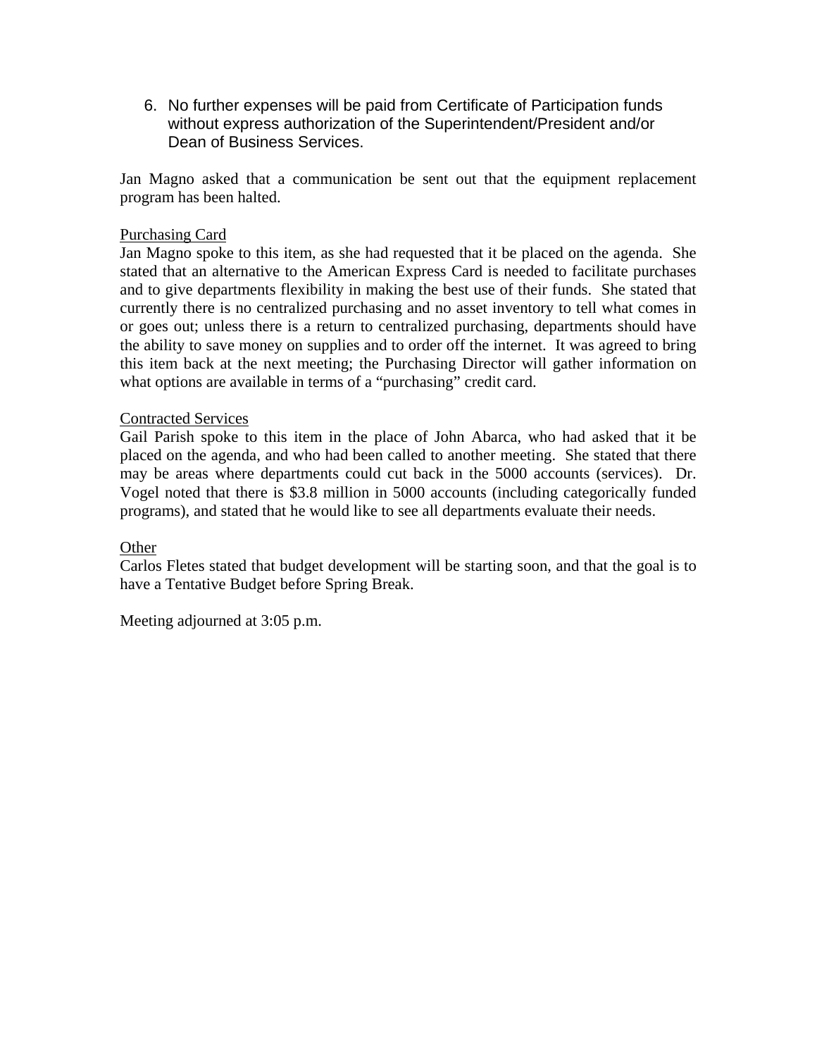6. No further expenses will be paid from Certificate of Participation funds without express authorization of the Superintendent/President and/or Dean of Business Services.

Jan Magno asked that a communication be sent out that the equipment replacement program has been halted.

<u>Purchasing Card</u>
Jan Magno spoke to this item, as she had requested that it be placed on the agenda. She stated that an alternative to the American Express Card is needed to facilitate purchases and to give departments flexibility in making the best use of their funds. She stated that currently there is no centralized purchasing and no asset inventory to tell what comes in or goes out; unless there is a return to centralized purchasing, departments should have the ability to save money on supplies and to order off the internet. It was agreed to bring this item back at the next meeting; the Purchasing Director will gather information on what options are available in terms of a "purchasing" credit card.

<u>Contracted Services</u>
Gail Parish spoke to this item in the place of John Abarca, who had asked that it be placed on the agenda, and who had been called to another meeting. She stated that there may be areas where departments could cut back in the 5000 accounts (services). Dr. Vogel noted that there is $3.8 million in 5000 accounts (including categorically funded programs), and stated that he would like to see all departments evaluate their needs.

<u>Other</u>
Carlos Fletes stated that budget development will be starting soon, and that the goal is to have a Tentative Budget before Spring Break.

Meeting adjourned at 3:05 p.m.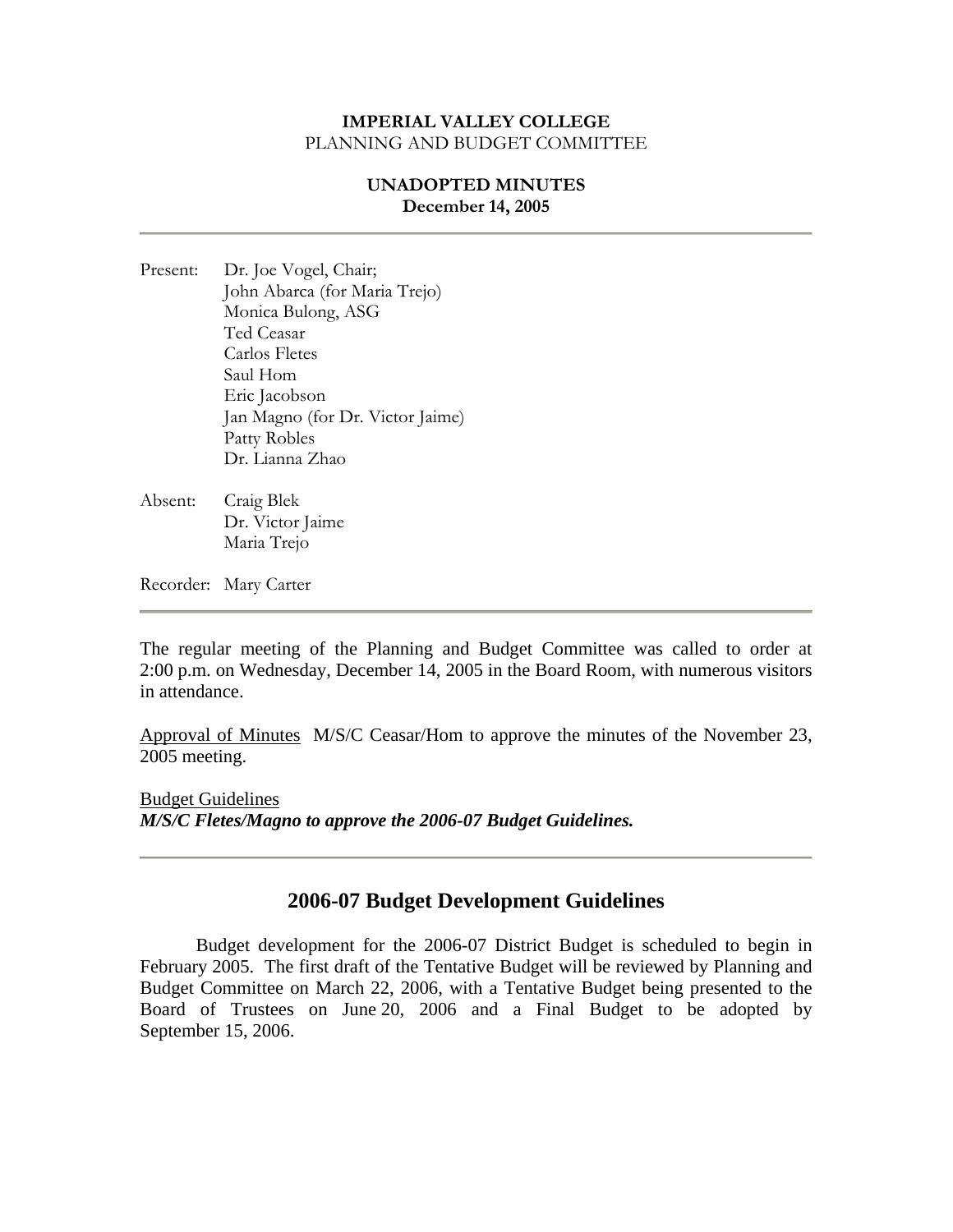**IMPERIAL VALLEY COLLEGE**
PLANNING AND BUDGET COMMITTEE

**UNADOPTED MINUTES**
**December 14, 2005**

---

Present: Dr. Joe Vogel, Chair;
John Abarca (for Maria Trejo)
Monica Bulong, ASG
Ted Ceasar
Carlos Fletes
Saul Hom
Eric Jacobson
Jan Magno (for Dr. Victor Jaime)
Patty Robles
Dr. Lianna Zhao

Absent: Craig Blek
Dr. Victor Jaime
Maria Trejo

Recorder: Mary Carter

---

The regular meeting of the Planning and Budget Committee was called to order at 2:00 p.m. on Wednesday, December 14, 2005 in the Board Room, with numerous visitors in attendance.

Approval of Minutes M/S/C Ceasar/Hom to approve the minutes of the November 23, 2005 meeting.

Budget Guidelines
***M/S/C Fletes/Magno to approve the 2006-07 Budget Guidelines.***

---

## 2006-07 Budget Development Guidelines

Budget development for the 2006-07 District Budget is scheduled to begin in February 2005. The first draft of the Tentative Budget will be reviewed by Planning and Budget Committee on March 22, 2006, with a Tentative Budget being presented to the Board of Trustees on June 20, 2006 and a Final Budget to be adopted by September 15, 2006.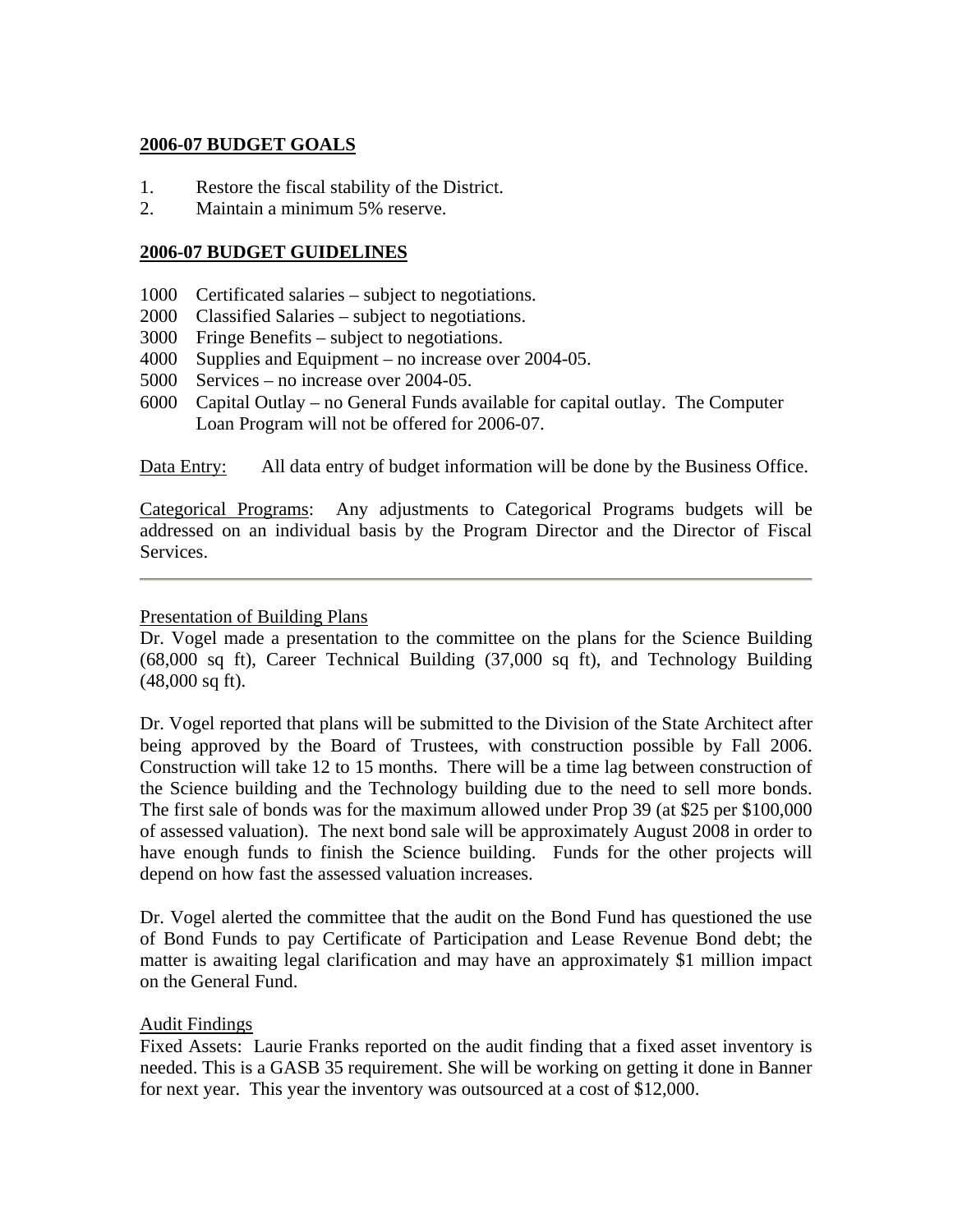## 2006-07 BUDGET GOALS

1. Restore the fiscal stability of the District.
2. Maintain a minimum 5% reserve.

## 2006-07 BUDGET GUIDELINES

1000 Certificated salaries – subject to negotiations.
2000 Classified Salaries – subject to negotiations.
3000 Fringe Benefits – subject to negotiations.
4000 Supplies and Equipment – no increase over 2004-05.
5000 Services – no increase over 2004-05.
6000 Capital Outlay – no General Funds available for capital outlay. The Computer Loan Program will not be offered for 2006-07.

Data Entry: All data entry of budget information will be done by the Business Office.

Categorical Programs: Any adjustments to Categorical Programs budgets will be addressed on an individual basis by the Program Director and the Director of Fiscal Services.

---

Presentation of Building Plans
Dr. Vogel made a presentation to the committee on the plans for the Science Building (68,000 sq ft), Career Technical Building (37,000 sq ft), and Technology Building (48,000 sq ft).

Dr. Vogel reported that plans will be submitted to the Division of the State Architect after being approved by the Board of Trustees, with construction possible by Fall 2006. Construction will take 12 to 15 months. There will be a time lag between construction of the Science building and the Technology building due to the need to sell more bonds. The first sale of bonds was for the maximum allowed under Prop 39 (at $25 per $100,000 of assessed valuation). The next bond sale will be approximately August 2008 in order to have enough funds to finish the Science building. Funds for the other projects will depend on how fast the assessed valuation increases.

Dr. Vogel alerted the committee that the audit on the Bond Fund has questioned the use of Bond Funds to pay Certificate of Participation and Lease Revenue Bond debt; the matter is awaiting legal clarification and may have an approximately $1 million impact on the General Fund.

Audit Findings
Fixed Assets: Laurie Franks reported on the audit finding that a fixed asset inventory is needed. This is a GASB 35 requirement. She will be working on getting it done in Banner for next year. This year the inventory was outsourced at a cost of $12,000.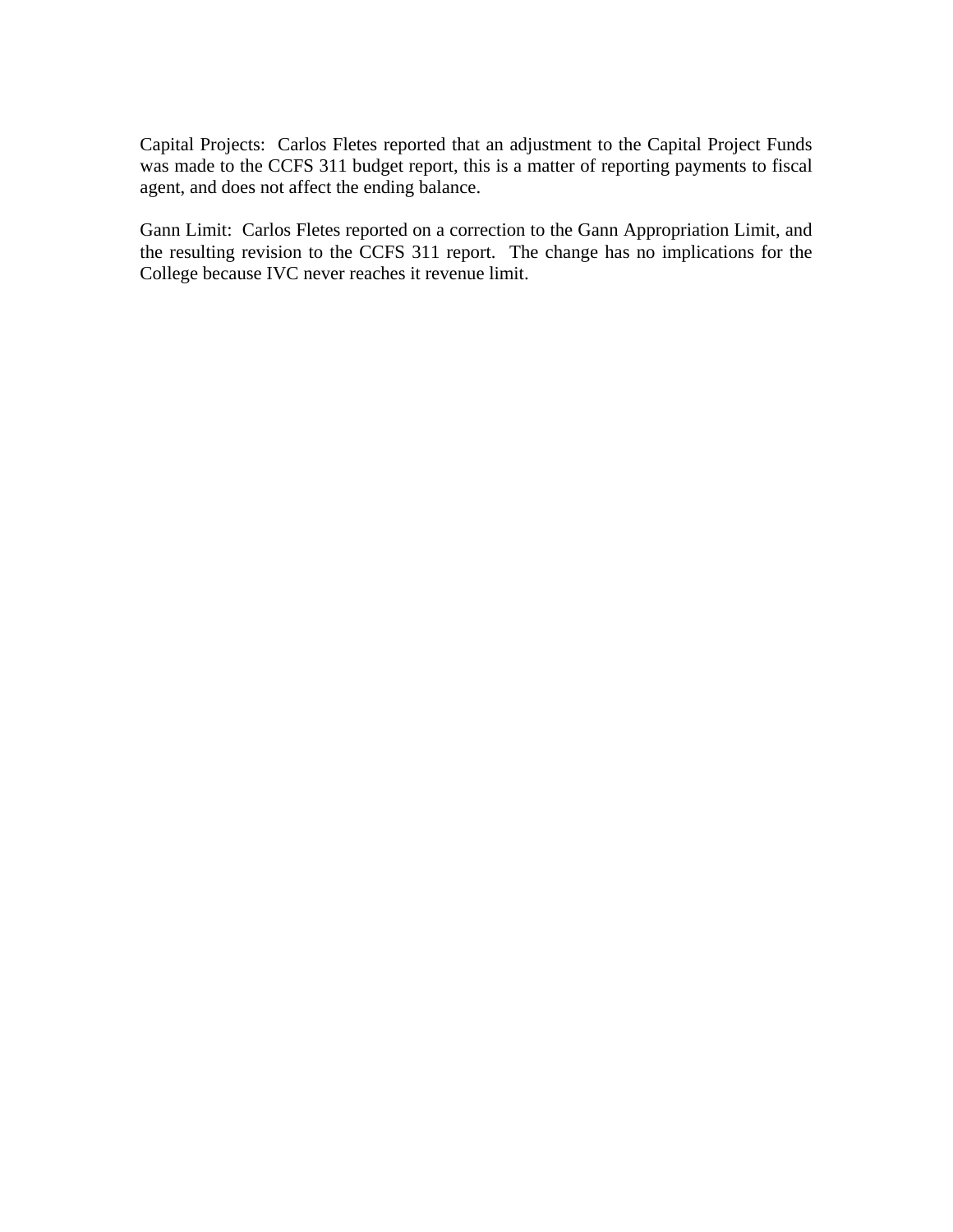Capital Projects: Carlos Fletes reported that an adjustment to the Capital Project Funds was made to the CCFS 311 budget report, this is a matter of reporting payments to fiscal agent, and does not affect the ending balance.

Gann Limit: Carlos Fletes reported on a correction to the Gann Appropriation Limit, and the resulting revision to the CCFS 311 report. The change has no implications for the College because IVC never reaches it revenue limit.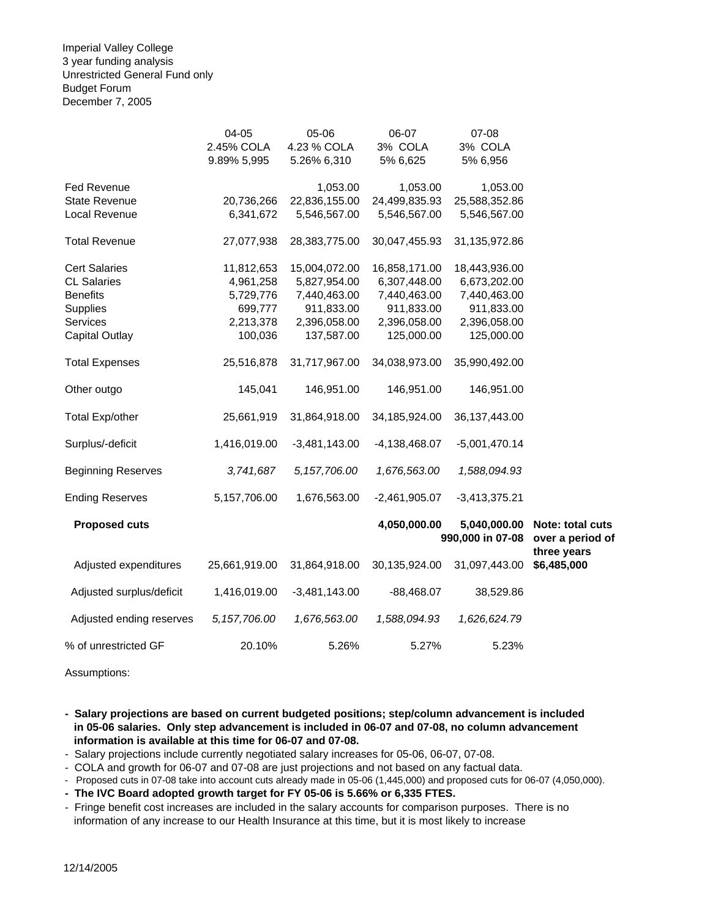Imperial Valley College
3 year funding analysis
Unrestricted General Fund only
Budget Forum
December 7, 2005

| | 04-05<br>2.45% COLA<br>9.89% 5,995 | 05-06<br>4.23 % COLA<br>5.26% 6,310 | 06-07<br>3% COLA<br>5% 6,625 | 07-08<br>3% COLA<br>5% 6,956 | |
|---|---|---|---|---|---|
| Fed Revenue | | 1,053.00 | 1,053.00 | 1,053.00 | |
| State Revenue | 20,736,266 | 22,836,155.00 | 24,499,835.93 | 25,588,352.86 | |
| Local Revenue | 6,341,672 | 5,546,567.00 | 5,546,567.00 | 5,546,567.00 | |
| Total Revenue | 27,077,938 | 28,383,775.00 | 30,047,455.93 | 31,135,972.86 | |
| Cert Salaries | 11,812,653 | 15,004,072.00 | 16,858,171.00 | 18,443,936.00 | |
| CL Salaries | 4,961,258 | 5,827,954.00 | 6,307,448.00 | 6,673,202.00 | |
| Benefits | 5,729,776 | 7,440,463.00 | 7,440,463.00 | 7,440,463.00 | |
| Supplies | 699,777 | 911,833.00 | 911,833.00 | 911,833.00 | |
| Services | 2,213,378 | 2,396,058.00 | 2,396,058.00 | 2,396,058.00 | |
| Capital Outlay | 100,036 | 137,587.00 | 125,000.00 | 125,000.00 | |
| Total Expenses | 25,516,878 | 31,717,967.00 | 34,038,973.00 | 35,990,492.00 | |
| Other outgo | 145,041 | 146,951.00 | 146,951.00 | 146,951.00 | |
| Total Exp/other | 25,661,919 | 31,864,918.00 | 34,185,924.00 | 36,137,443.00 | |
| Surplus/-deficit | 1,416,019.00 | -3,481,143.00 | -4,138,468.07 | -5,001,470.14 | |
| Beginning Reserves | *3,741,687* | *5,157,706.00* | *1,676,563.00* | *1,588,094.93* | |
| Ending Reserves | 5,157,706.00 | 1,676,563.00 | -2,461,905.07 | -3,413,375.21 | |
| **Proposed cuts** | | | **4,050,000.00** | **5,040,000.00**<br>**990,000 in 07-08** | **Note: total cuts over a period of three years $6,485,000** |
| Adjusted expenditures | 25,661,919.00 | 31,864,918.00 | 30,135,924.00 | 31,097,443.00 | |
| Adjusted surplus/deficit | 1,416,019.00 | -3,481,143.00 | -88,468.07 | 38,529.86 | |
| Adjusted ending reserves | *5,157,706.00* | *1,676,563.00* | *1,588,094.93* | *1,626,624.79* | |
| % of unrestricted GF | 20.10% | 5.26% | 5.27% | 5.23% | |

Assumptions:

- **Salary projections are based on current budgeted positions; step/column advancement is included in 05-06 salaries. Only step advancement is included in 06-07 and 07-08, no column advancement information is available at this time for 06-07 and 07-08.**
- Salary projections include currently negotiated salary increases for 05-06, 06-07, 07-08.
- COLA and growth for 06-07 and 07-08 are just projections and not based on any factual data.
- Proposed cuts in 07-08 take into account cuts already made in 05-06 (1,445,000) and proposed cuts for 06-07 (4,050,000).
- **The IVC Board adopted growth target for FY 05-06 is 5.66% or 6,335 FTES.**
- Fringe benefit cost increases are included in the salary accounts for comparison purposes. There is no information of any increase to our Health Insurance at this time, but it is most likely to increase

12/14/2005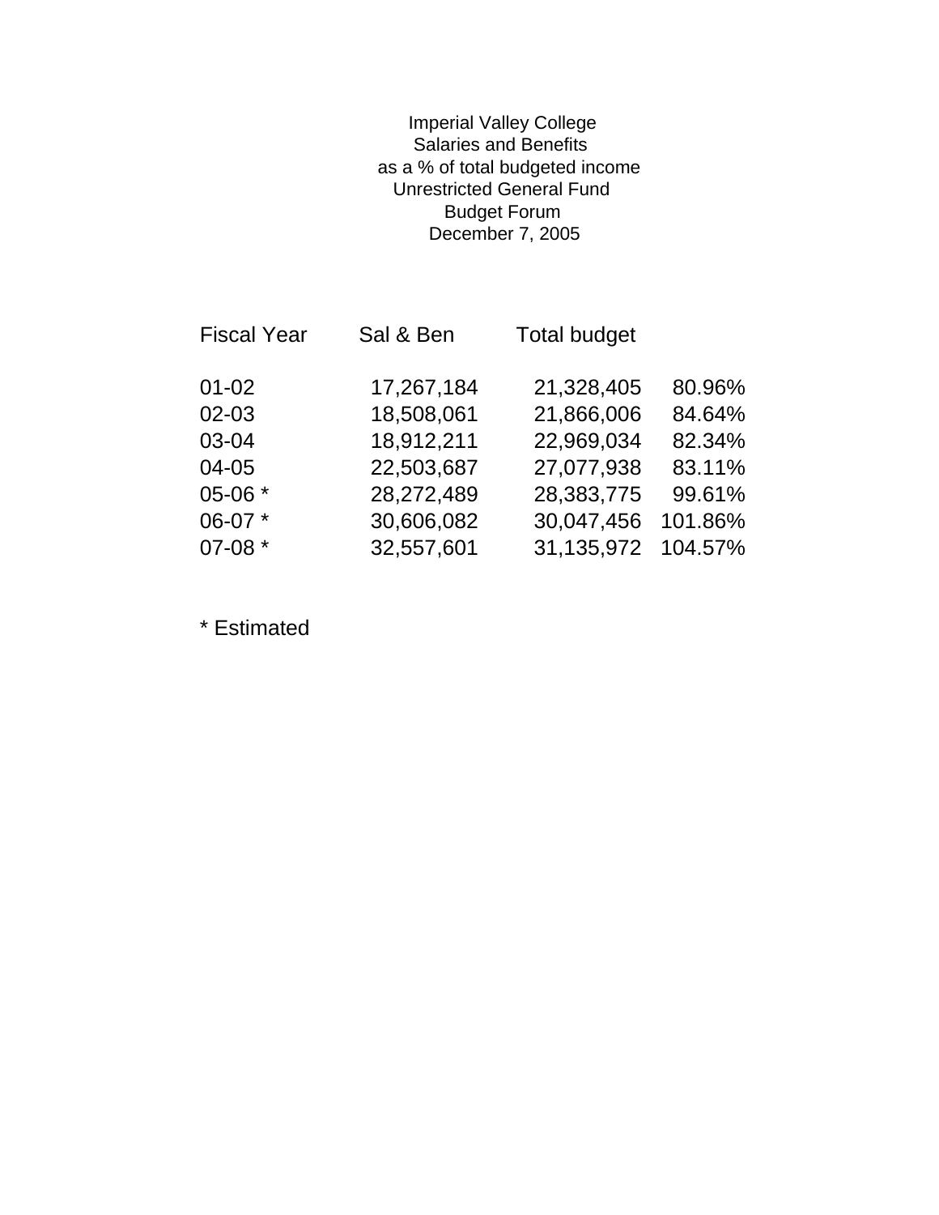Imperial Valley College
Salaries and Benefits
as a % of total budgeted income
Unrestricted General Fund
Budget Forum
December 7, 2005

| Fiscal Year | Sal & Ben | Total budget | |
|---|---|---|---|
| 01-02 | 17,267,184 | 21,328,405 | 80.96% |
| 02-03 | 18,508,061 | 21,866,006 | 84.64% |
| 03-04 | 18,912,211 | 22,969,034 | 82.34% |
| 04-05 | 22,503,687 | 27,077,938 | 83.11% |
| 05-06 * | 28,272,489 | 28,383,775 | 99.61% |
| 06-07 * | 30,606,082 | 30,047,456 | 101.86% |
| 07-08 * | 32,557,601 | 31,135,972 | 104.57% |

* Estimated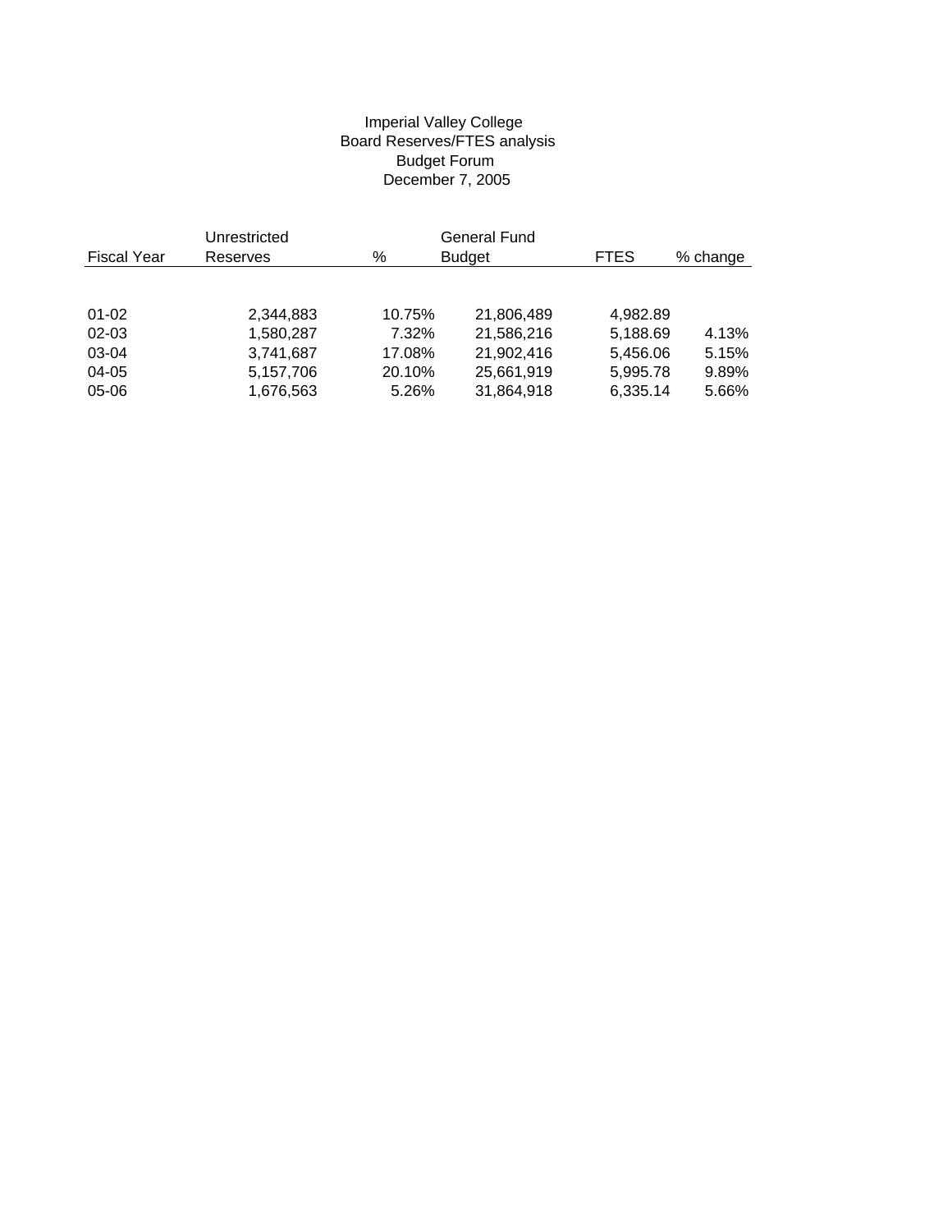Imperial Valley College
Board Reserves/FTES analysis
Budget Forum
December 7, 2005

| Fiscal Year | Unrestricted Reserves | % | General Fund Budget | FTES | % change |
|---|---|---|---|---|---|
| 01-02 | 2,344,883 | 10.75% | 21,806,489 | 4,982.89 | |
| 02-03 | 1,580,287 | 7.32% | 21,586,216 | 5,188.69 | 4.13% |
| 03-04 | 3,741,687 | 17.08% | 21,902,416 | 5,456.06 | 5.15% |
| 04-05 | 5,157,706 | 20.10% | 25,661,919 | 5,995.78 | 9.89% |
| 05-06 | 1,676,563 | 5.26% | 31,864,918 | 6,335.14 | 5.66% |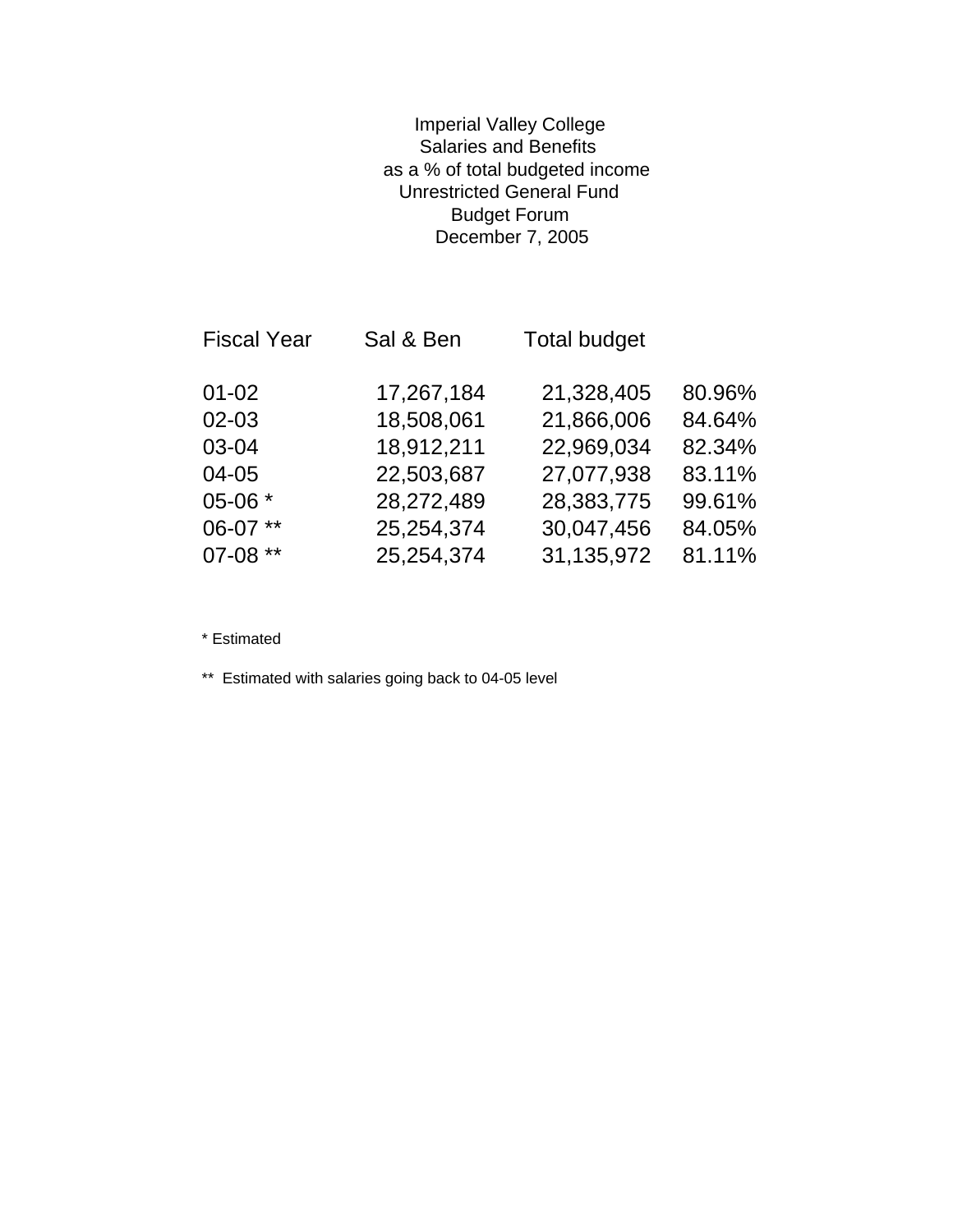# Imperial Valley College
## Salaries and Benefits
## as a % of total budgeted income
## Unrestricted General Fund
## Budget Forum
## December 7, 2005

| Fiscal Year | Sal & Ben | Total budget | |
|---|---|---|---|
| 01-02 | 17,267,184 | 21,328,405 | 80.96% |
| 02-03 | 18,508,061 | 21,866,006 | 84.64% |
| 03-04 | 18,912,211 | 22,969,034 | 82.34% |
| 04-05 | 22,503,687 | 27,077,938 | 83.11% |
| 05-06 * | 28,272,489 | 28,383,775 | 99.61% |
| 06-07 ** | 25,254,374 | 30,047,456 | 84.05% |
| 07-08 ** | 25,254,374 | 31,135,972 | 81.11% |

* Estimated

** Estimated with salaries going back to 04-05 level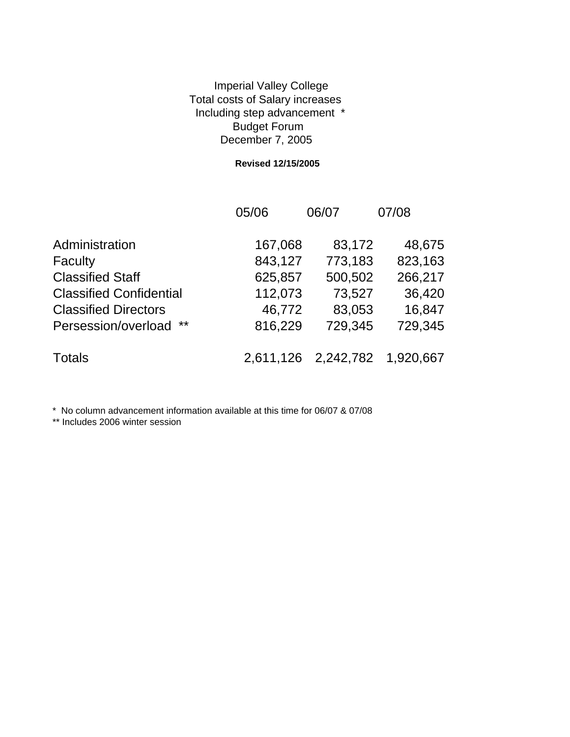Imperial Valley College
Total costs of Salary increases
Including step advancement *
Budget Forum
December 7, 2005

**Revised 12/15/2005**

| | 05/06 | 06/07 | 07/08 |
|---|---|---|---|
| Administration | 167,068 | 83,172 | 48,675 |
| Faculty | 843,127 | 773,183 | 823,163 |
| Classified Staff | 625,857 | 500,502 | 266,217 |
| Classified Confidential | 112,073 | 73,527 | 36,420 |
| Classified Directors | 46,772 | 83,053 | 16,847 |
| Persession/overload ** | 816,229 | 729,345 | 729,345 |
| Totals | 2,611,126 | 2,242,782 | 1,920,667 |

* No column advancement information available at this time for 06/07 & 07/08
** Includes 2006 winter session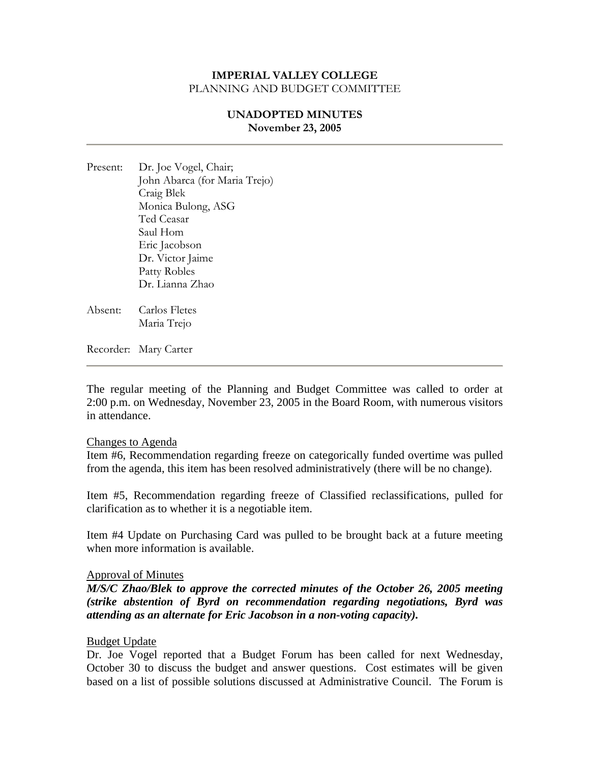**IMPERIAL VALLEY COLLEGE**
PLANNING AND BUDGET COMMITTEE

**UNADOPTED MINUTES**
**November 23, 2005**

---

Present: Dr. Joe Vogel, Chair;
John Abarca (for Maria Trejo)
Craig Blek
Monica Bulong, ASG
Ted Ceasar
Saul Hom
Eric Jacobson
Dr. Victor Jaime
Patty Robles
Dr. Lianna Zhao

Absent: Carlos Fletes
Maria Trejo

Recorder: Mary Carter

---

The regular meeting of the Planning and Budget Committee was called to order at 2:00 p.m. on Wednesday, November 23, 2005 in the Board Room, with numerous visitors in attendance.

Changes to Agenda
Item #6, Recommendation regarding freeze on categorically funded overtime was pulled from the agenda, this item has been resolved administratively (there will be no change).

Item #5, Recommendation regarding freeze of Classified reclassifications, pulled for clarification as to whether it is a negotiable item.

Item #4 Update on Purchasing Card was pulled to be brought back at a future meeting when more information is available.

Approval of Minutes
***M/S/C Zhao/Blek to approve the corrected minutes of the October 26, 2005 meeting (strike abstention of Byrd on recommendation regarding negotiations, Byrd was attending as an alternate for Eric Jacobson in a non-voting capacity).***

Budget Update
Dr. Joe Vogel reported that a Budget Forum has been called for next Wednesday, October 30 to discuss the budget and answer questions. Cost estimates will be given based on a list of possible solutions discussed at Administrative Council. The Forum is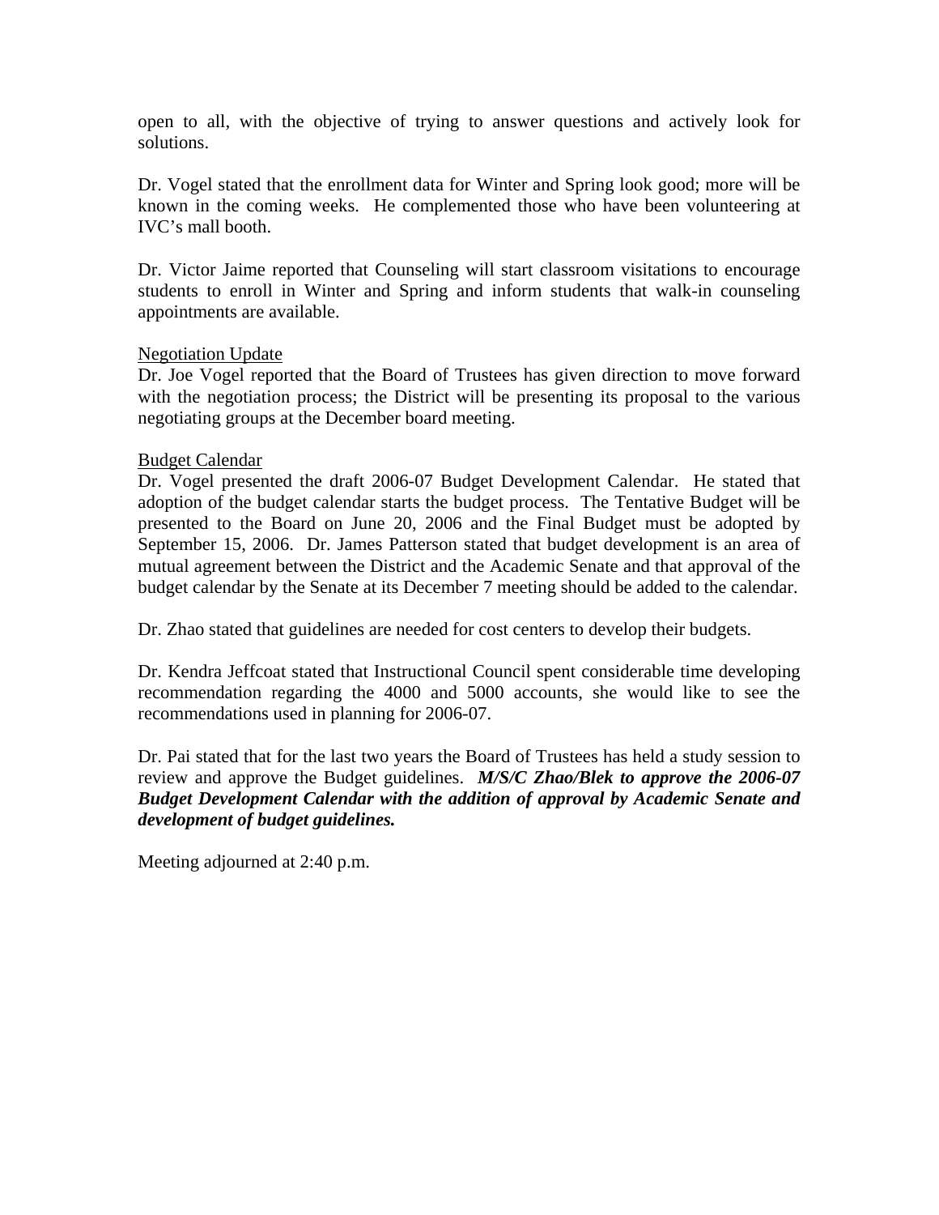open to all, with the objective of trying to answer questions and actively look for solutions.

Dr. Vogel stated that the enrollment data for Winter and Spring look good; more will be known in the coming weeks. He complemented those who have been volunteering at IVC's mall booth.

Dr. Victor Jaime reported that Counseling will start classroom visitations to encourage students to enroll in Winter and Spring and inform students that walk-in counseling appointments are available.

<u>Negotiation Update</u>
Dr. Joe Vogel reported that the Board of Trustees has given direction to move forward with the negotiation process; the District will be presenting its proposal to the various negotiating groups at the December board meeting.

<u>Budget Calendar</u>
Dr. Vogel presented the draft 2006-07 Budget Development Calendar. He stated that adoption of the budget calendar starts the budget process. The Tentative Budget will be presented to the Board on June 20, 2006 and the Final Budget must be adopted by September 15, 2006. Dr. James Patterson stated that budget development is an area of mutual agreement between the District and the Academic Senate and that approval of the budget calendar by the Senate at its December 7 meeting should be added to the calendar.

Dr. Zhao stated that guidelines are needed for cost centers to develop their budgets.

Dr. Kendra Jeffcoat stated that Instructional Council spent considerable time developing recommendation regarding the 4000 and 5000 accounts, she would like to see the recommendations used in planning for 2006-07.

Dr. Pai stated that for the last two years the Board of Trustees has held a study session to review and approve the Budget guidelines. ***M/S/C Zhao/Blek to approve the 2006-07 Budget Development Calendar with the addition of approval by Academic Senate and development of budget guidelines.***

Meeting adjourned at 2:40 p.m.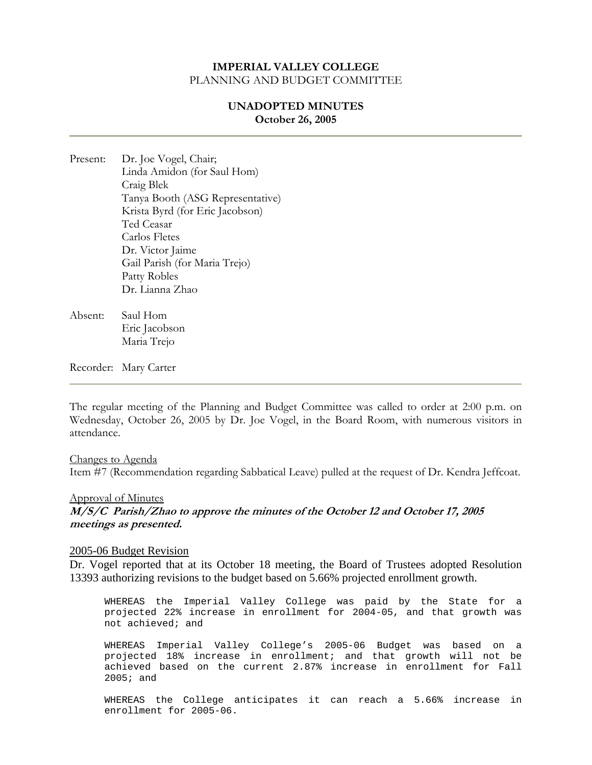**IMPERIAL VALLEY COLLEGE**
PLANNING AND BUDGET COMMITTEE

**UNADOPTED MINUTES**
**October 26, 2005**

---

Present: Dr. Joe Vogel, Chair;
Linda Amidon (for Saul Hom)
Craig Blek
Tanya Booth (ASG Representative)
Krista Byrd (for Eric Jacobson)
Ted Ceasar
Carlos Fletes
Dr. Victor Jaime
Gail Parish (for Maria Trejo)
Patty Robles
Dr. Lianna Zhao

Absent: Saul Hom
Eric Jacobson
Maria Trejo

Recorder: Mary Carter

---

The regular meeting of the Planning and Budget Committee was called to order at 2:00 p.m. on Wednesday, October 26, 2005 by Dr. Joe Vogel, in the Board Room, with numerous visitors in attendance.

Changes to Agenda
Item #7 (Recommendation regarding Sabbatical Leave) pulled at the request of Dr. Kendra Jeffcoat.

Approval of Minutes
***M/S/C Parish/Zhao to approve the minutes of the October 12 and October 17, 2005 meetings as presented.***

2005-06 Budget Revision
Dr. Vogel reported that at its October 18 meeting, the Board of Trustees adopted Resolution 13393 authorizing revisions to the budget based on 5.66% projected enrollment growth.

> WHEREAS the Imperial Valley College was paid by the State for a projected 22% increase in enrollment for 2004-05, and that growth was not achieved; and
>
> WHEREAS Imperial Valley College's 2005-06 Budget was based on a projected 18% increase in enrollment; and that growth will not be achieved based on the current 2.87% increase in enrollment for Fall 2005; and
>
> WHEREAS the College anticipates it can reach a 5.66% increase in enrollment for 2005-06.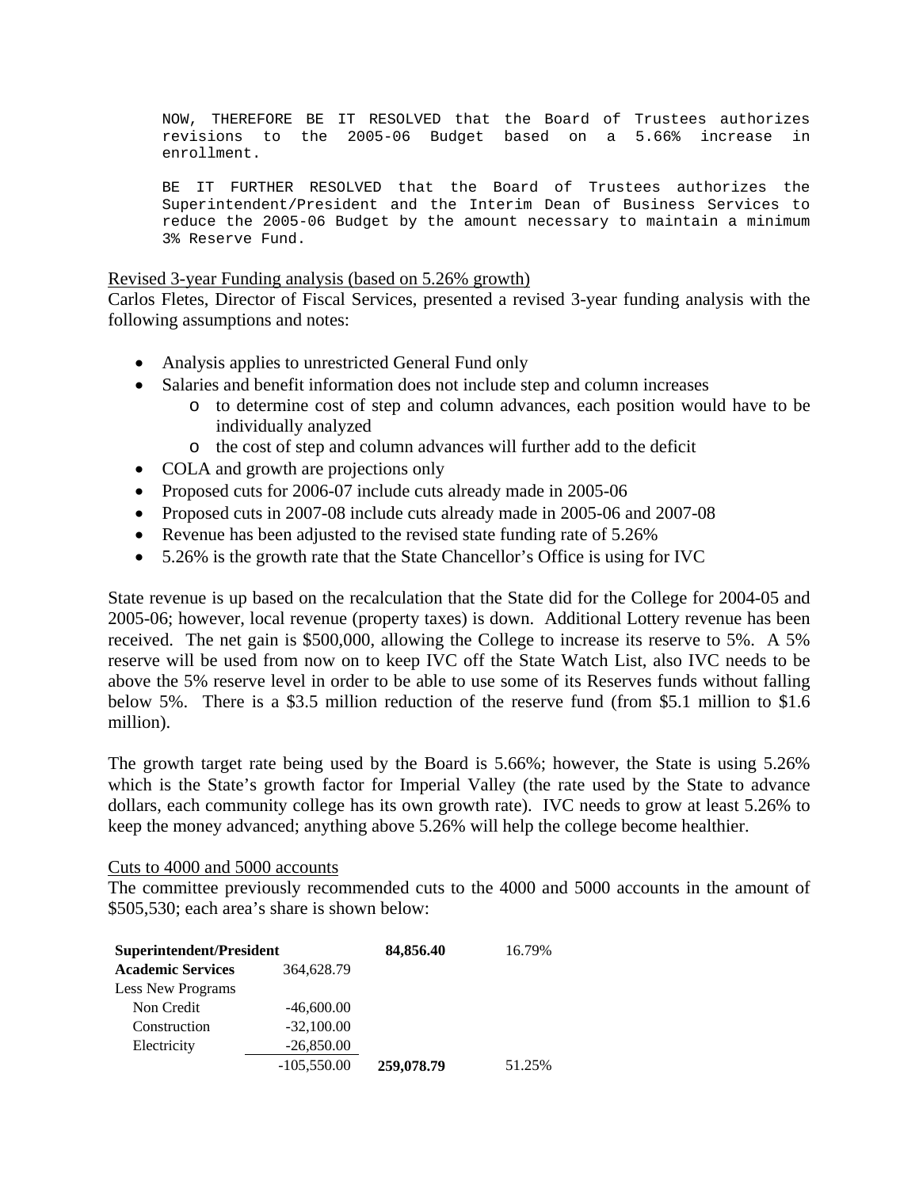NOW, THEREFORE BE IT RESOLVED that the Board of Trustees authorizes revisions to the 2005-06 Budget based on a 5.66% increase in enrollment.

BE IT FURTHER RESOLVED that the Board of Trustees authorizes the Superintendent/President and the Interim Dean of Business Services to reduce the 2005-06 Budget by the amount necessary to maintain a minimum 3% Reserve Fund.

Revised 3-year Funding analysis (based on 5.26% growth)

Carlos Fletes, Director of Fiscal Services, presented a revised 3-year funding analysis with the following assumptions and notes:

- Analysis applies to unrestricted General Fund only
- Salaries and benefit information does not include step and column increases
  - to determine cost of step and column advances, each position would have to be individually analyzed
  - the cost of step and column advances will further add to the deficit
- COLA and growth are projections only
- Proposed cuts for 2006-07 include cuts already made in 2005-06
- Proposed cuts in 2007-08 include cuts already made in 2005-06 and 2007-08
- Revenue has been adjusted to the revised state funding rate of 5.26%
- 5.26% is the growth rate that the State Chancellor's Office is using for IVC

State revenue is up based on the recalculation that the State did for the College for 2004-05 and 2005-06; however, local revenue (property taxes) is down. Additional Lottery revenue has been received. The net gain is $500,000, allowing the College to increase its reserve to 5%. A 5% reserve will be used from now on to keep IVC off the State Watch List, also IVC needs to be above the 5% reserve level in order to be able to use some of its Reserves funds without falling below 5%. There is a $3.5 million reduction of the reserve fund (from $5.1 million to $1.6 million).

The growth target rate being used by the Board is 5.66%; however, the State is using 5.26% which is the State's growth factor for Imperial Valley (the rate used by the State to advance dollars, each community college has its own growth rate). IVC needs to grow at least 5.26% to keep the money advanced; anything above 5.26% will help the college become healthier.

Cuts to 4000 and 5000 accounts

The committee previously recommended cuts to the 4000 and 5000 accounts in the amount of $505,530; each area's share is shown below:

| | | | |
|---|---|---|---|
| **Superintendent/President** | | **84,856.40** | 16.79% |
| **Academic Services** | 364,628.79 | | |
| Less New Programs | | | |
| Non Credit | -46,600.00 | | |
| Construction | -32,100.00 | | |
| Electricity | -26,850.00 | | |
| | -105,550.00 | **259,078.79** | 51.25% |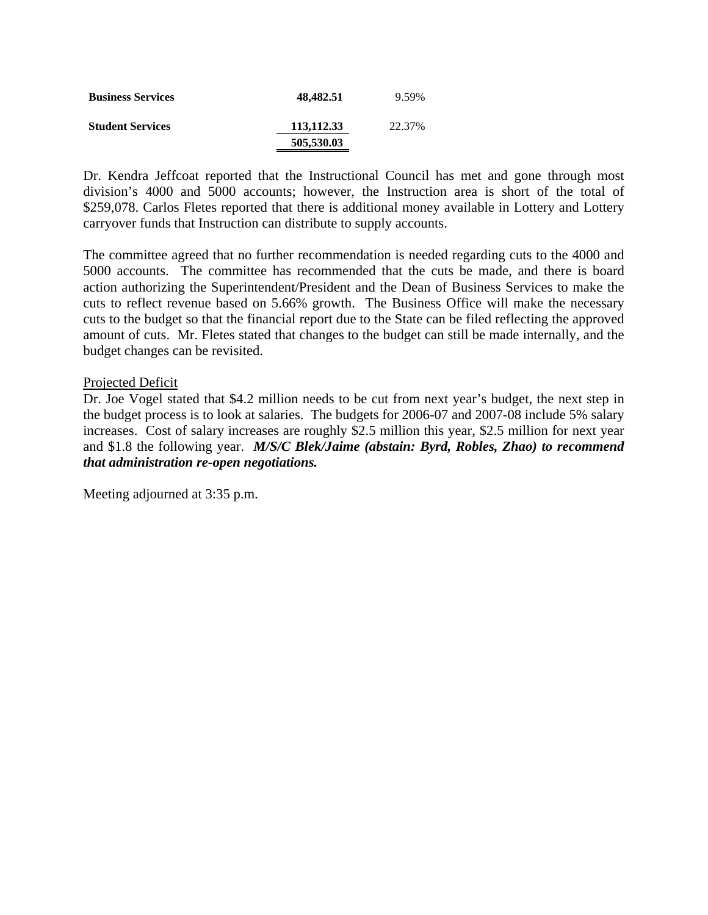| | | |
|---|---|---|
| **Business Services** | **48,482.51** | 9.59% |
| **Student Services** | **113,112.33** | 22.37% |
| | **505,530.03** | |

Dr. Kendra Jeffcoat reported that the Instructional Council has met and gone through most division's 4000 and 5000 accounts; however, the Instruction area is short of the total of $259,078. Carlos Fletes reported that there is additional money available in Lottery and Lottery carryover funds that Instruction can distribute to supply accounts.

The committee agreed that no further recommendation is needed regarding cuts to the 4000 and 5000 accounts. The committee has recommended that the cuts be made, and there is board action authorizing the Superintendent/President and the Dean of Business Services to make the cuts to reflect revenue based on 5.66% growth. The Business Office will make the necessary cuts to the budget so that the financial report due to the State can be filed reflecting the approved amount of cuts. Mr. Fletes stated that changes to the budget can still be made internally, and the budget changes can be revisited.

Projected Deficit

Dr. Joe Vogel stated that $4.2 million needs to be cut from next year's budget, the next step in the budget process is to look at salaries. The budgets for 2006-07 and 2007-08 include 5% salary increases. Cost of salary increases are roughly $2.5 million this year, $2.5 million for next year and $1.8 the following year. ***M/S/C Blek/Jaime (abstain: Byrd, Robles, Zhao) to recommend that administration re-open negotiations.***

Meeting adjourned at 3:35 p.m.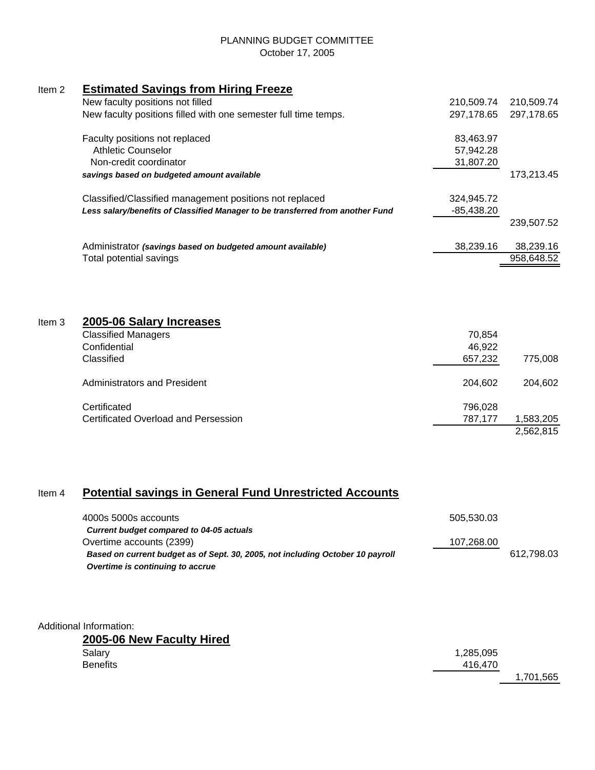PLANNING BUDGET COMMITTEE
October 17, 2005

## Item 2 Estimated Savings from Hiring Freeze

| | | |
|---|---|---|
| New faculty positions not filled | 210,509.74 | 210,509.74 |
| New faculty positions filled with one semester full time temps. | 297,178.65 | 297,178.65 |
| | | |
| Faculty positions not replaced | 83,463.97 | |
| Athletic Counselor | 57,942.28 | |
| Non-credit coordinator | 31,807.20 | |
| ***savings based on budgeted amount available*** | | 173,213.45 |
| | | |
| Classified/Classified management positions not replaced | 324,945.72 | |
| ***Less salary/benefits of Classified Manager to be transferred from another Fund*** | -85,438.20 | |
| | | 239,507.52 |
| | | |
| Administrator ***(savings based on budgeted amount available)*** | 38,239.16 | 38,239.16 |
| Total potential savings | | 958,648.52 |

## Item 3 2005-06 Salary Increases

| | | |
|---|---|---|
| Classified Managers | 70,854 | |
| Confidential | 46,922 | |
| Classified | 657,232 | 775,008 |
| | | |
| Administrators and President | 204,602 | 204,602 |
| | | |
| Certificated | 796,028 | |
| Certificated Overload and Persession | 787,177 | 1,583,205 |
| | | 2,562,815 |

## Item 4 Potential savings in General Fund Unrestricted Accounts

| | | |
|---|---|---|
| 4000s 5000s accounts | 505,530.03 | |
| ***Current budget compared to 04-05 actuals*** | | |
| Overtime accounts (2399) | 107,268.00 | |
| ***Based on current budget as of Sept. 30, 2005, not including October 10 payroll*** | | 612,798.03 |
| ***Overtime is continuing to accrue*** | | |

Additional Information:

### 2005-06 New Faculty Hired

| | | |
|---|---|---|
| Salary | 1,285,095 | |
| Benefits | 416,470 | |
| | | 1,701,565 |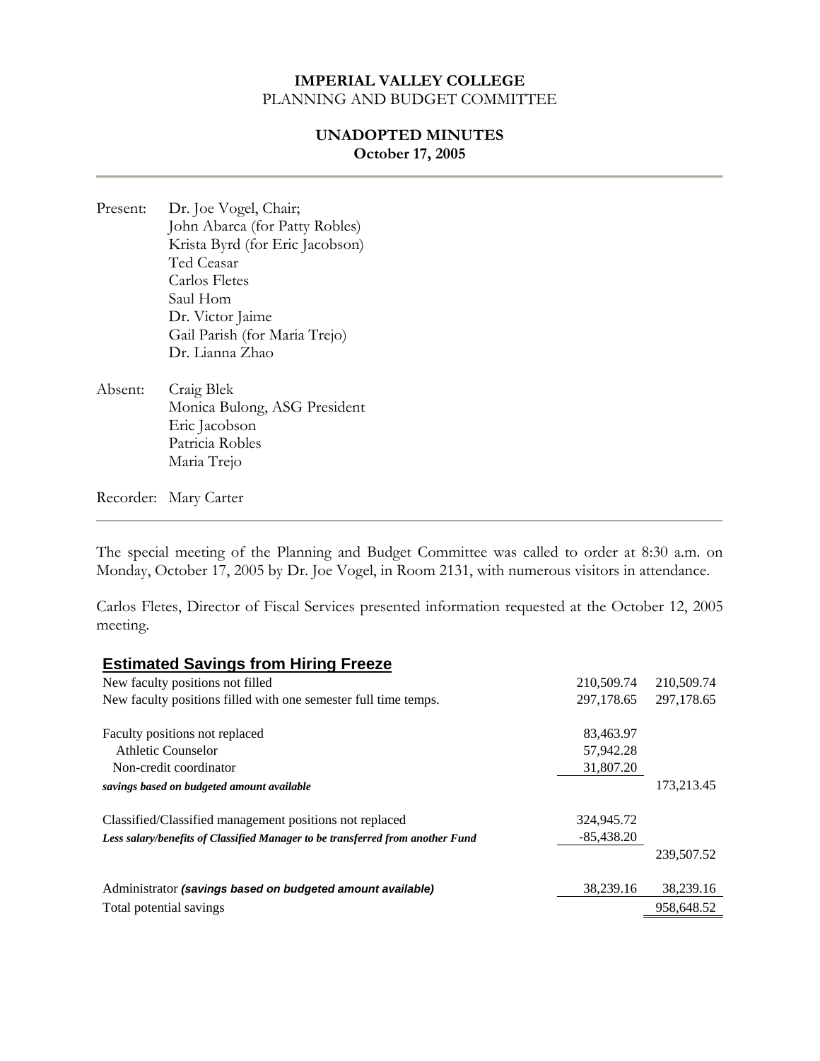**IMPERIAL VALLEY COLLEGE**
PLANNING AND BUDGET COMMITTEE

**UNADOPTED MINUTES**
**October 17, 2005**

---

Present: Dr. Joe Vogel, Chair;
John Abarca (for Patty Robles)
Krista Byrd (for Eric Jacobson)
Ted Ceasar
Carlos Fletes
Saul Hom
Dr. Victor Jaime
Gail Parish (for Maria Trejo)
Dr. Lianna Zhao

Absent: Craig Blek
Monica Bulong, ASG President
Eric Jacobson
Patricia Robles
Maria Trejo

Recorder: Mary Carter

---

The special meeting of the Planning and Budget Committee was called to order at 8:30 a.m. on Monday, October 17, 2005 by Dr. Joe Vogel, in Room 2131, with numerous visitors in attendance.

Carlos Fletes, Director of Fiscal Services presented information requested at the October 12, 2005 meeting.

**Estimated Savings from Hiring Freeze**

| | | |
|---|---|---|
| New faculty positions not filled | 210,509.74 | 210,509.74 |
| New faculty positions filled with one semester full time temps. | 297,178.65 | 297,178.65 |
| | | |
| Faculty positions not replaced | 83,463.97 | |
| Athletic Counselor | 57,942.28 | |
| Non-credit coordinator | 31,807.20 | |
| ***savings based on budgeted amount available*** | | 173,213.45 |
| | | |
| Classified/Classified management positions not replaced | 324,945.72 | |
| ***Less salary/benefits of Classified Manager to be transferred from another Fund*** | -85,438.20 | |
| | | 239,507.52 |
| | | |
| Administrator ***(savings based on budgeted amount available)*** | 38,239.16 | 38,239.16 |
| Total potential savings | | 958,648.52 |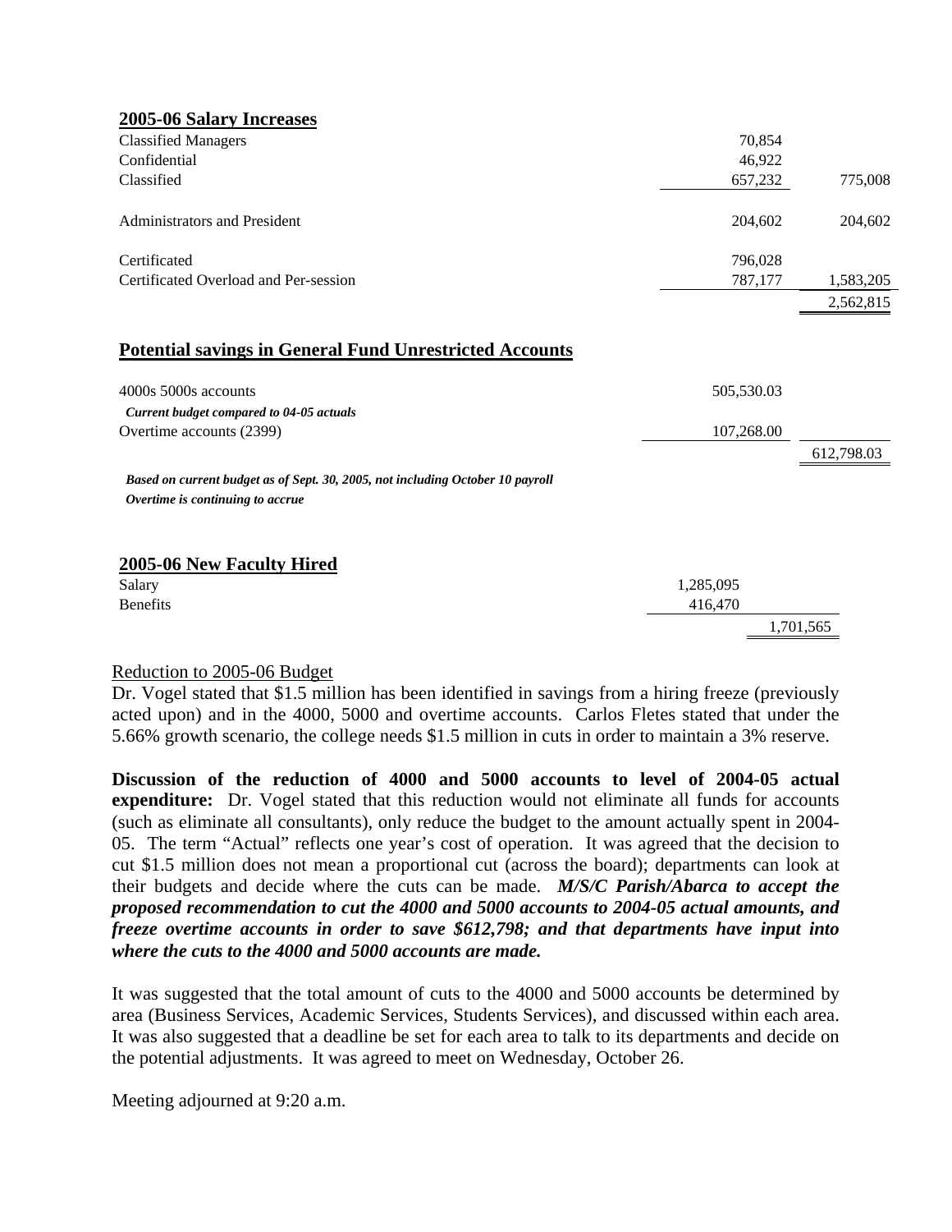## 2005-06 Salary Increases

| | | |
|---|---|---|
| Classified Managers | 70,854 | |
| Confidential | 46,922 | |
| Classified | 657,232 | 775,008 |
| Administrators and President | 204,602 | 204,602 |
| Certificated | 796,028 | |
| Certificated Overload and Per-session | 787,177 | 1,583,205 |
| | | 2,562,815 |

## Potential savings in General Fund Unrestricted Accounts

| | | |
|---|---|---|
| 4000s 5000s accounts | 505,530.03 | |
| ***Current budget compared to 04-05 actuals*** | | |
| Overtime accounts (2399) | 107,268.00 | |
| | | 612,798.03 |

***Based on current budget as of Sept. 30, 2005, not including October 10 payroll***
***Overtime is continuing to accrue***

## 2005-06 New Faculty Hired

| | | |
|---|---|---|
| Salary | 1,285,095 | |
| Benefits | 416,470 | |
| | | 1,701,565 |

Reduction to 2005-06 Budget
Dr. Vogel stated that $1.5 million has been identified in savings from a hiring freeze (previously acted upon) and in the 4000, 5000 and overtime accounts. Carlos Fletes stated that under the 5.66% growth scenario, the college needs $1.5 million in cuts in order to maintain a 3% reserve.

**Discussion of the reduction of 4000 and 5000 accounts to level of 2004-05 actual expenditure:** Dr. Vogel stated that this reduction would not eliminate all funds for accounts (such as eliminate all consultants), only reduce the budget to the amount actually spent in 2004-05. The term "Actual" reflects one year's cost of operation. It was agreed that the decision to cut $1.5 million does not mean a proportional cut (across the board); departments can look at their budgets and decide where the cuts can be made. ***M/S/C Parish/Abarca to accept the proposed recommendation to cut the 4000 and 5000 accounts to 2004-05 actual amounts, and freeze overtime accounts in order to save $612,798; and that departments have input into where the cuts to the 4000 and 5000 accounts are made.***

It was suggested that the total amount of cuts to the 4000 and 5000 accounts be determined by area (Business Services, Academic Services, Students Services), and discussed within each area. It was also suggested that a deadline be set for each area to talk to its departments and decide on the potential adjustments. It was agreed to meet on Wednesday, October 26.

Meeting adjourned at 9:20 a.m.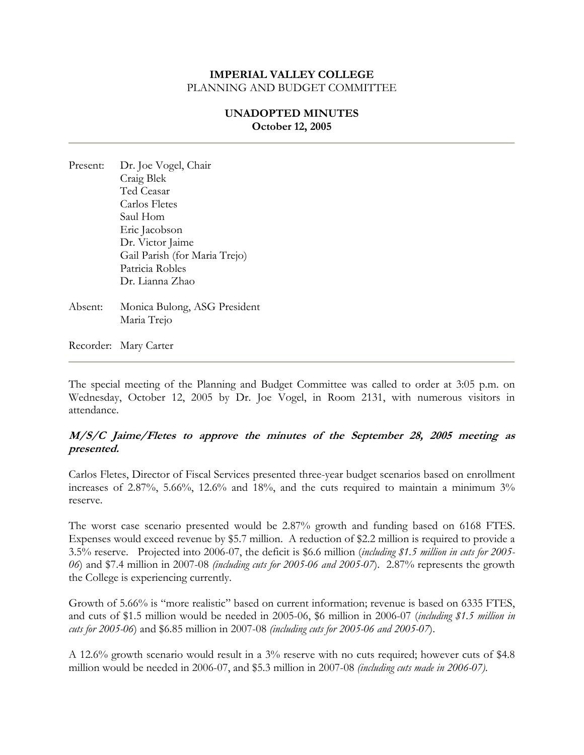**IMPERIAL VALLEY COLLEGE**
PLANNING AND BUDGET COMMITTEE

**UNADOPTED MINUTES**
**October 12, 2005**

---

Present: Dr. Joe Vogel, Chair
Craig Blek
Ted Ceasar
Carlos Fletes
Saul Hom
Eric Jacobson
Dr. Victor Jaime
Gail Parish (for Maria Trejo)
Patricia Robles
Dr. Lianna Zhao

Absent: Monica Bulong, ASG President
Maria Trejo

Recorder: Mary Carter

---

The special meeting of the Planning and Budget Committee was called to order at 3:05 p.m. on Wednesday, October 12, 2005 by Dr. Joe Vogel, in Room 2131, with numerous visitors in attendance.

***M/S/C Jaime/Fletes to approve the minutes of the September 28, 2005 meeting as presented.***

Carlos Fletes, Director of Fiscal Services presented three-year budget scenarios based on enrollment increases of 2.87%, 5.66%, 12.6% and 18%, and the cuts required to maintain a minimum 3% reserve.

The worst case scenario presented would be 2.87% growth and funding based on 6168 FTES. Expenses would exceed revenue by $5.7 million. A reduction of $2.2 million is required to provide a 3.5% reserve. Projected into 2006-07, the deficit is $6.6 million (*including $1.5 million in cuts for 2005-06*) and $7.4 million in 2007-08 *(including cuts for 2005-06 and 2005-07*). 2.87% represents the growth the College is experiencing currently.

Growth of 5.66% is "more realistic" based on current information; revenue is based on 6335 FTES, and cuts of $1.5 million would be needed in 2005-06, $6 million in 2006-07 (*including $1.5 million in cuts for 2005-06*) and $6.85 million in 2007-08 *(including cuts for 2005-06 and 2005-07*).

A 12.6% growth scenario would result in a 3% reserve with no cuts required; however cuts of $4.8 million would be needed in 2006-07, and $5.3 million in 2007-08 *(including cuts made in 2006-07).*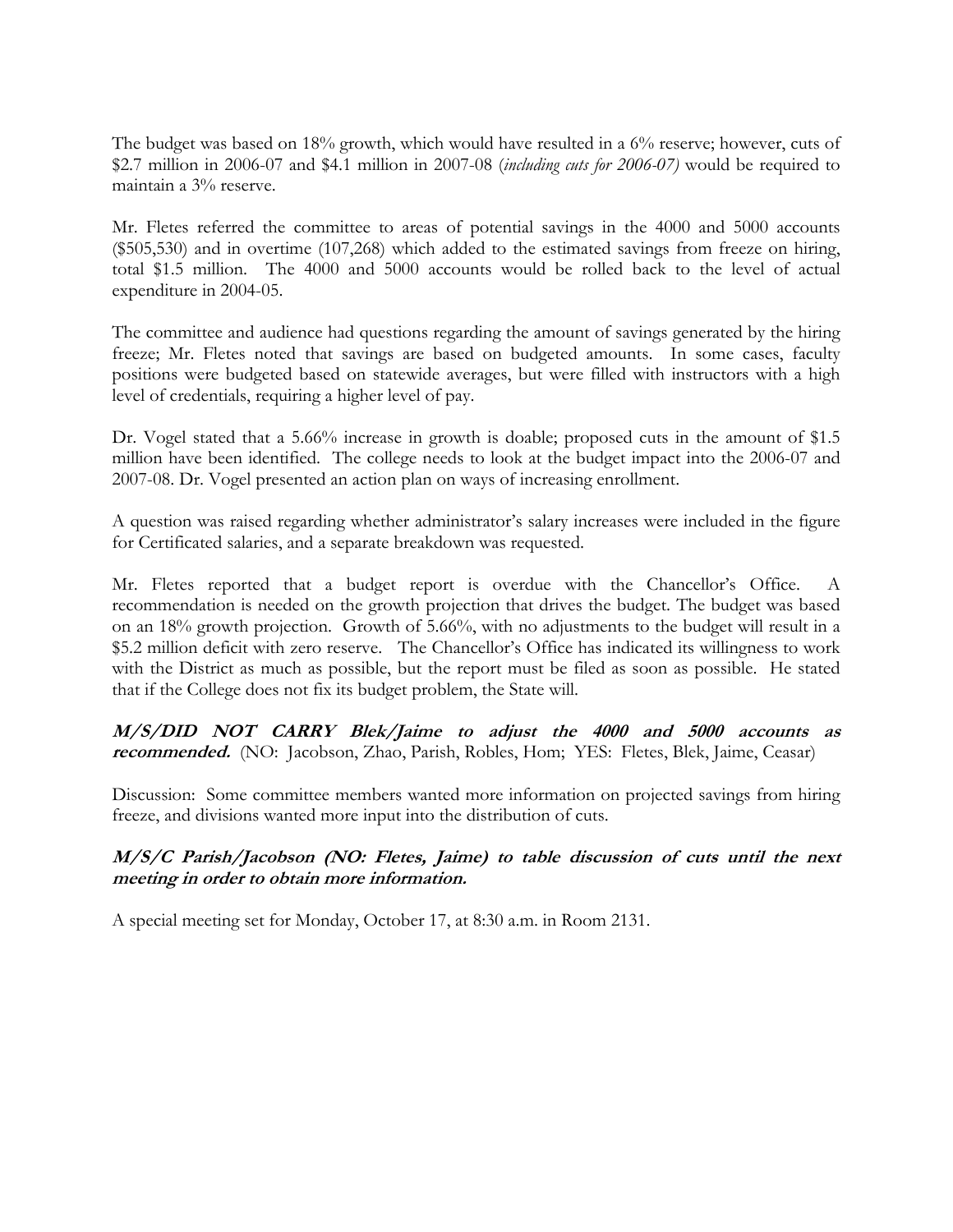The budget was based on 18% growth, which would have resulted in a 6% reserve; however, cuts of \$2.7 million in 2006-07 and \$4.1 million in 2007-08 (*including cuts for 2006-07)* would be required to maintain a 3% reserve.

Mr. Fletes referred the committee to areas of potential savings in the 4000 and 5000 accounts (\$505,530) and in overtime (107,268) which added to the estimated savings from freeze on hiring, total \$1.5 million. The 4000 and 5000 accounts would be rolled back to the level of actual expenditure in 2004-05.

The committee and audience had questions regarding the amount of savings generated by the hiring freeze; Mr. Fletes noted that savings are based on budgeted amounts. In some cases, faculty positions were budgeted based on statewide averages, but were filled with instructors with a high level of credentials, requiring a higher level of pay.

Dr. Vogel stated that a 5.66% increase in growth is doable; proposed cuts in the amount of \$1.5 million have been identified. The college needs to look at the budget impact into the 2006-07 and 2007-08. Dr. Vogel presented an action plan on ways of increasing enrollment.

A question was raised regarding whether administrator's salary increases were included in the figure for Certificated salaries, and a separate breakdown was requested.

Mr. Fletes reported that a budget report is overdue with the Chancellor's Office. A recommendation is needed on the growth projection that drives the budget. The budget was based on an 18% growth projection. Growth of 5.66%, with no adjustments to the budget will result in a \$5.2 million deficit with zero reserve. The Chancellor's Office has indicated its willingness to work with the District as much as possible, but the report must be filed as soon as possible. He stated that if the College does not fix its budget problem, the State will.

***M/S/DID NOT CARRY Blek/Jaime to adjust the 4000 and 5000 accounts as recommended.*** (NO: Jacobson, Zhao, Parish, Robles, Hom; YES: Fletes, Blek, Jaime, Ceasar)

Discussion: Some committee members wanted more information on projected savings from hiring freeze, and divisions wanted more input into the distribution of cuts.

***M/S/C Parish/Jacobson (NO: Fletes, Jaime) to table discussion of cuts until the next meeting in order to obtain more information.***

A special meeting set for Monday, October 17, at 8:30 a.m. in Room 2131.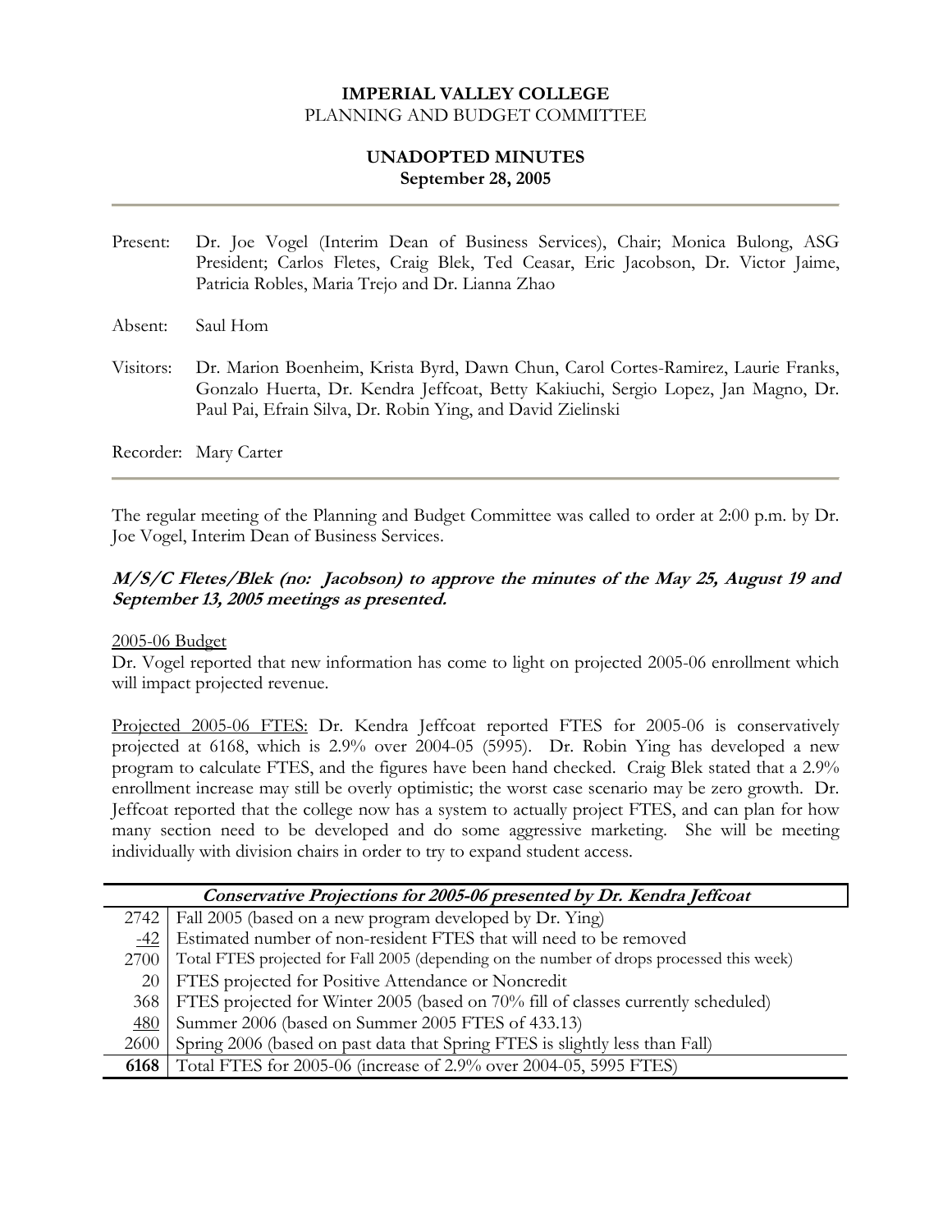**IMPERIAL VALLEY COLLEGE**
PLANNING AND BUDGET COMMITTEE

**UNADOPTED MINUTES**
**September 28, 2005**

---

Present: Dr. Joe Vogel (Interim Dean of Business Services), Chair; Monica Bulong, ASG President; Carlos Fletes, Craig Blek, Ted Ceasar, Eric Jacobson, Dr. Victor Jaime, Patricia Robles, Maria Trejo and Dr. Lianna Zhao

Absent: Saul Hom

Visitors: Dr. Marion Boenheim, Krista Byrd, Dawn Chun, Carol Cortes-Ramirez, Laurie Franks, Gonzalo Huerta, Dr. Kendra Jeffcoat, Betty Kakiuchi, Sergio Lopez, Jan Magno, Dr. Paul Pai, Efrain Silva, Dr. Robin Ying, and David Zielinski

Recorder: Mary Carter

---

The regular meeting of the Planning and Budget Committee was called to order at 2:00 p.m. by Dr. Joe Vogel, Interim Dean of Business Services.

***M/S/C Fletes/Blek (no: Jacobson) to approve the minutes of the May 25, August 19 and September 13, 2005 meetings as presented.***

2005-06 Budget
Dr. Vogel reported that new information has come to light on projected 2005-06 enrollment which will impact projected revenue.

Projected 2005-06 FTES: Dr. Kendra Jeffcoat reported FTES for 2005-06 is conservatively projected at 6168, which is 2.9% over 2004-05 (5995). Dr. Robin Ying has developed a new program to calculate FTES, and the figures have been hand checked. Craig Blek stated that a 2.9% enrollment increase may still be overly optimistic; the worst case scenario may be zero growth. Dr. Jeffcoat reported that the college now has a system to actually project FTES, and can plan for how many section need to be developed and do some aggressive marketing. She will be meeting individually with division chairs in order to try to expand student access.

| ***Conservative Projections for 2005-06 presented by Dr. Kendra Jeffcoat*** | |
|---|---|
| 2742 | Fall 2005 (based on a new program developed by Dr. Ying) |
| -42 | Estimated number of non-resident FTES that will need to be removed |
| 2700 | Total FTES projected for Fall 2005 (depending on the number of drops processed this week) |
| 20 | FTES projected for Positive Attendance or Noncredit |
| 368 | FTES projected for Winter 2005 (based on 70% fill of classes currently scheduled) |
| 480 | Summer 2006 (based on Summer 2005 FTES of 433.13) |
| 2600 | Spring 2006 (based on past data that Spring FTES is slightly less than Fall) |
| **6168** | Total FTES for 2005-06 (increase of 2.9% over 2004-05, 5995 FTES) |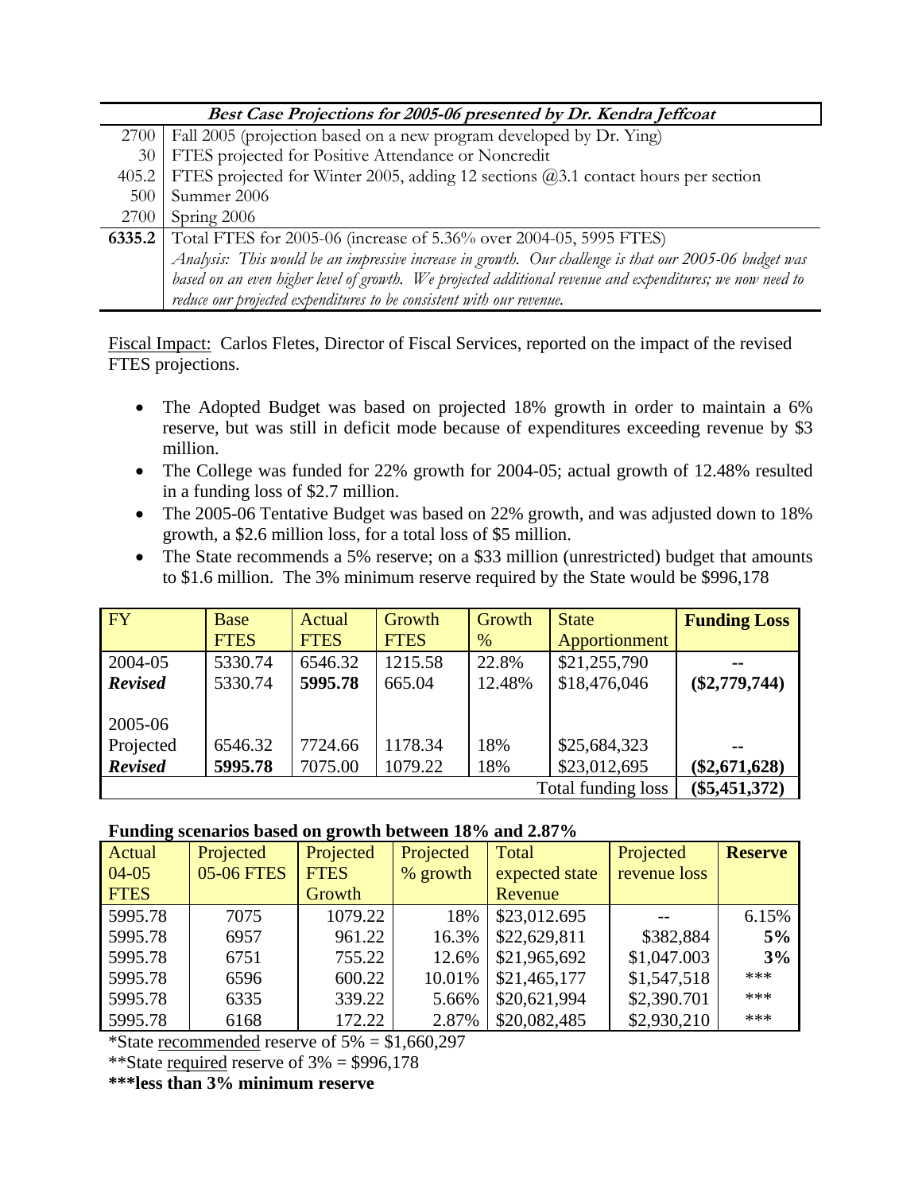| *Best Case Projections for 2005-06 presented by Dr. Kendra Jeffcoat* | |
|---|---|
| 2700 | Fall 2005 (projection based on a new program developed by Dr. Ying) |
| 30 | FTES projected for Positive Attendance or Noncredit |
| 405.2 | FTES projected for Winter 2005, adding 12 sections @3.1 contact hours per section |
| 500 | Summer 2006 |
| 2700 | Spring 2006 |
| **6335.2** | Total FTES for 2005-06 (increase of 5.36% over 2004-05, 5995 FTES) |
| | *Analysis: This would be an impressive increase in growth. Our challenge is that our 2005-06 budget was based on an even higher level of growth. We projected additional revenue and expenditures; we now need to reduce our projected expenditures to be consistent with our revenue.* |

Fiscal Impact: Carlos Fletes, Director of Fiscal Services, reported on the impact of the revised FTES projections.

- The Adopted Budget was based on projected 18% growth in order to maintain a 6% reserve, but was still in deficit mode because of expenditures exceeding revenue by $3 million.
- The College was funded for 22% growth for 2004-05; actual growth of 12.48% resulted in a funding loss of $2.7 million.
- The 2005-06 Tentative Budget was based on 22% growth, and was adjusted down to 18% growth, a $2.6 million loss, for a total loss of $5 million.
- The State recommends a 5% reserve; on a $33 million (unrestricted) budget that amounts to $1.6 million. The 3% minimum reserve required by the State would be $996,178

| FY | Base FTES | Actual FTES | Growth FTES | Growth % | State Apportionment | **Funding Loss** |
|---|---|---|---|---|---|---|
| 2004-05 | 5330.74 | 6546.32 | 1215.58 | 22.8% | $21,255,790 | -- |
| ***Revised*** | 5330.74 | **5995.78** | 665.04 | 12.48% | $18,476,046 | **($2,779,744)** |
| 2005-06 | | | | | | |
| Projected | 6546.32 | 7724.66 | 1178.34 | 18% | $25,684,323 | -- |
| ***Revised*** | **5995.78** | 7075.00 | 1079.22 | 18% | $23,012,695 | **($2,671,628)** |
| | | | | | Total funding loss | **($5,451,372)** |

**Funding scenarios based on growth between 18% and 2.87%**

| Actual 04-05 FTES | Projected 05-06 FTES | Projected FTES Growth | Projected % growth | Total expected state Revenue | Projected revenue loss | **Reserve** |
|---|---|---|---|---|---|---|
| 5995.78 | 7075 | 1079.22 | 18% | $23,012.695 | -- | 6.15% |
| 5995.78 | 6957 | 961.22 | 16.3% | $22,629,811 | $382,884 | **5%** |
| 5995.78 | 6751 | 755.22 | 12.6% | $21,965,692 | $1,047.003 | **3%** |
| 5995.78 | 6596 | 600.22 | 10.01% | $21,465,177 | $1,547,518 | *** |
| 5995.78 | 6335 | 339.22 | 5.66% | $20,621,994 | $2,390.701 | *** |
| 5995.78 | 6168 | 172.22 | 2.87% | $20,082,485 | $2,930,210 | *** |

*State recommended reserve of 5% = $1,660,297

**State required reserve of 3% = $996,178

**\*\*\*less than 3% minimum reserve**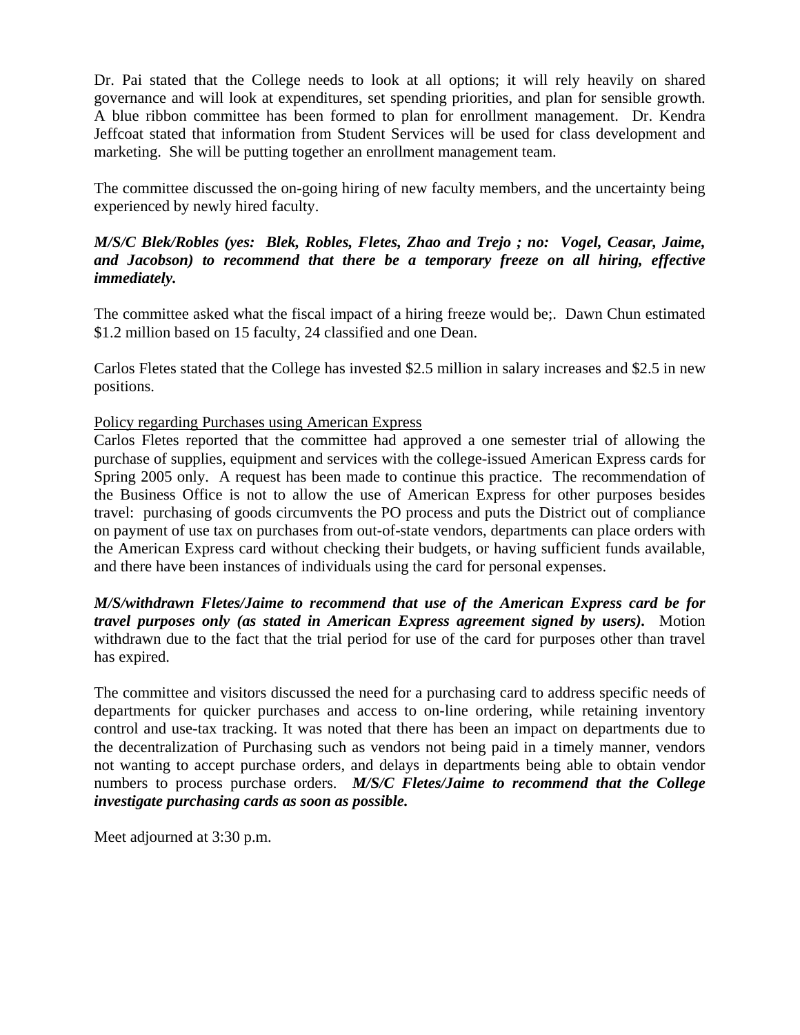Dr. Pai stated that the College needs to look at all options; it will rely heavily on shared governance and will look at expenditures, set spending priorities, and plan for sensible growth. A blue ribbon committee has been formed to plan for enrollment management. Dr. Kendra Jeffcoat stated that information from Student Services will be used for class development and marketing. She will be putting together an enrollment management team.

The committee discussed the on-going hiring of new faculty members, and the uncertainty being experienced by newly hired faculty.

***M/S/C Blek/Robles (yes: Blek, Robles, Fletes, Zhao and Trejo ; no: Vogel, Ceasar, Jaime, and Jacobson) to recommend that there be a temporary freeze on all hiring, effective immediately.***

The committee asked what the fiscal impact of a hiring freeze would be;. Dawn Chun estimated $1.2 million based on 15 faculty, 24 classified and one Dean.

Carlos Fletes stated that the College has invested $2.5 million in salary increases and $2.5 in new positions.

Policy regarding Purchases using American Express

Carlos Fletes reported that the committee had approved a one semester trial of allowing the purchase of supplies, equipment and services with the college-issued American Express cards for Spring 2005 only. A request has been made to continue this practice. The recommendation of the Business Office is not to allow the use of American Express for other purposes besides travel: purchasing of goods circumvents the PO process and puts the District out of compliance on payment of use tax on purchases from out-of-state vendors, departments can place orders with the American Express card without checking their budgets, or having sufficient funds available, and there have been instances of individuals using the card for personal expenses.

***M/S/withdrawn Fletes/Jaime to recommend that use of the American Express card be for travel purposes only (as stated in American Express agreement signed by users).*** Motion withdrawn due to the fact that the trial period for use of the card for purposes other than travel has expired.

The committee and visitors discussed the need for a purchasing card to address specific needs of departments for quicker purchases and access to on-line ordering, while retaining inventory control and use-tax tracking. It was noted that there has been an impact on departments due to the decentralization of Purchasing such as vendors not being paid in a timely manner, vendors not wanting to accept purchase orders, and delays in departments being able to obtain vendor numbers to process purchase orders. ***M/S/C Fletes/Jaime to recommend that the College investigate purchasing cards as soon as possible.***

Meet adjourned at 3:30 p.m.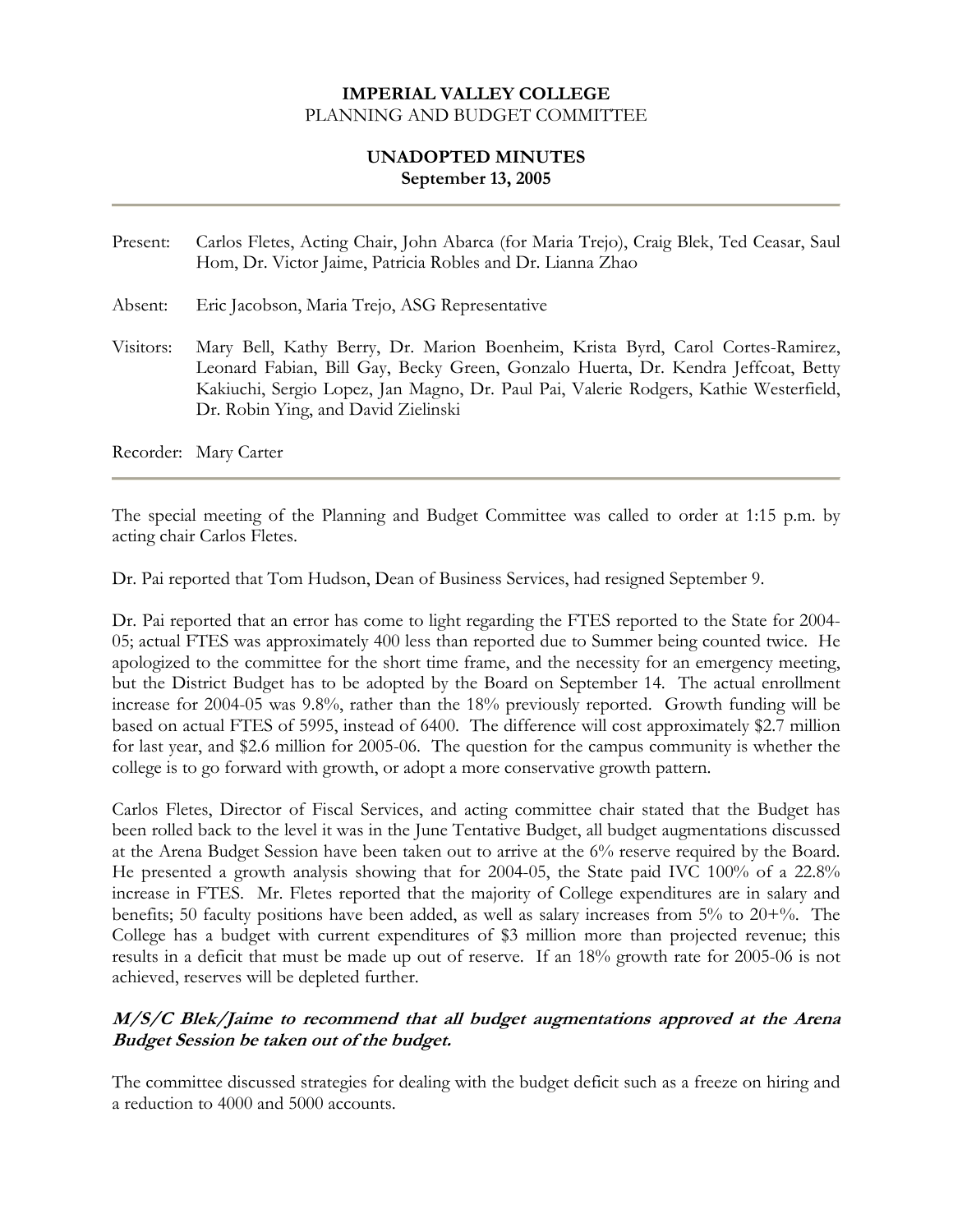**IMPERIAL VALLEY COLLEGE**
PLANNING AND BUDGET COMMITTEE

**UNADOPTED MINUTES**
**September 13, 2005**

---

Present: Carlos Fletes, Acting Chair, John Abarca (for Maria Trejo), Craig Blek, Ted Ceasar, Saul Hom, Dr. Victor Jaime, Patricia Robles and Dr. Lianna Zhao

Absent: Eric Jacobson, Maria Trejo, ASG Representative

Visitors: Mary Bell, Kathy Berry, Dr. Marion Boenheim, Krista Byrd, Carol Cortes-Ramirez, Leonard Fabian, Bill Gay, Becky Green, Gonzalo Huerta, Dr. Kendra Jeffcoat, Betty Kakiuchi, Sergio Lopez, Jan Magno, Dr. Paul Pai, Valerie Rodgers, Kathie Westerfield, Dr. Robin Ying, and David Zielinski

Recorder: Mary Carter

---

The special meeting of the Planning and Budget Committee was called to order at 1:15 p.m. by acting chair Carlos Fletes.

Dr. Pai reported that Tom Hudson, Dean of Business Services, had resigned September 9.

Dr. Pai reported that an error has come to light regarding the FTES reported to the State for 2004-05; actual FTES was approximately 400 less than reported due to Summer being counted twice. He apologized to the committee for the short time frame, and the necessity for an emergency meeting, but the District Budget has to be adopted by the Board on September 14. The actual enrollment increase for 2004-05 was 9.8%, rather than the 18% previously reported. Growth funding will be based on actual FTES of 5995, instead of 6400. The difference will cost approximately \$2.7 million for last year, and \$2.6 million for 2005-06. The question for the campus community is whether the college is to go forward with growth, or adopt a more conservative growth pattern.

Carlos Fletes, Director of Fiscal Services, and acting committee chair stated that the Budget has been rolled back to the level it was in the June Tentative Budget, all budget augmentations discussed at the Arena Budget Session have been taken out to arrive at the 6% reserve required by the Board. He presented a growth analysis showing that for 2004-05, the State paid IVC 100% of a 22.8% increase in FTES. Mr. Fletes reported that the majority of College expenditures are in salary and benefits; 50 faculty positions have been added, as well as salary increases from 5% to 20+%. The College has a budget with current expenditures of \$3 million more than projected revenue; this results in a deficit that must be made up out of reserve. If an 18% growth rate for 2005-06 is not achieved, reserves will be depleted further.

***M/S/C Blek/Jaime to recommend that all budget augmentations approved at the Arena Budget Session be taken out of the budget.***

The committee discussed strategies for dealing with the budget deficit such as a freeze on hiring and a reduction to 4000 and 5000 accounts.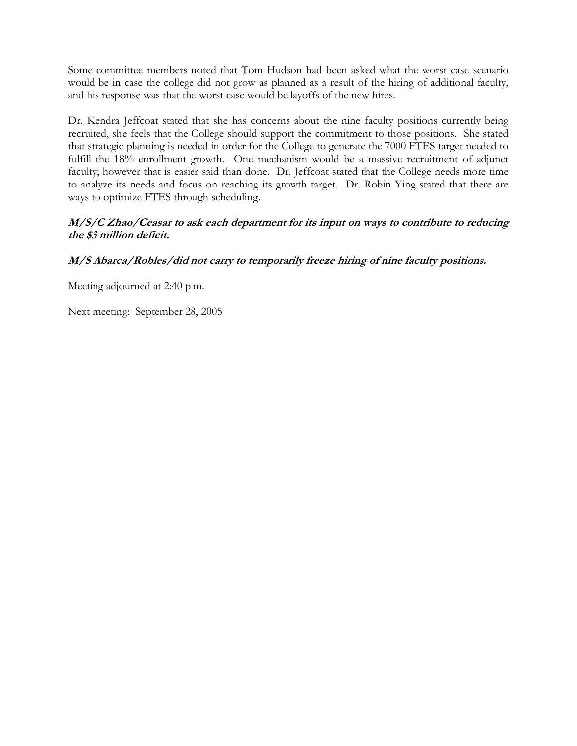Some committee members noted that Tom Hudson had been asked what the worst case scenario would be in case the college did not grow as planned as a result of the hiring of additional faculty, and his response was that the worst case would be layoffs of the new hires.

Dr. Kendra Jeffcoat stated that she has concerns about the nine faculty positions currently being recruited, she feels that the College should support the commitment to those positions. She stated that strategic planning is needed in order for the College to generate the 7000 FTES target needed to fulfill the 18% enrollment growth. One mechanism would be a massive recruitment of adjunct faculty; however that is easier said than done. Dr. Jeffcoat stated that the College needs more time to analyze its needs and focus on reaching its growth target. Dr. Robin Ying stated that there are ways to optimize FTES through scheduling.

***M/S/C Zhao/Ceasar to ask each department for its input on ways to contribute to reducing the $3 million deficit.***

***M/S Abarca/Robles/did not carry to temporarily freeze hiring of nine faculty positions.***

Meeting adjourned at 2:40 p.m.

Next meeting: September 28, 2005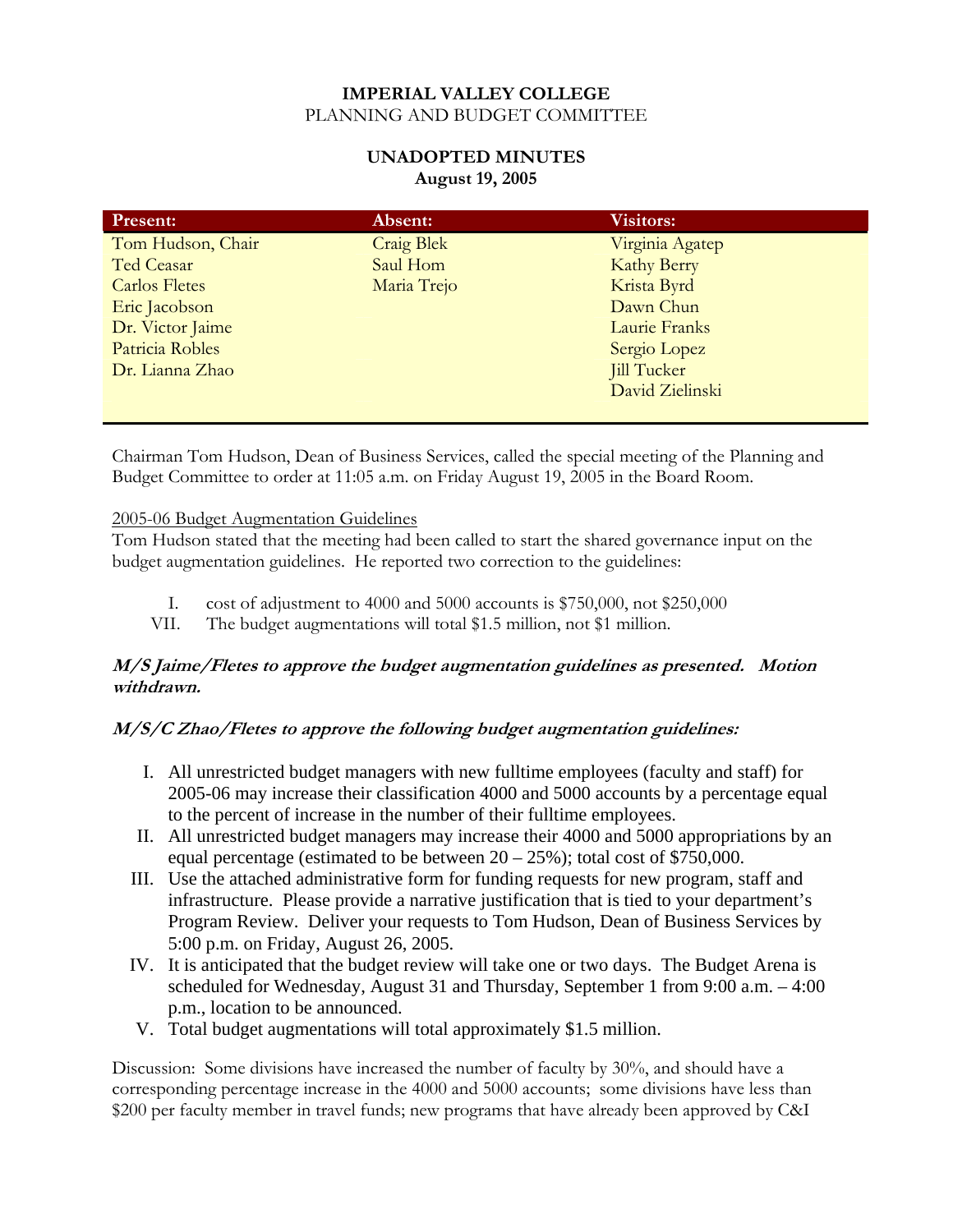**IMPERIAL VALLEY COLLEGE**
PLANNING AND BUDGET COMMITTEE

**UNADOPTED MINUTES**
**August 19, 2005**

| Present: | Absent: | Visitors: |
|---|---|---|
| Tom Hudson, Chair | Craig Blek | Virginia Agatep |
| Ted Ceasar | Saul Hom | Kathy Berry |
| Carlos Fletes | Maria Trejo | Krista Byrd |
| Eric Jacobson | | Dawn Chun |
| Dr. Victor Jaime | | Laurie Franks |
| Patricia Robles | | Sergio Lopez |
| Dr. Lianna Zhao | | Jill Tucker |
| | | David Zielinski |

Chairman Tom Hudson, Dean of Business Services, called the special meeting of the Planning and Budget Committee to order at 11:05 a.m. on Friday August 19, 2005 in the Board Room.

<u>2005-06 Budget Augmentation Guidelines</u>
Tom Hudson stated that the meeting had been called to start the shared governance input on the budget augmentation guidelines. He reported two correction to the guidelines:

I. cost of adjustment to 4000 and 5000 accounts is $750,000, not $250,000
VII. The budget augmentations will total $1.5 million, not $1 million.

***M/S Jaime/Fletes to approve the budget augmentation guidelines as presented. Motion withdrawn.***

***M/S/C Zhao/Fletes to approve the following budget augmentation guidelines:***

I. All unrestricted budget managers with new fulltime employees (faculty and staff) for 2005-06 may increase their classification 4000 and 5000 accounts by a percentage equal to the percent of increase in the number of their fulltime employees.
II. All unrestricted budget managers may increase their 4000 and 5000 appropriations by an equal percentage (estimated to be between 20 – 25%); total cost of $750,000.
III. Use the attached administrative form for funding requests for new program, staff and infrastructure. Please provide a narrative justification that is tied to your department's Program Review. Deliver your requests to Tom Hudson, Dean of Business Services by 5:00 p.m. on Friday, August 26, 2005.
IV. It is anticipated that the budget review will take one or two days. The Budget Arena is scheduled for Wednesday, August 31 and Thursday, September 1 from 9:00 a.m. – 4:00 p.m., location to be announced.
V. Total budget augmentations will total approximately $1.5 million.

Discussion: Some divisions have increased the number of faculty by 30%, and should have a corresponding percentage increase in the 4000 and 5000 accounts; some divisions have less than $200 per faculty member in travel funds; new programs that have already been approved by C&I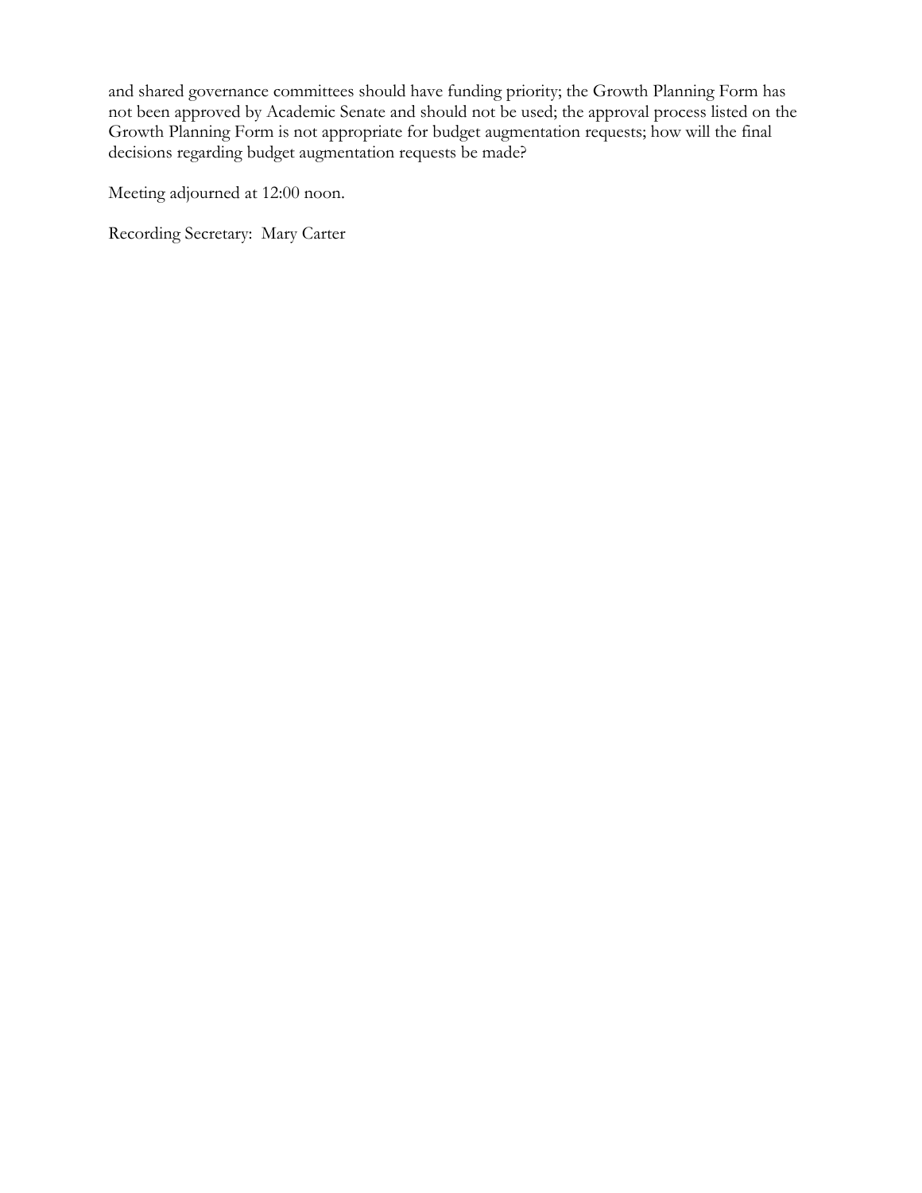and shared governance committees should have funding priority; the Growth Planning Form has not been approved by Academic Senate and should not be used; the approval process listed on the Growth Planning Form is not appropriate for budget augmentation requests; how will the final decisions regarding budget augmentation requests be made?

Meeting adjourned at 12:00 noon.

Recording Secretary: Mary Carter